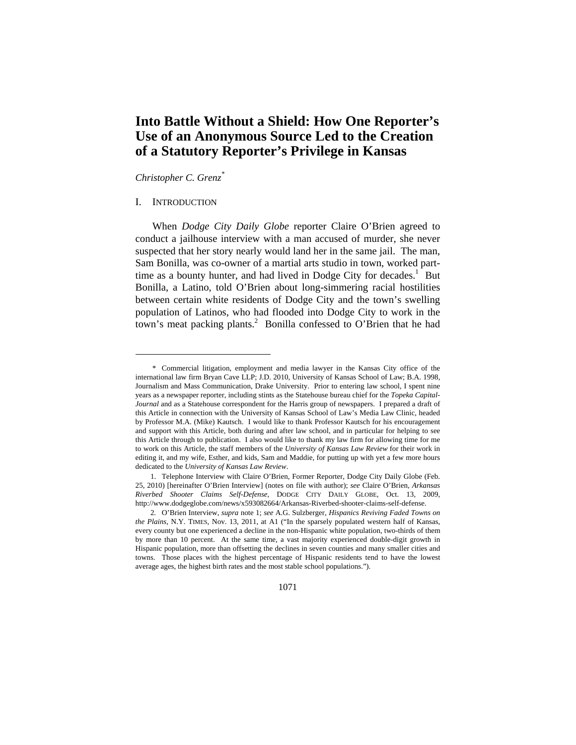# Into Battle Without a Shield: How One Reporter's Use of an Anonymous Source Led to the Creation of a Statutory Reporter's Privilege in Kansas

*Christopher C. Grenz*[*]

## I. INTRODUCTION

When *Dodge City Daily Globe* reporter Claire O'Brien agreed to conduct a jailhouse interview with a man accused of murder, she never suspected that her story nearly would land her in the same jail. The man, Sam Bonilla, was co-owner of a martial arts studio in town, worked part-time as a bounty hunter, and had lived in Dodge City for decades.[1] But Bonilla, a Latino, told O'Brien about long-simmering racial hostilities between certain white residents of Dodge City and the town's swelling population of Latinos, who had flooded into Dodge City to work in the town's meat packing plants.[2] Bonilla confessed to O'Brien that he had

---

[*] Commercial litigation, employment and media lawyer in the Kansas City office of the international law firm Bryan Cave LLP; J.D. 2010, University of Kansas School of Law; B.A. 1998, Journalism and Mass Communication, Drake University. Prior to entering law school, I spent nine years as a newspaper reporter, including stints as the Statehouse bureau chief for the *Topeka Capital-Journal* and as a Statehouse correspondent for the Harris group of newspapers. I prepared a draft of this Article in connection with the University of Kansas School of Law's Media Law Clinic, headed by Professor M.A. (Mike) Kautsch. I would like to thank Professor Kautsch for his encouragement and support with this Article, both during and after law school, and in particular for helping to see this Article through to publication. I also would like to thank my law firm for allowing time for me to work on this Article, the staff members of the *University of Kansas Law Review* for their work in editing it, and my wife, Esther, and kids, Sam and Maddie, for putting up with yet a few more hours dedicated to the *University of Kansas Law Review*.

1. Telephone Interview with Claire O'Brien, Former Reporter, Dodge City Daily Globe (Feb. 25, 2010) [hereinafter O'Brien Interview] (notes on file with author); *see* Claire O'Brien, *Arkansas Riverbed Shooter Claims Self-Defense*, DODGE CITY DAILY GLOBE, Oct. 13, 2009, http://www.dodgeglobe.com/news/x593082664/Arkansas-Riverbed-shooter-claims-self-defense.

2. O'Brien Interview, *supra* note 1; *see* A.G. Sulzberger, *Hispanics Reviving Faded Towns on the Plains*, N.Y. TIMES, Nov. 13, 2011, at A1 ("In the sparsely populated western half of Kansas, every county but one experienced a decline in the non-Hispanic white population, two-thirds of them by more than 10 percent. At the same time, a vast majority experienced double-digit growth in Hispanic population, more than offsetting the declines in seven counties and many smaller cities and towns. Those places with the highest percentage of Hispanic residents tend to have the lowest average ages, the highest birth rates and the most stable school populations.").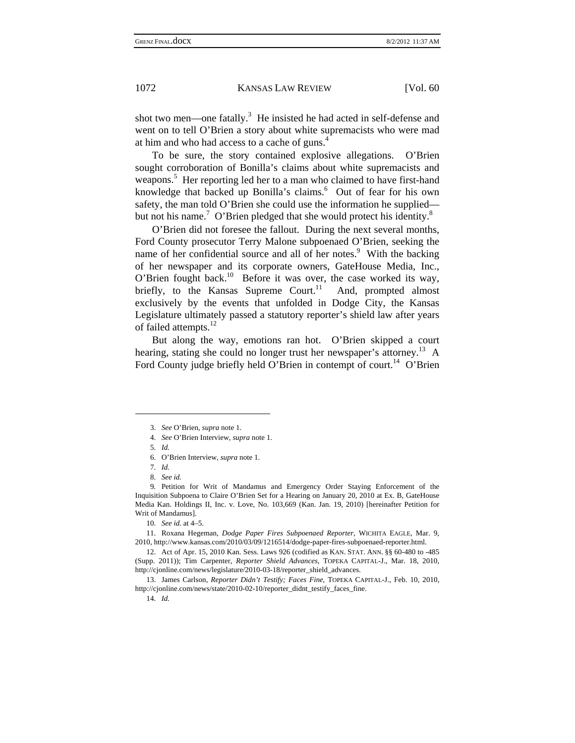shot two men—one fatally.[3] He insisted he had acted in self-defense and went on to tell O'Brien a story about white supremacists who were mad at him and who had access to a cache of guns.[4]

To be sure, the story contained explosive allegations. O'Brien sought corroboration of Bonilla's claims about white supremacists and weapons.[5] Her reporting led her to a man who claimed to have first-hand knowledge that backed up Bonilla's claims.[6] Out of fear for his own safety, the man told O'Brien she could use the information he supplied—but not his name.[7] O'Brien pledged that she would protect his identity.[8]

O'Brien did not foresee the fallout. During the next several months, Ford County prosecutor Terry Malone subpoenaed O'Brien, seeking the name of her confidential source and all of her notes.[9] With the backing of her newspaper and its corporate owners, GateHouse Media, Inc., O'Brien fought back.[10] Before it was over, the case worked its way, briefly, to the Kansas Supreme Court.[11] And, prompted almost exclusively by the events that unfolded in Dodge City, the Kansas Legislature ultimately passed a statutory reporter's shield law after years of failed attempts.[12]

But along the way, emotions ran hot. O'Brien skipped a court hearing, stating she could no longer trust her newspaper's attorney.[13] A Ford County judge briefly held O'Brien in contempt of court.[14] O'Brien

---

3. *See* O'Brien, *supra* note 1.

4. *See* O'Brien Interview, *supra* note 1.

5. *Id.*

6. O'Brien Interview, *supra* note 1.

7. *Id.*

8. *See id.*

9. Petition for Writ of Mandamus and Emergency Order Staying Enforcement of the Inquisition Subpoena to Claire O'Brien Set for a Hearing on January 20, 2010 at Ex. B, GateHouse Media Kan. Holdings II, Inc. v. Love, No. 103,669 (Kan. Jan. 19, 2010) [hereinafter Petition for Writ of Mandamus].

10. *See id.* at 4–5.

11. Roxana Hegeman, *Dodge Paper Fires Subpoenaed Reporter*, WICHITA EAGLE, Mar. 9, 2010, http://www.kansas.com/2010/03/09/1216514/dodge-paper-fires-subpoenaed-reporter.html.

12. Act of Apr. 15, 2010 Kan. Sess. Laws 926 (codified as KAN. STAT. ANN. §§ 60-480 to -485 (Supp. 2011)); Tim Carpenter, *Reporter Shield Advances*, TOPEKA CAPITAL-J., Mar. 18, 2010, http://cjonline.com/news/legislature/2010-03-18/reporter_shield_advances.

13. James Carlson, *Reporter Didn't Testify; Faces Fine*, TOPEKA CAPITAL-J., Feb. 10, 2010, http://cjonline.com/news/state/2010-02-10/reporter_didnt_testify_faces_fine.

14. *Id.*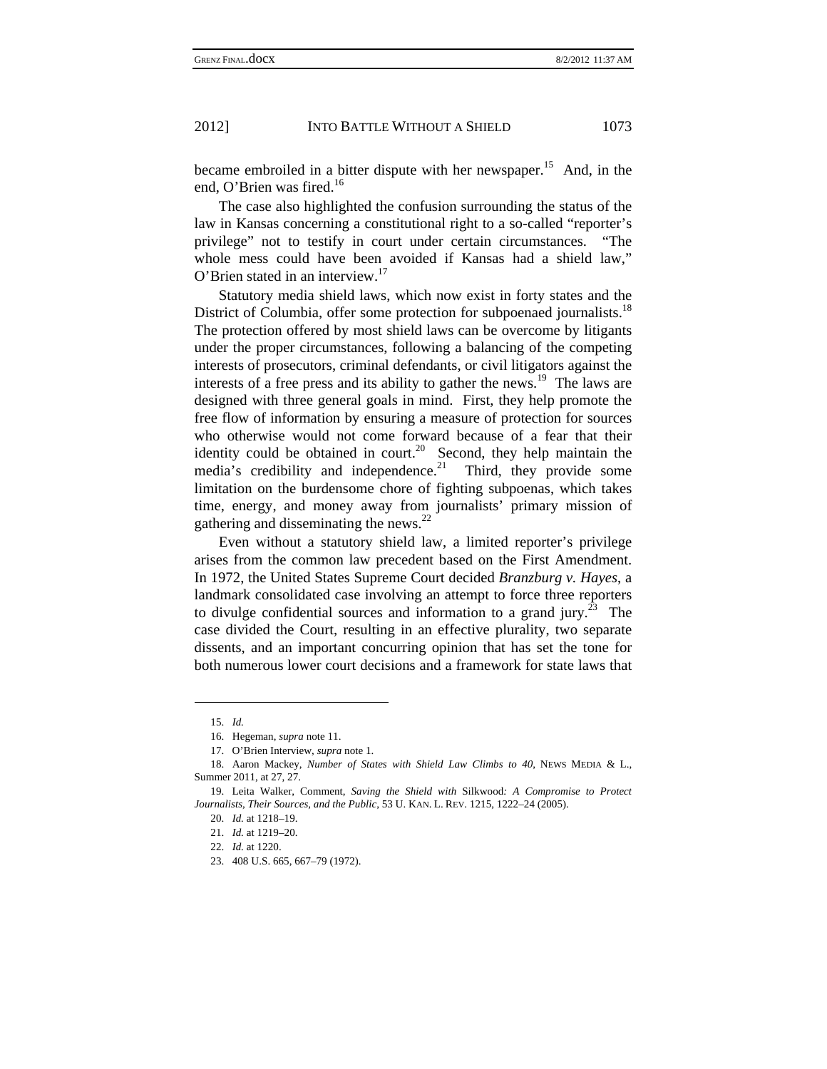became embroiled in a bitter dispute with her newspaper.[15] And, in the end, O'Brien was fired.[16]

The case also highlighted the confusion surrounding the status of the law in Kansas concerning a constitutional right to a so-called "reporter's privilege" not to testify in court under certain circumstances. "The whole mess could have been avoided if Kansas had a shield law," O'Brien stated in an interview.[17]

Statutory media shield laws, which now exist in forty states and the District of Columbia, offer some protection for subpoenaed journalists.[18] The protection offered by most shield laws can be overcome by litigants under the proper circumstances, following a balancing of the competing interests of prosecutors, criminal defendants, or civil litigators against the interests of a free press and its ability to gather the news.[19] The laws are designed with three general goals in mind. First, they help promote the free flow of information by ensuring a measure of protection for sources who otherwise would not come forward because of a fear that their identity could be obtained in court.[20] Second, they help maintain the media's credibility and independence.[21] Third, they provide some limitation on the burdensome chore of fighting subpoenas, which takes time, energy, and money away from journalists' primary mission of gathering and disseminating the news.[22]

Even without a statutory shield law, a limited reporter's privilege arises from the common law precedent based on the First Amendment. In 1972, the United States Supreme Court decided *Branzburg v. Hayes*, a landmark consolidated case involving an attempt to force three reporters to divulge confidential sources and information to a grand jury.[23] The case divided the Court, resulting in an effective plurality, two separate dissents, and an important concurring opinion that has set the tone for both numerous lower court decisions and a framework for state laws that

---

15. *Id.*

16. Hegeman, *supra* note 11.

17. O'Brien Interview, *supra* note 1.

18. Aaron Mackey, *Number of States with Shield Law Climbs to 40*, NEWS MEDIA & L., Summer 2011, at 27, 27.

19. Leita Walker, Comment, *Saving the Shield with* Silkwood*: A Compromise to Protect Journalists, Their Sources, and the Public*, 53 U. KAN. L. REV. 1215, 1222–24 (2005).

20. *Id.* at 1218–19.

21. *Id.* at 1219–20.

22. *Id.* at 1220.

23. 408 U.S. 665, 667–79 (1972).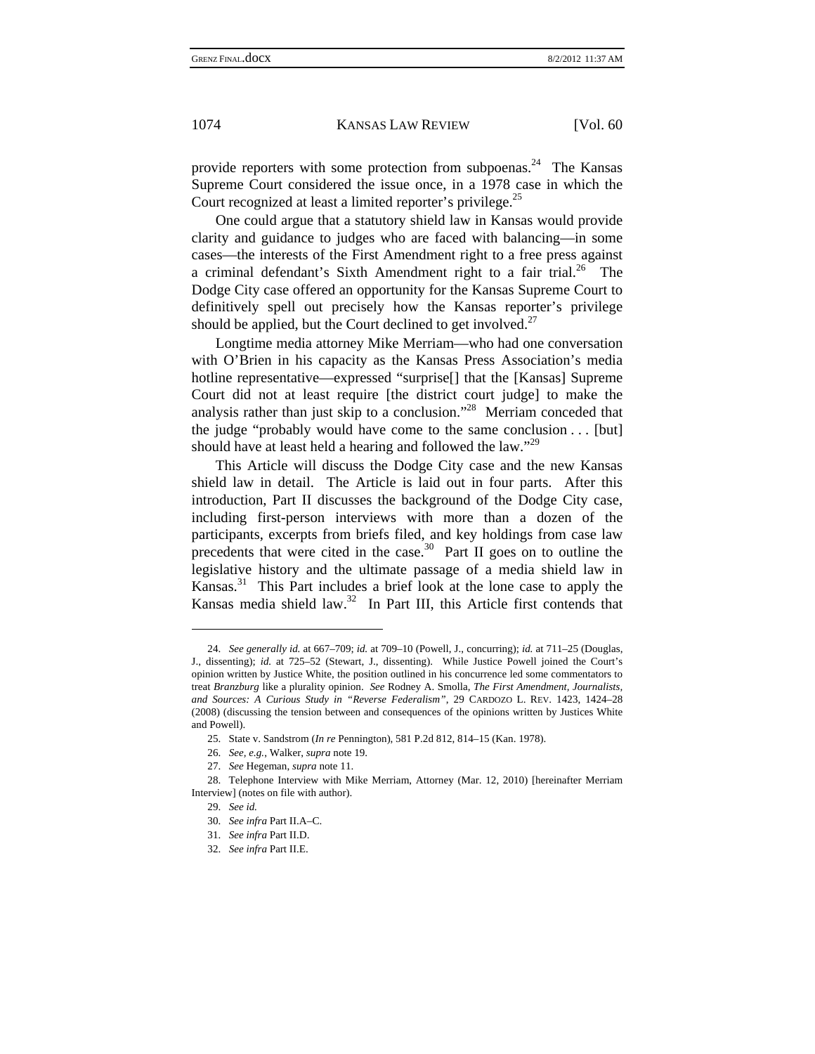provide reporters with some protection from subpoenas.[24] The Kansas Supreme Court considered the issue once, in a 1978 case in which the Court recognized at least a limited reporter's privilege.[25]

One could argue that a statutory shield law in Kansas would provide clarity and guidance to judges who are faced with balancing—in some cases—the interests of the First Amendment right to a free press against a criminal defendant's Sixth Amendment right to a fair trial.[26] The Dodge City case offered an opportunity for the Kansas Supreme Court to definitively spell out precisely how the Kansas reporter's privilege should be applied, but the Court declined to get involved.[27]

Longtime media attorney Mike Merriam—who had one conversation with O'Brien in his capacity as the Kansas Press Association's media hotline representative—expressed "surprise[] that the [Kansas] Supreme Court did not at least require [the district court judge] to make the analysis rather than just skip to a conclusion."[28] Merriam conceded that the judge "probably would have come to the same conclusion . . . [but] should have at least held a hearing and followed the law."[29]

This Article will discuss the Dodge City case and the new Kansas shield law in detail. The Article is laid out in four parts. After this introduction, Part II discusses the background of the Dodge City case, including first-person interviews with more than a dozen of the participants, excerpts from briefs filed, and key holdings from case law precedents that were cited in the case.[30] Part II goes on to outline the legislative history and the ultimate passage of a media shield law in Kansas.[31] This Part includes a brief look at the lone case to apply the Kansas media shield law.[32] In Part III, this Article first contends that

---

24. *See generally id.* at 667–709; *id.* at 709–10 (Powell, J., concurring); *id.* at 711–25 (Douglas, J., dissenting); *id.* at 725–52 (Stewart, J., dissenting). While Justice Powell joined the Court's opinion written by Justice White, the position outlined in his concurrence led some commentators to treat *Branzburg* like a plurality opinion. *See* Rodney A. Smolla, *The First Amendment, Journalists, and Sources: A Curious Study in "Reverse Federalism"*, 29 CARDOZO L. REV. 1423, 1424–28 (2008) (discussing the tension between and consequences of the opinions written by Justices White and Powell).

25. State v. Sandstrom (*In re* Pennington), 581 P.2d 812, 814–15 (Kan. 1978).

26. *See, e.g.*, Walker, *supra* note 19.

27. *See* Hegeman, *supra* note 11.

28. Telephone Interview with Mike Merriam, Attorney (Mar. 12, 2010) [hereinafter Merriam Interview] (notes on file with author).

29. *See id.*

30. *See infra* Part II.A–C.

31. *See infra* Part II.D.

32. *See infra* Part II.E.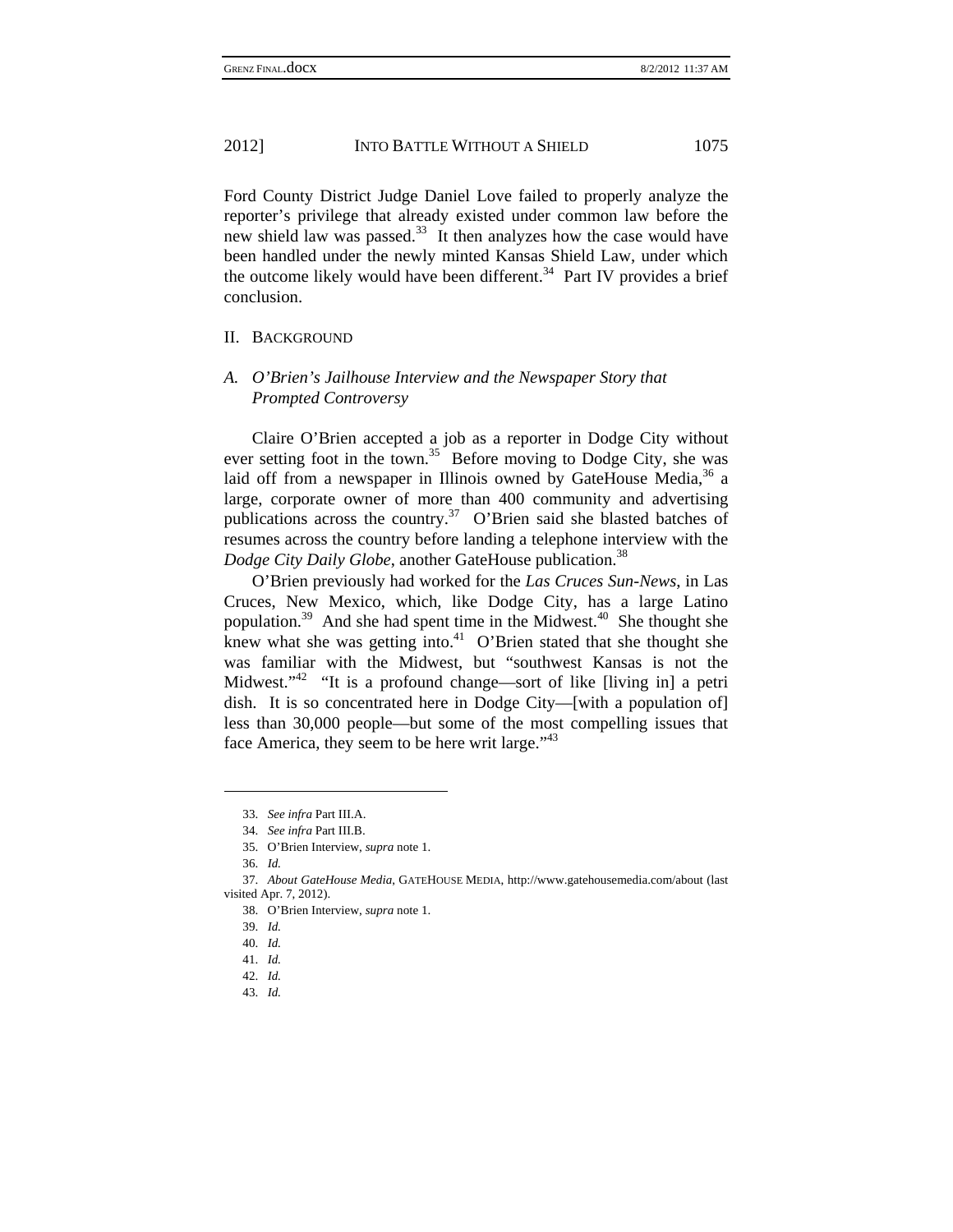Ford County District Judge Daniel Love failed to properly analyze the reporter's privilege that already existed under common law before the new shield law was passed.[33] It then analyzes how the case would have been handled under the newly minted Kansas Shield Law, under which the outcome likely would have been different.[34] Part IV provides a brief conclusion.

## II. Background

### A. *O'Brien's Jailhouse Interview and the Newspaper Story that Prompted Controversy*

Claire O'Brien accepted a job as a reporter in Dodge City without ever setting foot in the town.[35] Before moving to Dodge City, she was laid off from a newspaper in Illinois owned by GateHouse Media,[36] a large, corporate owner of more than 400 community and advertising publications across the country.[37] O'Brien said she blasted batches of resumes across the country before landing a telephone interview with the *Dodge City Daily Globe*, another GateHouse publication.[38]

O'Brien previously had worked for the *Las Cruces Sun-News*, in Las Cruces, New Mexico, which, like Dodge City, has a large Latino population.[39] And she had spent time in the Midwest.[40] She thought she knew what she was getting into.[41] O'Brien stated that she thought she was familiar with the Midwest, but "southwest Kansas is not the Midwest."[42] "It is a profound change—sort of like [living in] a petri dish. It is so concentrated here in Dodge City—[with a population of] less than 30,000 people—but some of the most compelling issues that face America, they seem to be here writ large."[43]

---

33. *See infra* Part III.A.

34. *See infra* Part III.B.

35. O'Brien Interview, *supra* note 1.

36. *Id.*

37. *About GateHouse Media*, GateHouse Media, http://www.gatehousemedia.com/about (last visited Apr. 7, 2012).

38. O'Brien Interview, *supra* note 1.

39. *Id.*

40. *Id.*

41. *Id.*

42. *Id.*

43. *Id.*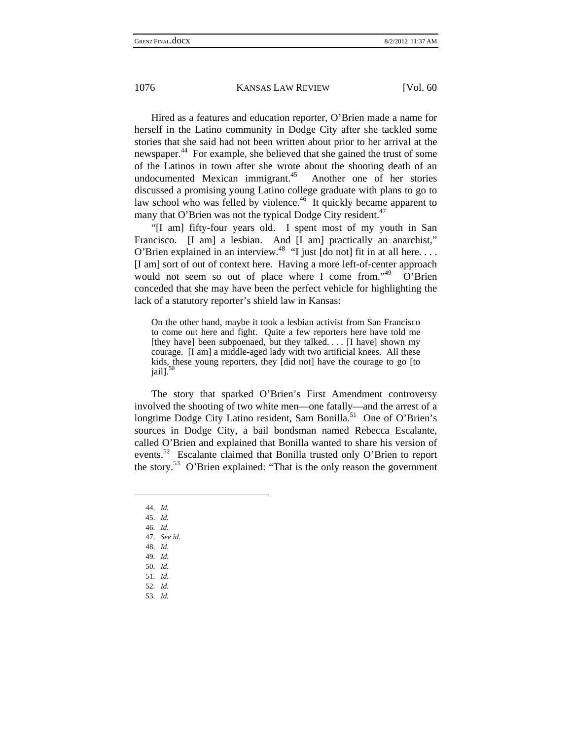Hired as a features and education reporter, O'Brien made a name for herself in the Latino community in Dodge City after she tackled some stories that she said had not been written about prior to her arrival at the newspaper.[44] For example, she believed that she gained the trust of some of the Latinos in town after she wrote about the shooting death of an undocumented Mexican immigrant.[45] Another one of her stories discussed a promising young Latino college graduate with plans to go to law school who was felled by violence.[46] It quickly became apparent to many that O'Brien was not the typical Dodge City resident.[47]

"[I am] fifty-four years old. I spent most of my youth in San Francisco. [I am] a lesbian. And [I am] practically an anarchist," O'Brien explained in an interview.[48] "I just [do not] fit in at all here. . . . [I am] sort of out of context here. Having a more left-of-center approach would not seem so out of place where I come from."[49] O'Brien conceded that she may have been the perfect vehicle for highlighting the lack of a statutory reporter's shield law in Kansas:

> On the other hand, maybe it took a lesbian activist from San Francisco to come out here and fight. Quite a few reporters here have told me [they have] been subpoenaed, but they talked. . . . [I have] shown my courage. [I am] a middle-aged lady with two artificial knees. All these kids, these young reporters, they [did not] have the courage to go [to jail].[50]

The story that sparked O'Brien's First Amendment controversy involved the shooting of two white men—one fatally—and the arrest of a longtime Dodge City Latino resident, Sam Bonilla.[51] One of O'Brien's sources in Dodge City, a bail bondsman named Rebecca Escalante, called O'Brien and explained that Bonilla wanted to share his version of events.[52] Escalante claimed that Bonilla trusted only O'Brien to report the story.[53] O'Brien explained: "That is the only reason the government

---

44. *Id.*
45. *Id.*
46. *Id.*
47. *See id.*
48. *Id.*
49. *Id.*
50. *Id.*
51. *Id.*
52. *Id.*
53. *Id.*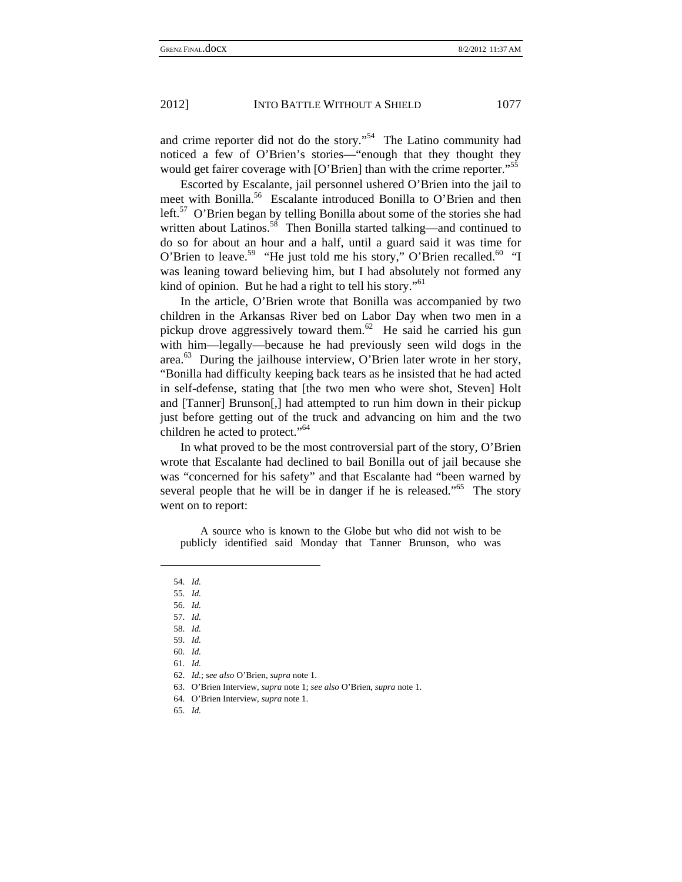and crime reporter did not do the story."[54] The Latino community had noticed a few of O'Brien's stories—"enough that they thought they would get fairer coverage with [O'Brien] than with the crime reporter."[55]

Escorted by Escalante, jail personnel ushered O'Brien into the jail to meet with Bonilla.[56] Escalante introduced Bonilla to O'Brien and then left.[57] O'Brien began by telling Bonilla about some of the stories she had written about Latinos.[58] Then Bonilla started talking—and continued to do so for about an hour and a half, until a guard said it was time for O'Brien to leave.[59] "He just told me his story," O'Brien recalled.[60] "I was leaning toward believing him, but I had absolutely not formed any kind of opinion. But he had a right to tell his story."[61]

In the article, O'Brien wrote that Bonilla was accompanied by two children in the Arkansas River bed on Labor Day when two men in a pickup drove aggressively toward them.[62] He said he carried his gun with him—legally—because he had previously seen wild dogs in the area.[63] During the jailhouse interview, O'Brien later wrote in her story, "Bonilla had difficulty keeping back tears as he insisted that he had acted in self-defense, stating that [the two men who were shot, Steven] Holt and [Tanner] Brunson[,] had attempted to run him down in their pickup just before getting out of the truck and advancing on him and the two children he acted to protect."[64]

In what proved to be the most controversial part of the story, O'Brien wrote that Escalante had declined to bail Bonilla out of jail because she was "concerned for his safety" and that Escalante had "been warned by several people that he will be in danger if he is released."[65] The story went on to report:

> A source who is known to the Globe but who did not wish to be publicly identified said Monday that Tanner Brunson, who was

---

54. *Id.*
55. *Id.*
56. *Id.*
57. *Id.*
58. *Id.*
59. *Id.*
60. *Id.*
61. *Id.*
62. *Id.*; *see also* O'Brien, *supra* note 1.
63. O'Brien Interview, *supra* note 1; *see also* O'Brien, *supra* note 1.
64. O'Brien Interview, *supra* note 1.
65. *Id.*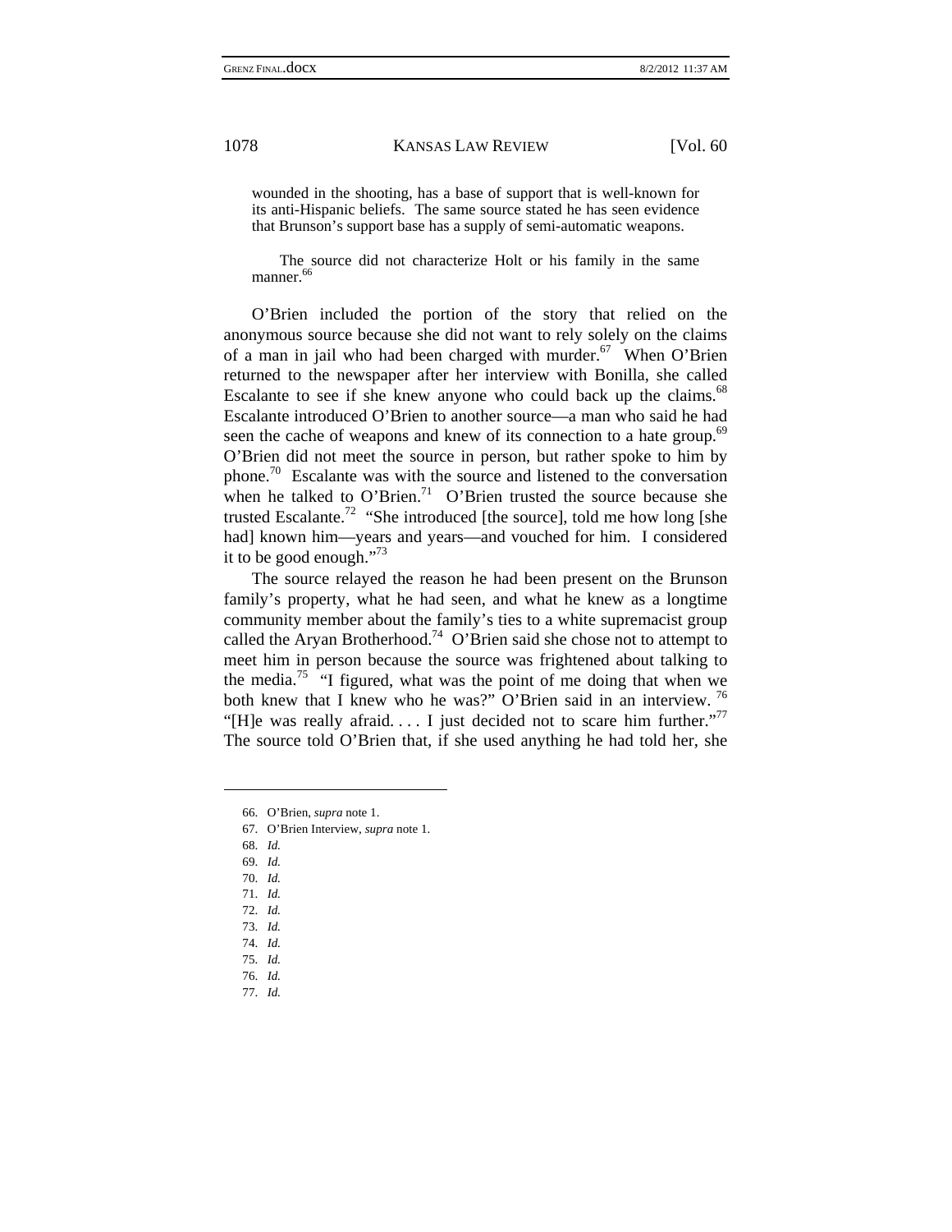> wounded in the shooting, has a base of support that is well-known for its anti-Hispanic beliefs. The same source stated he has seen evidence that Brunson's support base has a supply of semi-automatic weapons.
>
> The source did not characterize Holt or his family in the same manner.[66]

O'Brien included the portion of the story that relied on the anonymous source because she did not want to rely solely on the claims of a man in jail who had been charged with murder.[67] When O'Brien returned to the newspaper after her interview with Bonilla, she called Escalante to see if she knew anyone who could back up the claims.[68] Escalante introduced O'Brien to another source—a man who said he had seen the cache of weapons and knew of its connection to a hate group.[69] O'Brien did not meet the source in person, but rather spoke to him by phone.[70] Escalante was with the source and listened to the conversation when he talked to O'Brien.[71] O'Brien trusted the source because she trusted Escalante.[72] "She introduced [the source], told me how long [she had] known him—years and years—and vouched for him. I considered it to be good enough."[73]

The source relayed the reason he had been present on the Brunson family's property, what he had seen, and what he knew as a longtime community member about the family's ties to a white supremacist group called the Aryan Brotherhood.[74] O'Brien said she chose not to attempt to meet him in person because the source was frightened about talking to the media.[75] "I figured, what was the point of me doing that when we both knew that I knew who he was?" O'Brien said in an interview.[76] "[H]e was really afraid. . . . I just decided not to scare him further."[77] The source told O'Brien that, if she used anything he had told her, she

---

66. O'Brien, *supra* note 1.
67. O'Brien Interview, *supra* note 1.
68. *Id.*
69. *Id.*
70. *Id.*
71. *Id.*
72. *Id.*
73. *Id.*
74. *Id.*
75. *Id.*
76. *Id.*
77. *Id.*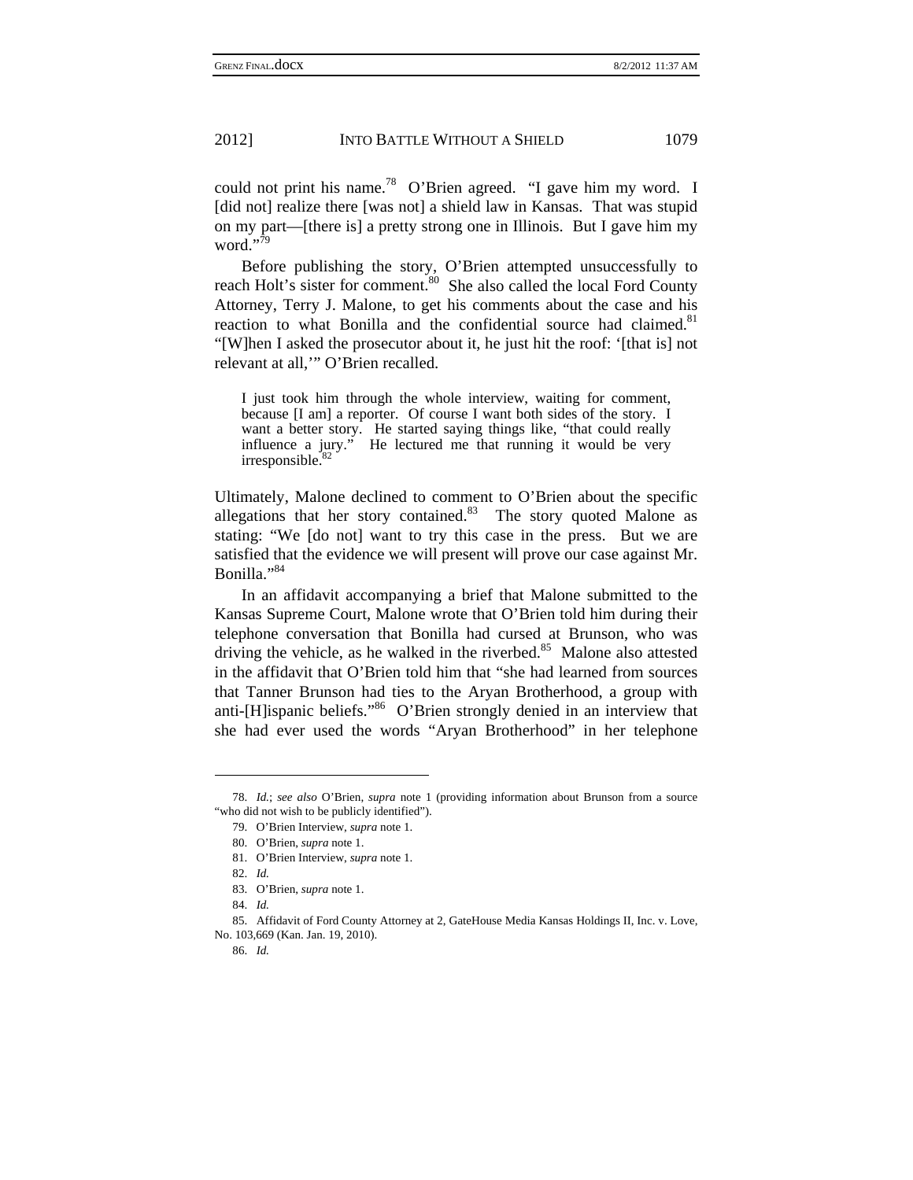could not print his name.[78] O'Brien agreed. "I gave him my word. I [did not] realize there [was not] a shield law in Kansas. That was stupid on my part—[there is] a pretty strong one in Illinois. But I gave him my word."[79]

Before publishing the story, O'Brien attempted unsuccessfully to reach Holt's sister for comment.[80] She also called the local Ford County Attorney, Terry J. Malone, to get his comments about the case and his reaction to what Bonilla and the confidential source had claimed.[81] "[W]hen I asked the prosecutor about it, he just hit the roof: '[that is] not relevant at all,'" O'Brien recalled.

> I just took him through the whole interview, waiting for comment, because [I am] a reporter. Of course I want both sides of the story. I want a better story. He started saying things like, "that could really influence a jury." He lectured me that running it would be very irresponsible.[82]

Ultimately, Malone declined to comment to O'Brien about the specific allegations that her story contained.[83] The story quoted Malone as stating: "We [do not] want to try this case in the press. But we are satisfied that the evidence we will present will prove our case against Mr. Bonilla."[84]

In an affidavit accompanying a brief that Malone submitted to the Kansas Supreme Court, Malone wrote that O'Brien told him during their telephone conversation that Bonilla had cursed at Brunson, who was driving the vehicle, as he walked in the riverbed.[85] Malone also attested in the affidavit that O'Brien told him that "she had learned from sources that Tanner Brunson had ties to the Aryan Brotherhood, a group with anti-[H]ispanic beliefs."[86] O'Brien strongly denied in an interview that she had ever used the words "Aryan Brotherhood" in her telephone

---

78. *Id.*; *see also* O'Brien, *supra* note 1 (providing information about Brunson from a source "who did not wish to be publicly identified").

79. O'Brien Interview, *supra* note 1.

80. O'Brien, *supra* note 1.

81. O'Brien Interview, *supra* note 1.

82. *Id.*

83. O'Brien, *supra* note 1.

84. *Id.*

85. Affidavit of Ford County Attorney at 2, GateHouse Media Kansas Holdings II, Inc. v. Love, No. 103,669 (Kan. Jan. 19, 2010).

86. *Id.*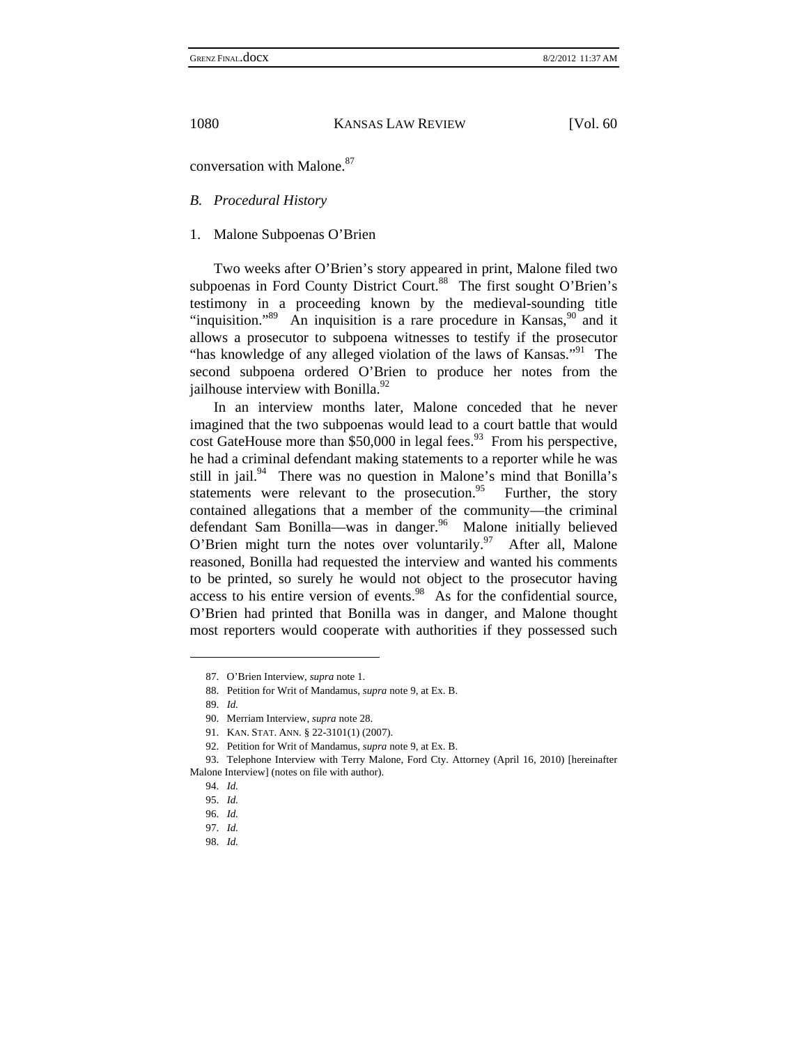conversation with Malone.[87]

*B. Procedural History*

1. Malone Subpoenas O'Brien

Two weeks after O'Brien's story appeared in print, Malone filed two subpoenas in Ford County District Court.[88] The first sought O'Brien's testimony in a proceeding known by the medieval-sounding title "inquisition."[89] An inquisition is a rare procedure in Kansas,[90] and it allows a prosecutor to subpoena witnesses to testify if the prosecutor "has knowledge of any alleged violation of the laws of Kansas."[91] The second subpoena ordered O'Brien to produce her notes from the jailhouse interview with Bonilla.[92]

In an interview months later, Malone conceded that he never imagined that the two subpoenas would lead to a court battle that would cost GateHouse more than $50,000 in legal fees.[93] From his perspective, he had a criminal defendant making statements to a reporter while he was still in jail.[94] There was no question in Malone's mind that Bonilla's statements were relevant to the prosecution.[95] Further, the story contained allegations that a member of the community—the criminal defendant Sam Bonilla—was in danger.[96] Malone initially believed O'Brien might turn the notes over voluntarily.[97] After all, Malone reasoned, Bonilla had requested the interview and wanted his comments to be printed, so surely he would not object to the prosecutor having access to his entire version of events.[98] As for the confidential source, O'Brien had printed that Bonilla was in danger, and Malone thought most reporters would cooperate with authorities if they possessed such

---

87. O'Brien Interview, *supra* note 1.

88. Petition for Writ of Mandamus, *supra* note 9, at Ex. B.

89. *Id.*

90. Merriam Interview, *supra* note 28.

91. KAN. STAT. ANN. § 22-3101(1) (2007).

92. Petition for Writ of Mandamus, *supra* note 9, at Ex. B.

93. Telephone Interview with Terry Malone, Ford Cty. Attorney (April 16, 2010) [hereinafter Malone Interview] (notes on file with author).

94. *Id.*

95. *Id.*

96. *Id.*

97. *Id.*

98. *Id.*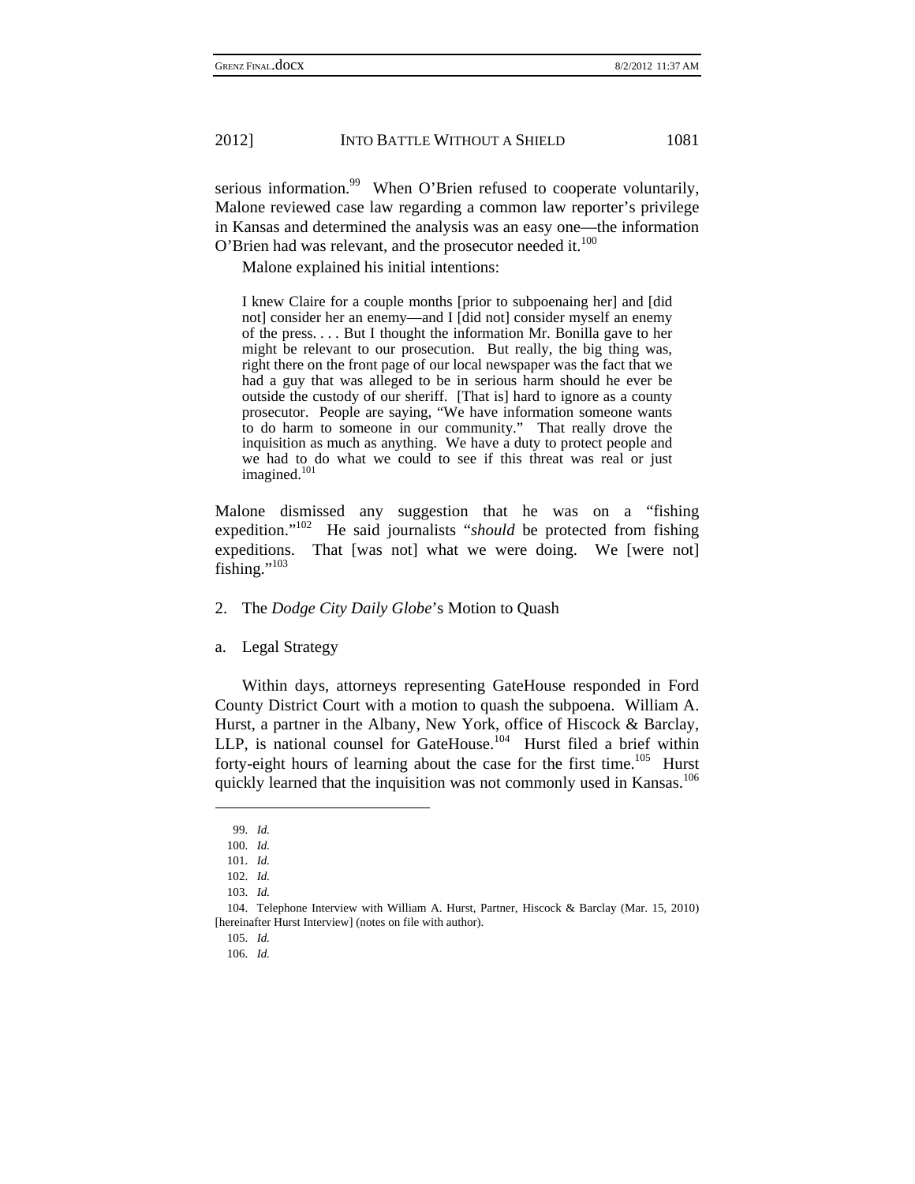serious information.[99] When O'Brien refused to cooperate voluntarily, Malone reviewed case law regarding a common law reporter's privilege in Kansas and determined the analysis was an easy one—the information O'Brien had was relevant, and the prosecutor needed it.[100]

Malone explained his initial intentions:

> I knew Claire for a couple months [prior to subpoenaing her] and [did not] consider her an enemy—and I [did not] consider myself an enemy of the press. . . . But I thought the information Mr. Bonilla gave to her might be relevant to our prosecution. But really, the big thing was, right there on the front page of our local newspaper was the fact that we had a guy that was alleged to be in serious harm should he ever be outside the custody of our sheriff. [That is] hard to ignore as a county prosecutor. People are saying, "We have information someone wants to do harm to someone in our community." That really drove the inquisition as much as anything. We have a duty to protect people and we had to do what we could to see if this threat was real or just imagined.[101]

Malone dismissed any suggestion that he was on a "fishing expedition."[102] He said journalists "*should* be protected from fishing expeditions. That [was not] what we were doing. We [were not] fishing."[103]

2. The *Dodge City Daily Globe*'s Motion to Quash

a. Legal Strategy

Within days, attorneys representing GateHouse responded in Ford County District Court with a motion to quash the subpoena. William A. Hurst, a partner in the Albany, New York, office of Hiscock & Barclay, LLP, is national counsel for GateHouse.[104] Hurst filed a brief within forty-eight hours of learning about the case for the first time.[105] Hurst quickly learned that the inquisition was not commonly used in Kansas.[106]

---

99. *Id.*

100. *Id.*

101. *Id.*

102. *Id.*

103. *Id.*

104. Telephone Interview with William A. Hurst, Partner, Hiscock & Barclay (Mar. 15, 2010) [hereinafter Hurst Interview] (notes on file with author).

105. *Id.*

106. *Id.*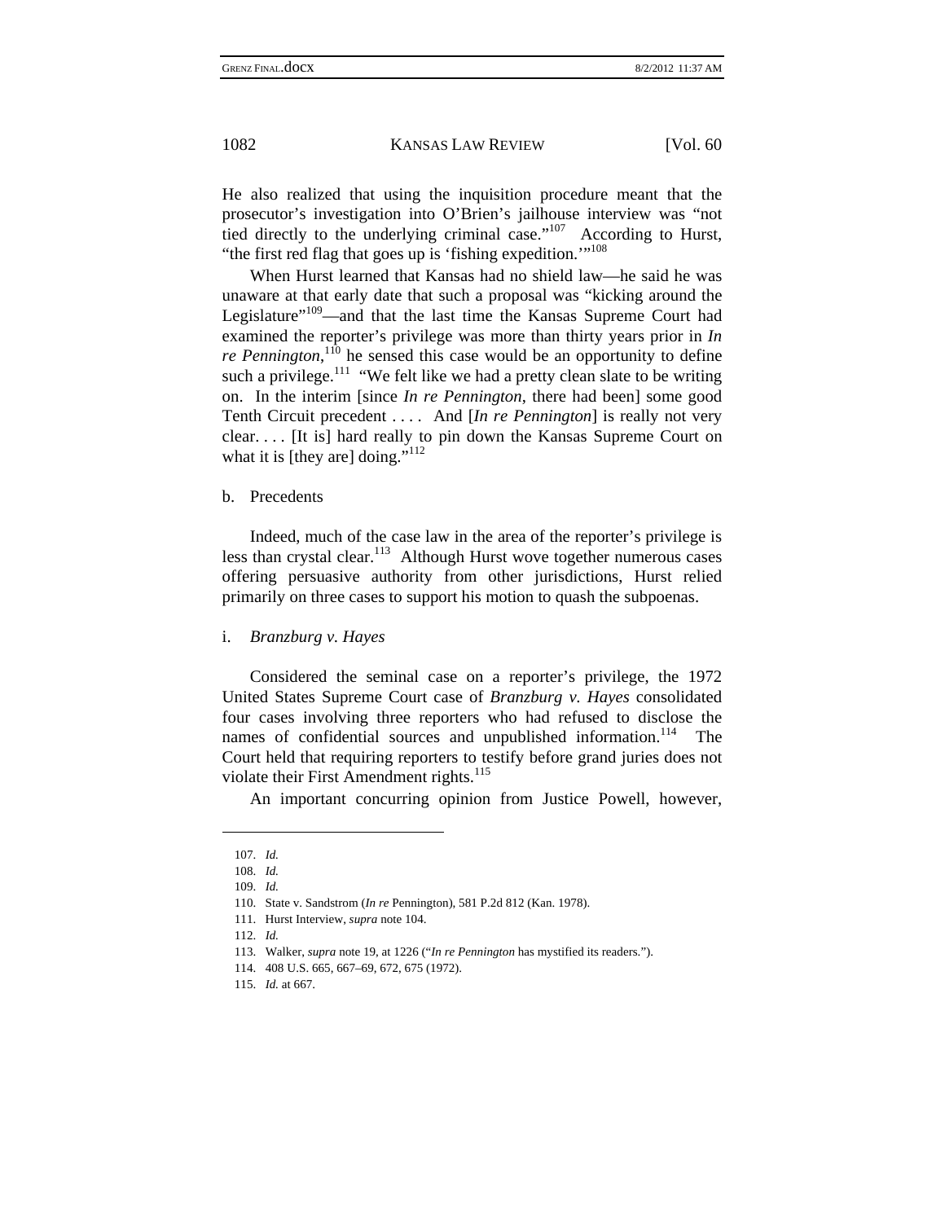He also realized that using the inquisition procedure meant that the prosecutor's investigation into O'Brien's jailhouse interview was "not tied directly to the underlying criminal case."[107] According to Hurst, "the first red flag that goes up is 'fishing expedition.'"[108]

When Hurst learned that Kansas had no shield law—he said he was unaware at that early date that such a proposal was "kicking around the Legislature"[109]—and that the last time the Kansas Supreme Court had examined the reporter's privilege was more than thirty years prior in *In re Pennington*,[110] he sensed this case would be an opportunity to define such a privilege.[111] "We felt like we had a pretty clean slate to be writing on. In the interim [since *In re Pennington*, there had been] some good Tenth Circuit precedent . . . . And [*In re Pennington*] is really not very clear. . . . [It is] hard really to pin down the Kansas Supreme Court on what it is [they are] doing."[112]

b. Precedents

Indeed, much of the case law in the area of the reporter's privilege is less than crystal clear.[113] Although Hurst wove together numerous cases offering persuasive authority from other jurisdictions, Hurst relied primarily on three cases to support his motion to quash the subpoenas.

i. *Branzburg v. Hayes*

Considered the seminal case on a reporter's privilege, the 1972 United States Supreme Court case of *Branzburg v. Hayes* consolidated four cases involving three reporters who had refused to disclose the names of confidential sources and unpublished information.[114] The Court held that requiring reporters to testify before grand juries does not violate their First Amendment rights.[115]

An important concurring opinion from Justice Powell, however,

---

107. *Id.*

108. *Id.*

109. *Id.*

110. State v. Sandstrom (*In re* Pennington), 581 P.2d 812 (Kan. 1978).

111. Hurst Interview, *supra* note 104.

112. *Id.*

113. Walker, *supra* note 19, at 1226 ("*In re Pennington* has mystified its readers.").

114. 408 U.S. 665, 667–69, 672, 675 (1972).

115. *Id.* at 667.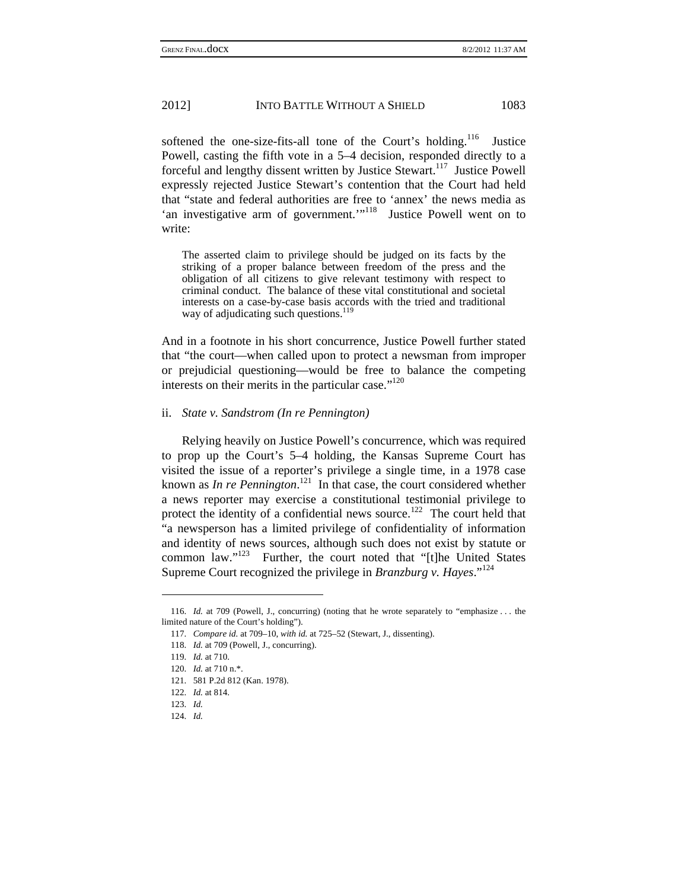softened the one-size-fits-all tone of the Court's holding.[116] Justice Powell, casting the fifth vote in a 5–4 decision, responded directly to a forceful and lengthy dissent written by Justice Stewart.[117] Justice Powell expressly rejected Justice Stewart's contention that the Court had held that "state and federal authorities are free to 'annex' the news media as 'an investigative arm of government.'"[118] Justice Powell went on to write:

> The asserted claim to privilege should be judged on its facts by the striking of a proper balance between freedom of the press and the obligation of all citizens to give relevant testimony with respect to criminal conduct. The balance of these vital constitutional and societal interests on a case-by-case basis accords with the tried and traditional way of adjudicating such questions.[119]

And in a footnote in his short concurrence, Justice Powell further stated that "the court—when called upon to protect a newsman from improper or prejudicial questioning—would be free to balance the competing interests on their merits in the particular case."[120]

ii. *State v. Sandstrom (In re Pennington)*

Relying heavily on Justice Powell's concurrence, which was required to prop up the Court's 5–4 holding, the Kansas Supreme Court has visited the issue of a reporter's privilege a single time, in a 1978 case known as *In re Pennington*.[121] In that case, the court considered whether a news reporter may exercise a constitutional testimonial privilege to protect the identity of a confidential news source.[122] The court held that "a newsperson has a limited privilege of confidentiality of information and identity of news sources, although such does not exist by statute or common law."[123] Further, the court noted that "[t]he United States Supreme Court recognized the privilege in *Branzburg v. Hayes*."[124]

---

116. *Id.* at 709 (Powell, J., concurring) (noting that he wrote separately to "emphasize . . . the limited nature of the Court's holding").

117. *Compare id.* at 709–10, *with id.* at 725–52 (Stewart, J., dissenting).

118. *Id.* at 709 (Powell, J., concurring).

119. *Id.* at 710.

120. *Id.* at 710 n.*.

121. 581 P.2d 812 (Kan. 1978).

122. *Id.* at 814.

123. *Id.*

124. *Id.*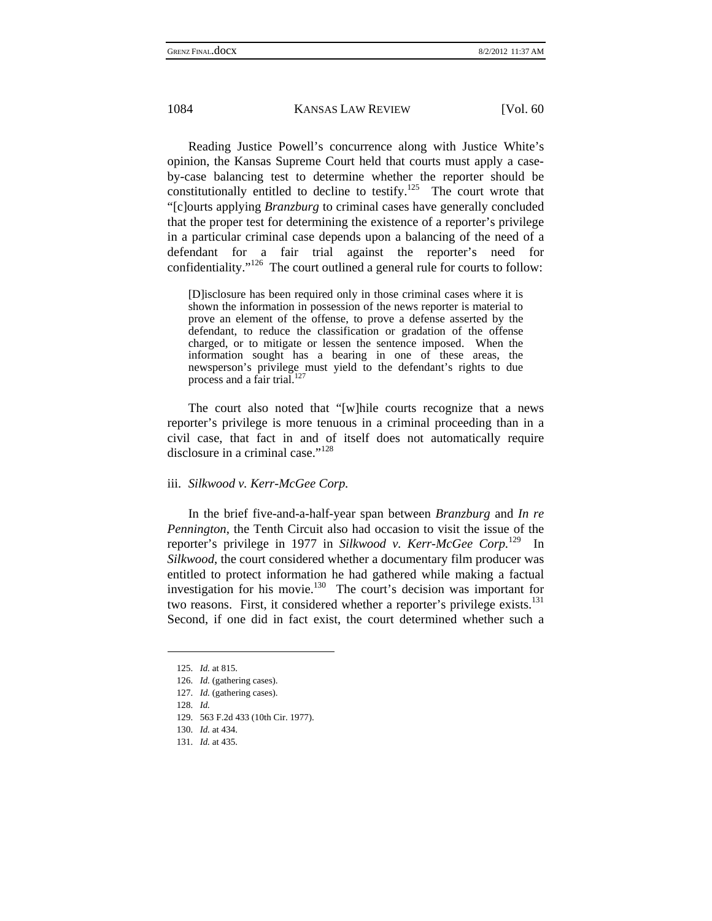Reading Justice Powell's concurrence along with Justice White's opinion, the Kansas Supreme Court held that courts must apply a case-by-case balancing test to determine whether the reporter should be constitutionally entitled to decline to testify.[125] The court wrote that "[c]ourts applying *Branzburg* to criminal cases have generally concluded that the proper test for determining the existence of a reporter's privilege in a particular criminal case depends upon a balancing of the need of a defendant for a fair trial against the reporter's need for confidentiality."[126] The court outlined a general rule for courts to follow:

> [D]isclosure has been required only in those criminal cases where it is shown the information in possession of the news reporter is material to prove an element of the offense, to prove a defense asserted by the defendant, to reduce the classification or gradation of the offense charged, or to mitigate or lessen the sentence imposed. When the information sought has a bearing in one of these areas, the newsperson's privilege must yield to the defendant's rights to due process and a fair trial.[127]

The court also noted that "[w]hile courts recognize that a news reporter's privilege is more tenuous in a criminal proceeding than in a civil case, that fact in and of itself does not automatically require disclosure in a criminal case."[128]

iii. *Silkwood v. Kerr-McGee Corp.*

In the brief five-and-a-half-year span between *Branzburg* and *In re Pennington*, the Tenth Circuit also had occasion to visit the issue of the reporter's privilege in 1977 in *Silkwood v. Kerr-McGee Corp.*[129] In *Silkwood*, the court considered whether a documentary film producer was entitled to protect information he had gathered while making a factual investigation for his movie.[130] The court's decision was important for two reasons. First, it considered whether a reporter's privilege exists.[131] Second, if one did in fact exist, the court determined whether such a

---

125. *Id.* at 815.

126. *Id.* (gathering cases).

127. *Id.* (gathering cases).

128. *Id.*

129. 563 F.2d 433 (10th Cir. 1977).

130. *Id.* at 434.

131. *Id.* at 435.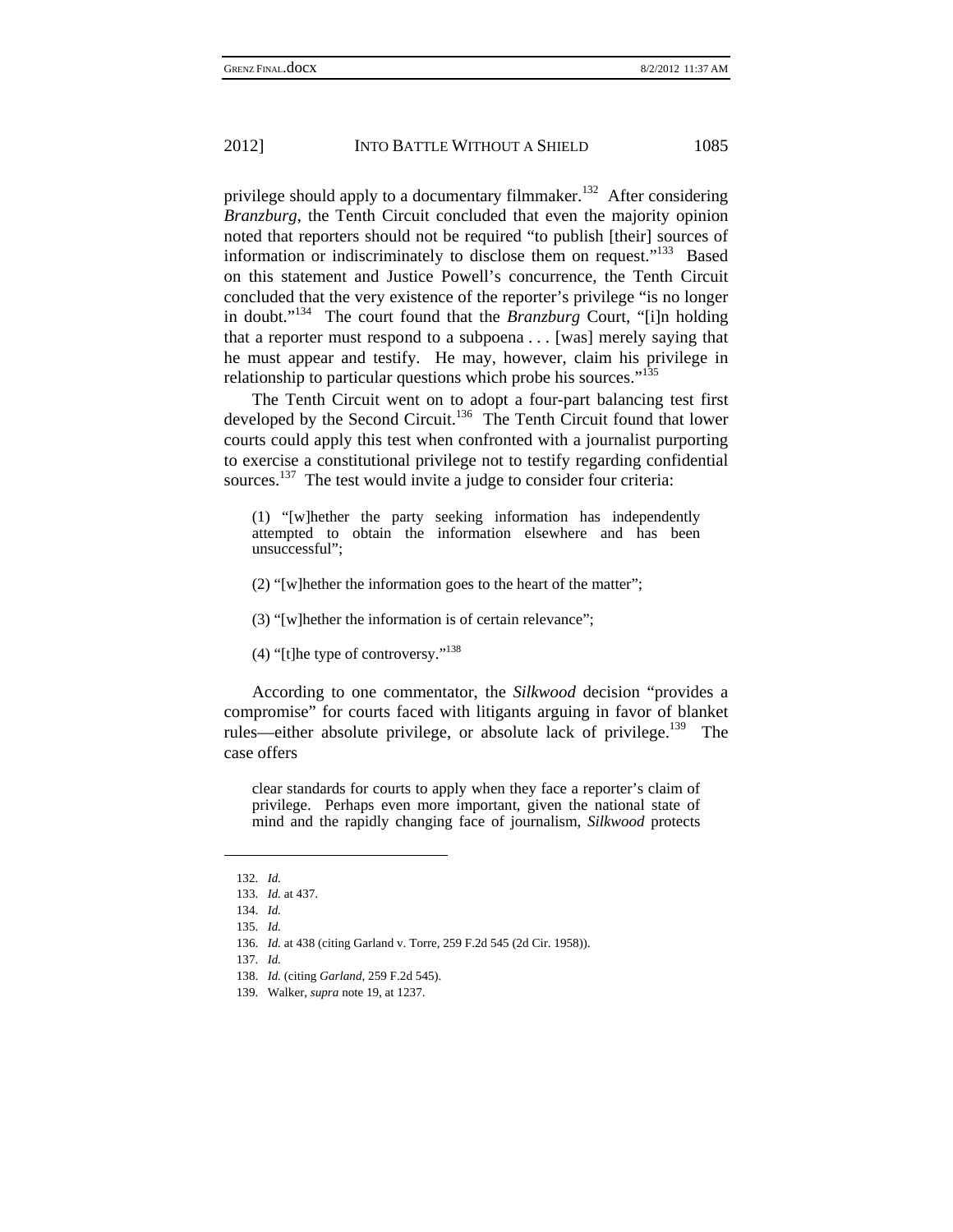privilege should apply to a documentary filmmaker.[132] After considering *Branzburg*, the Tenth Circuit concluded that even the majority opinion noted that reporters should not be required "to publish [their] sources of information or indiscriminately to disclose them on request."[133] Based on this statement and Justice Powell's concurrence, the Tenth Circuit concluded that the very existence of the reporter's privilege "is no longer in doubt."[134] The court found that the *Branzburg* Court, "[i]n holding that a reporter must respond to a subpoena . . . [was] merely saying that he must appear and testify. He may, however, claim his privilege in relationship to particular questions which probe his sources."[135]

The Tenth Circuit went on to adopt a four-part balancing test first developed by the Second Circuit.[136] The Tenth Circuit found that lower courts could apply this test when confronted with a journalist purporting to exercise a constitutional privilege not to testify regarding confidential sources.[137] The test would invite a judge to consider four criteria:

> (1) "[w]hether the party seeking information has independently attempted to obtain the information elsewhere and has been unsuccessful";
>
> (2) "[w]hether the information goes to the heart of the matter";
>
> (3) "[w]hether the information is of certain relevance";
>
> (4) "[t]he type of controversy."[138]

According to one commentator, the *Silkwood* decision "provides a compromise" for courts faced with litigants arguing in favor of blanket rules—either absolute privilege, or absolute lack of privilege.[139] The case offers

> clear standards for courts to apply when they face a reporter's claim of privilege. Perhaps even more important, given the national state of mind and the rapidly changing face of journalism, *Silkwood* protects

---

132. *Id.*

133. *Id.* at 437.

134. *Id.*

135. *Id.*

136. *Id.* at 438 (citing Garland v. Torre, 259 F.2d 545 (2d Cir. 1958)).

137. *Id.*

138. *Id.* (citing *Garland*, 259 F.2d 545).

139. Walker, *supra* note 19, at 1237.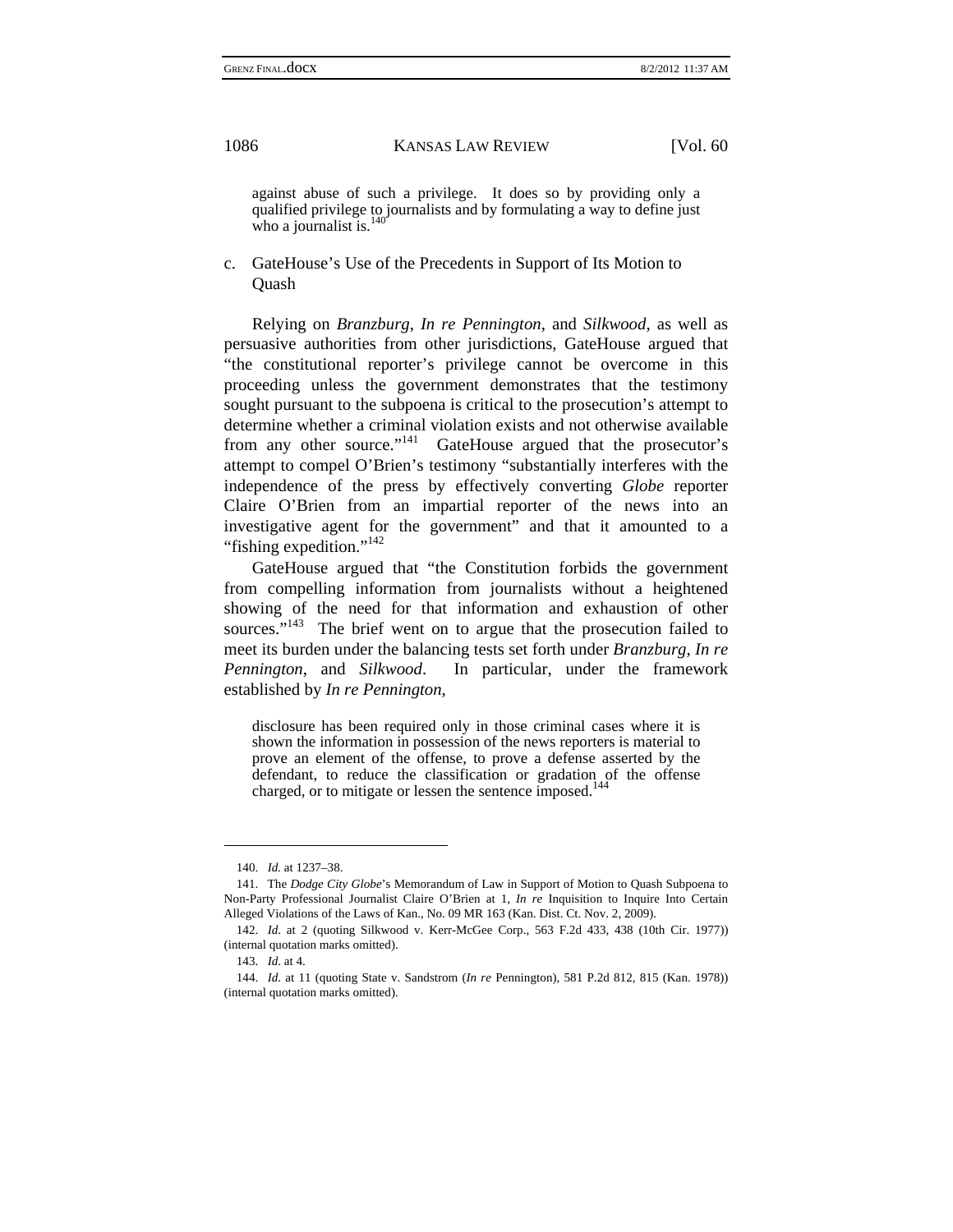> against abuse of such a privilege. It does so by providing only a qualified privilege to journalists and by formulating a way to define just who a journalist is.[140]

### c. GateHouse's Use of the Precedents in Support of Its Motion to Quash

Relying on *Branzburg*, *In re Pennington*, and *Silkwood*, as well as persuasive authorities from other jurisdictions, GateHouse argued that "the constitutional reporter's privilege cannot be overcome in this proceeding unless the government demonstrates that the testimony sought pursuant to the subpoena is critical to the prosecution's attempt to determine whether a criminal violation exists and not otherwise available from any other source."[141] GateHouse argued that the prosecutor's attempt to compel O'Brien's testimony "substantially interferes with the independence of the press by effectively converting *Globe* reporter Claire O'Brien from an impartial reporter of the news into an investigative agent for the government" and that it amounted to a "fishing expedition."[142]

GateHouse argued that "the Constitution forbids the government from compelling information from journalists without a heightened showing of the need for that information and exhaustion of other sources."[143] The brief went on to argue that the prosecution failed to meet its burden under the balancing tests set forth under *Branzburg*, *In re Pennington*, and *Silkwood*. In particular, under the framework established by *In re Pennington*,

> disclosure has been required only in those criminal cases where it is shown the information in possession of the news reporters is material to prove an element of the offense, to prove a defense asserted by the defendant, to reduce the classification or gradation of the offense charged, or to mitigate or lessen the sentence imposed.[144]

---

140. *Id.* at 1237–38.

141. The *Dodge City Globe*'s Memorandum of Law in Support of Motion to Quash Subpoena to Non-Party Professional Journalist Claire O'Brien at 1, *In re* Inquisition to Inquire Into Certain Alleged Violations of the Laws of Kan., No. 09 MR 163 (Kan. Dist. Ct. Nov. 2, 2009).

142. *Id.* at 2 (quoting Silkwood v. Kerr-McGee Corp., 563 F.2d 433, 438 (10th Cir. 1977)) (internal quotation marks omitted).

143. *Id.* at 4.

144. *Id.* at 11 (quoting State v. Sandstrom (*In re* Pennington), 581 P.2d 812, 815 (Kan. 1978)) (internal quotation marks omitted).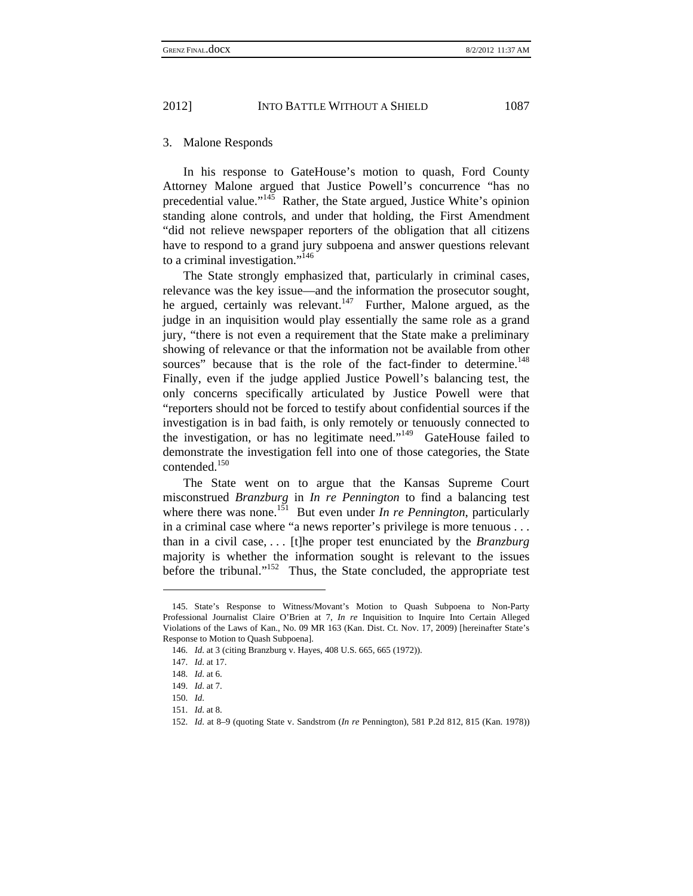### 3. Malone Responds

In his response to GateHouse's motion to quash, Ford County Attorney Malone argued that Justice Powell's concurrence "has no precedential value."[145] Rather, the State argued, Justice White's opinion standing alone controls, and under that holding, the First Amendment "did not relieve newspaper reporters of the obligation that all citizens have to respond to a grand jury subpoena and answer questions relevant to a criminal investigation."[146]

The State strongly emphasized that, particularly in criminal cases, relevance was the key issue—and the information the prosecutor sought, he argued, certainly was relevant.[147] Further, Malone argued, as the judge in an inquisition would play essentially the same role as a grand jury, "there is not even a requirement that the State make a preliminary showing of relevance or that the information not be available from other sources" because that is the role of the fact-finder to determine.[148] Finally, even if the judge applied Justice Powell's balancing test, the only concerns specifically articulated by Justice Powell were that "reporters should not be forced to testify about confidential sources if the investigation is in bad faith, is only remotely or tenuously connected to the investigation, or has no legitimate need."[149] GateHouse failed to demonstrate the investigation fell into one of those categories, the State contended.[150]

The State went on to argue that the Kansas Supreme Court misconstrued *Branzburg* in *In re Pennington* to find a balancing test where there was none.[151] But even under *In re Pennington*, particularly in a criminal case where "a news reporter's privilege is more tenuous . . . than in a civil case, . . . [t]he proper test enunciated by the *Branzburg* majority is whether the information sought is relevant to the issues before the tribunal."[152] Thus, the State concluded, the appropriate test

---

145. State's Response to Witness/Movant's Motion to Quash Subpoena to Non-Party Professional Journalist Claire O'Brien at 7, *In re* Inquisition to Inquire Into Certain Alleged Violations of the Laws of Kan., No. 09 MR 163 (Kan. Dist. Ct. Nov. 17, 2009) [hereinafter State's Response to Motion to Quash Subpoena].

146. *Id.* at 3 (citing Branzburg v. Hayes, 408 U.S. 665, 665 (1972)).

147. *Id.* at 17.

148. *Id.* at 6.

149. *Id.* at 7.

150. *Id.*

151. *Id.* at 8.

152. *Id.* at 8–9 (quoting State v. Sandstrom (*In re* Pennington), 581 P.2d 812, 815 (Kan. 1978))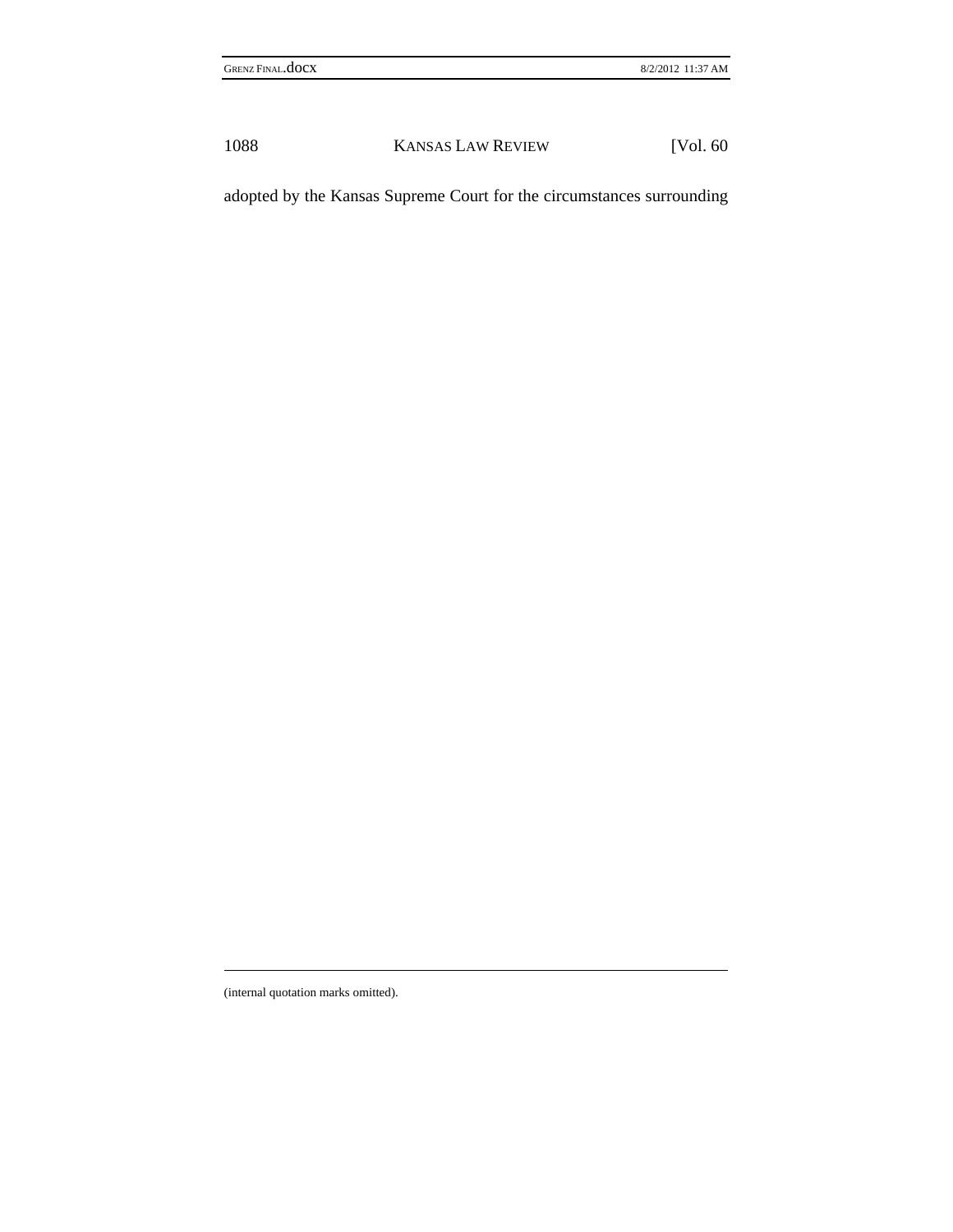adopted by the Kansas Supreme Court for the circumstances surrounding

---

(internal quotation marks omitted).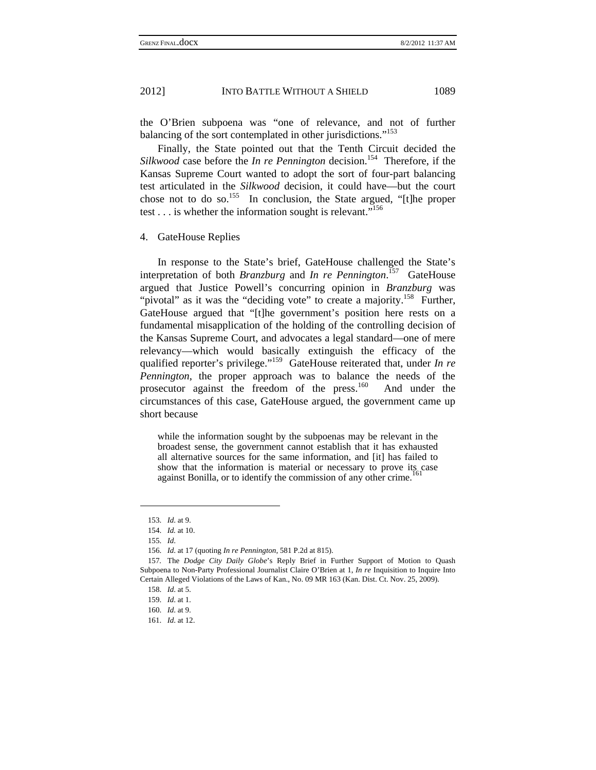the O'Brien subpoena was "one of relevance, and not of further balancing of the sort contemplated in other jurisdictions."[153]

Finally, the State pointed out that the Tenth Circuit decided the *Silkwood* case before the *In re Pennington* decision.[154] Therefore, if the Kansas Supreme Court wanted to adopt the sort of four-part balancing test articulated in the *Silkwood* decision, it could have—but the court chose not to do so.[155] In conclusion, the State argued, "[t]he proper test . . . is whether the information sought is relevant."[156]

#### 4. GateHouse Replies

In response to the State's brief, GateHouse challenged the State's interpretation of both *Branzburg* and *In re Pennington*.[157] GateHouse argued that Justice Powell's concurring opinion in *Branzburg* was "pivotal" as it was the "deciding vote" to create a majority.[158] Further, GateHouse argued that "[t]he government's position here rests on a fundamental misapplication of the holding of the controlling decision of the Kansas Supreme Court, and advocates a legal standard—one of mere relevancy—which would basically extinguish the efficacy of the qualified reporter's privilege."[159] GateHouse reiterated that, under *In re Pennington*, the proper approach was to balance the needs of the prosecutor against the freedom of the press.[160] And under the circumstances of this case, GateHouse argued, the government came up short because

> while the information sought by the subpoenas may be relevant in the broadest sense, the government cannot establish that it has exhausted all alternative sources for the same information, and [it] has failed to show that the information is material or necessary to prove its case against Bonilla, or to identify the commission of any other crime.[161]

---

153. *Id.* at 9.

154. *Id.* at 10.

155. *Id.*

156. *Id.* at 17 (quoting *In re Pennington*, 581 P.2d at 815).

157. The *Dodge City Daily Globe*'s Reply Brief in Further Support of Motion to Quash Subpoena to Non-Party Professional Journalist Claire O'Brien at 1, *In re* Inquisition to Inquire Into Certain Alleged Violations of the Laws of Kan., No. 09 MR 163 (Kan. Dist. Ct. Nov. 25, 2009).

158. *Id.* at 5.

159. *Id.* at 1.

160. *Id.* at 9.

161. *Id.* at 12.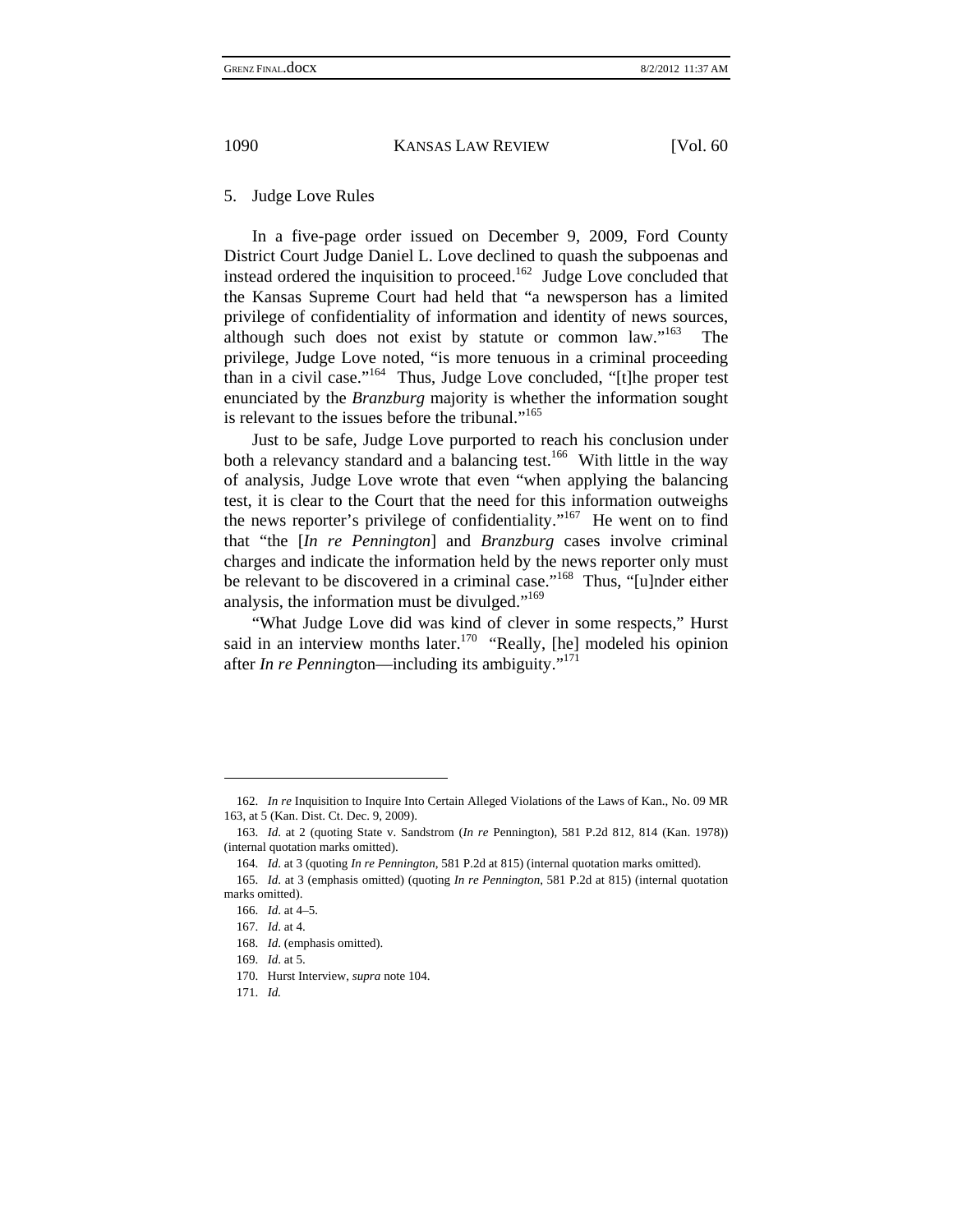### 5. Judge Love Rules

In a five-page order issued on December 9, 2009, Ford County District Court Judge Daniel L. Love declined to quash the subpoenas and instead ordered the inquisition to proceed.[162] Judge Love concluded that the Kansas Supreme Court had held that "a newsperson has a limited privilege of confidentiality of information and identity of news sources, although such does not exist by statute or common law."[163] The privilege, Judge Love noted, "is more tenuous in a criminal proceeding than in a civil case."[164] Thus, Judge Love concluded, "[t]he proper test enunciated by the *Branzburg* majority is whether the information sought is relevant to the issues before the tribunal."[165]

Just to be safe, Judge Love purported to reach his conclusion under both a relevancy standard and a balancing test.[166] With little in the way of analysis, Judge Love wrote that even "when applying the balancing test, it is clear to the Court that the need for this information outweighs the news reporter's privilege of confidentiality."[167] He went on to find that "the [*In re Pennington*] and *Branzburg* cases involve criminal charges and indicate the information held by the news reporter only must be relevant to be discovered in a criminal case."[168] Thus, "[u]nder either analysis, the information must be divulged."[169]

"What Judge Love did was kind of clever in some respects," Hurst said in an interview months later.[170] "Really, [he] modeled his opinion after *In re Pennington*—including its ambiguity."[171]

---

162. *In re* Inquisition to Inquire Into Certain Alleged Violations of the Laws of Kan., No. 09 MR 163, at 5 (Kan. Dist. Ct. Dec. 9, 2009).

163. *Id.* at 2 (quoting State v. Sandstrom (*In re* Pennington), 581 P.2d 812, 814 (Kan. 1978)) (internal quotation marks omitted).

164. *Id.* at 3 (quoting *In re Pennington*, 581 P.2d at 815) (internal quotation marks omitted).

165. *Id.* at 3 (emphasis omitted) (quoting *In re Pennington*, 581 P.2d at 815) (internal quotation marks omitted).

166. *Id.* at 4–5.

167. *Id.* at 4.

168. *Id.* (emphasis omitted).

169. *Id.* at 5.

170. Hurst Interview, *supra* note 104.

171. *Id.*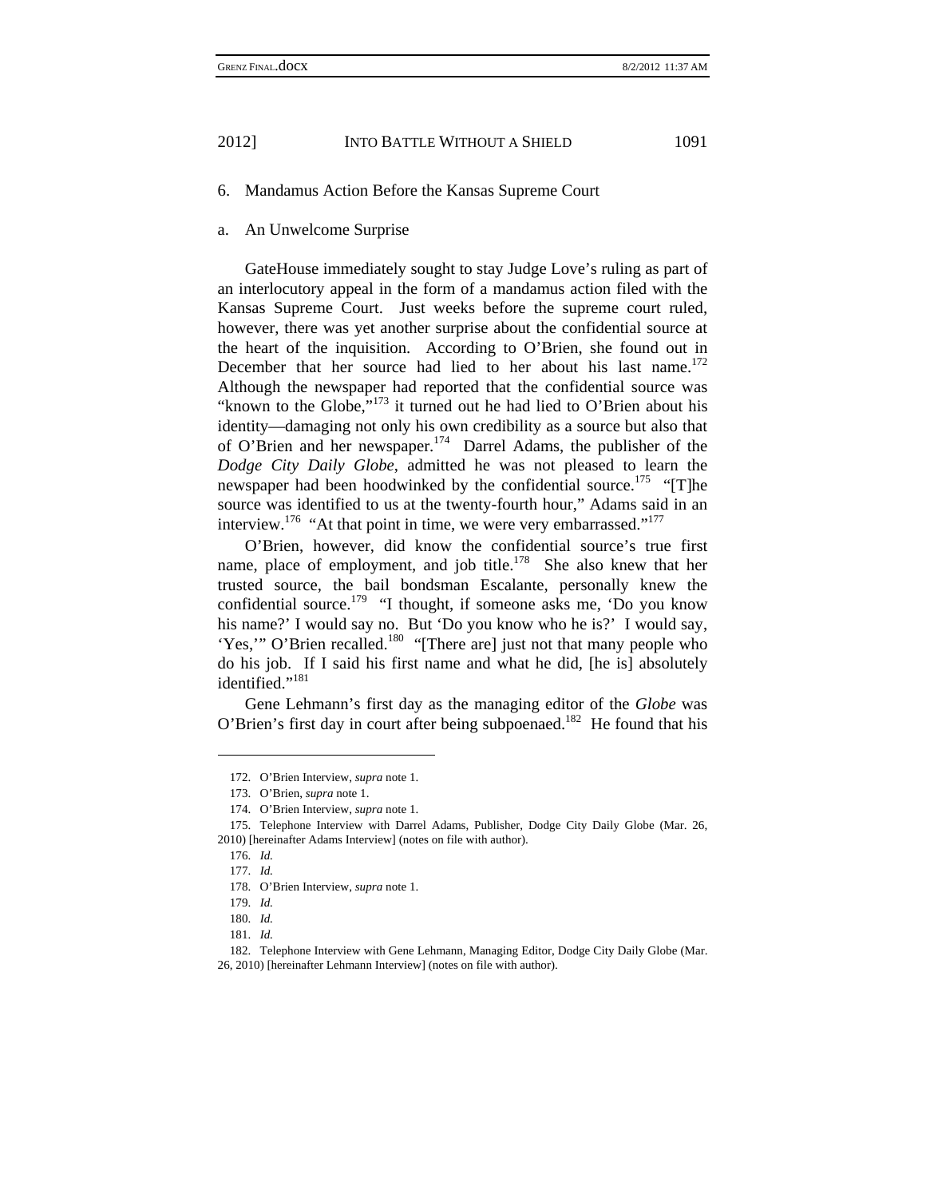### 6. Mandamus Action Before the Kansas Supreme Court

#### a. An Unwelcome Surprise

GateHouse immediately sought to stay Judge Love's ruling as part of an interlocutory appeal in the form of a mandamus action filed with the Kansas Supreme Court. Just weeks before the supreme court ruled, however, there was yet another surprise about the confidential source at the heart of the inquisition. According to O'Brien, she found out in December that her source had lied to her about his last name.[172] Although the newspaper had reported that the confidential source was "known to the Globe,"[173] it turned out he had lied to O'Brien about his identity—damaging not only his own credibility as a source but also that of O'Brien and her newspaper.[174] Darrel Adams, the publisher of the *Dodge City Daily Globe*, admitted he was not pleased to learn the newspaper had been hoodwinked by the confidential source.[175] "[T]he source was identified to us at the twenty-fourth hour," Adams said in an interview.[176] "At that point in time, we were very embarrassed."[177]

O'Brien, however, did know the confidential source's true first name, place of employment, and job title.[178] She also knew that her trusted source, the bail bondsman Escalante, personally knew the confidential source.[179] "I thought, if someone asks me, 'Do you know his name?' I would say no. But 'Do you know who he is?' I would say, 'Yes,'" O'Brien recalled.[180] "[There are] just not that many people who do his job. If I said his first name and what he did, [he is] absolutely identified."[181]

Gene Lehmann's first day as the managing editor of the *Globe* was O'Brien's first day in court after being subpoenaed.[182] He found that his

---

172. O'Brien Interview, *supra* note 1.

173. O'Brien, *supra* note 1.

174. O'Brien Interview, *supra* note 1.

175. Telephone Interview with Darrel Adams, Publisher, Dodge City Daily Globe (Mar. 26, 2010) [hereinafter Adams Interview] (notes on file with author).

176. *Id.*

177. *Id.*

178. O'Brien Interview, *supra* note 1.

179. *Id.*

180. *Id.*

181. *Id.*

182. Telephone Interview with Gene Lehmann, Managing Editor, Dodge City Daily Globe (Mar. 26, 2010) [hereinafter Lehmann Interview] (notes on file with author).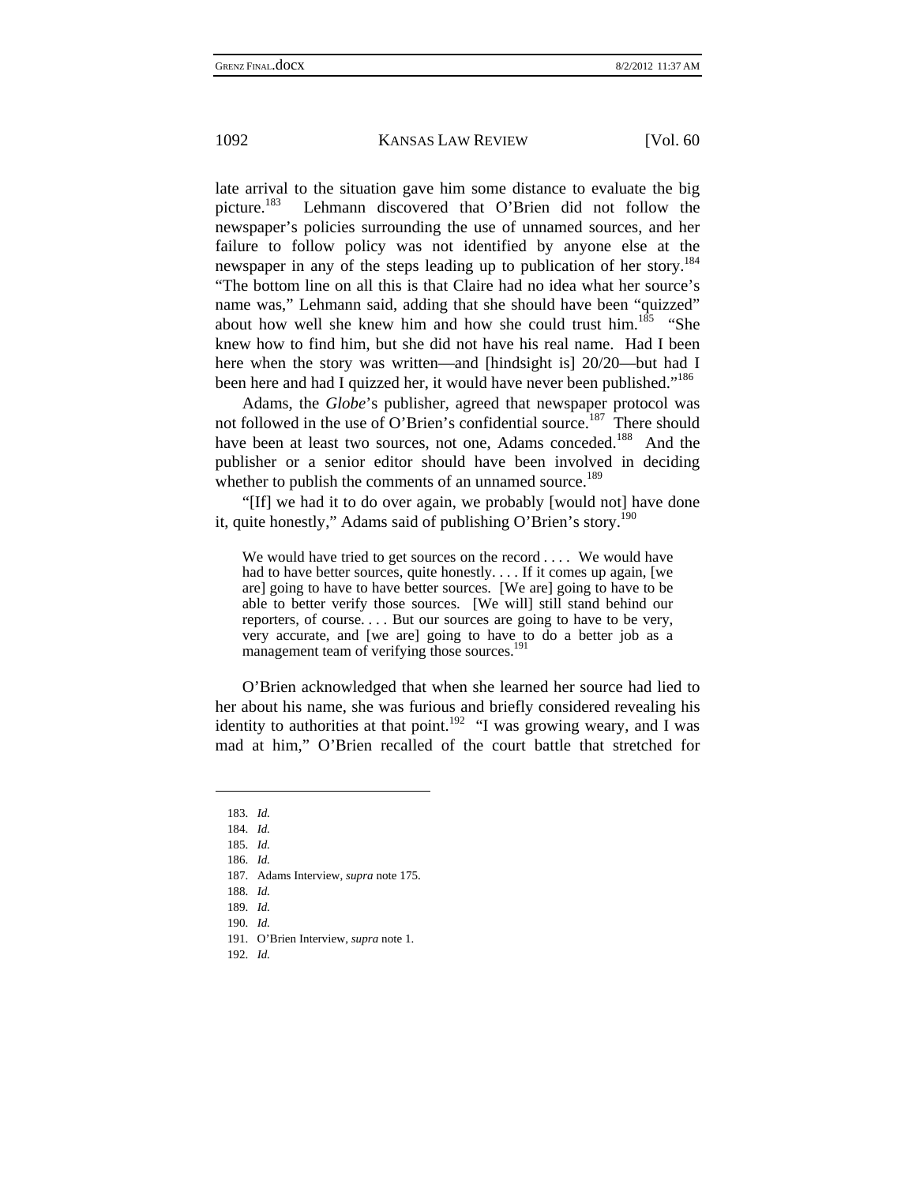late arrival to the situation gave him some distance to evaluate the big picture.[183] Lehmann discovered that O'Brien did not follow the newspaper's policies surrounding the use of unnamed sources, and her failure to follow policy was not identified by anyone else at the newspaper in any of the steps leading up to publication of her story.[184] "The bottom line on all this is that Claire had no idea what her source's name was," Lehmann said, adding that she should have been "quizzed" about how well she knew him and how she could trust him.[185] "She knew how to find him, but she did not have his real name. Had I been here when the story was written—and [hindsight is] 20/20—but had I been here and had I quizzed her, it would have never been published."[186]

Adams, the *Globe*'s publisher, agreed that newspaper protocol was not followed in the use of O'Brien's confidential source.[187] There should have been at least two sources, not one, Adams conceded.[188] And the publisher or a senior editor should have been involved in deciding whether to publish the comments of an unnamed source.[189]

"[If] we had it to do over again, we probably [would not] have done it, quite honestly," Adams said of publishing O'Brien's story.[190]

> We would have tried to get sources on the record . . . . We would have had to have better sources, quite honestly. . . . If it comes up again, [we are] going to have to have better sources. [We are] going to have to be able to better verify those sources. [We will] still stand behind our reporters, of course. . . . But our sources are going to have to be very, very accurate, and [we are] going to have to do a better job as a management team of verifying those sources.[191]

O'Brien acknowledged that when she learned her source had lied to her about his name, she was furious and briefly considered revealing his identity to authorities at that point.[192] "I was growing weary, and I was mad at him," O'Brien recalled of the court battle that stretched for

---

183. *Id.*
184. *Id.*
185. *Id.*
186. *Id.*
187. Adams Interview, *supra* note 175.
188. *Id.*
189. *Id.*
190. *Id.*
191. O'Brien Interview, *supra* note 1.
192. *Id.*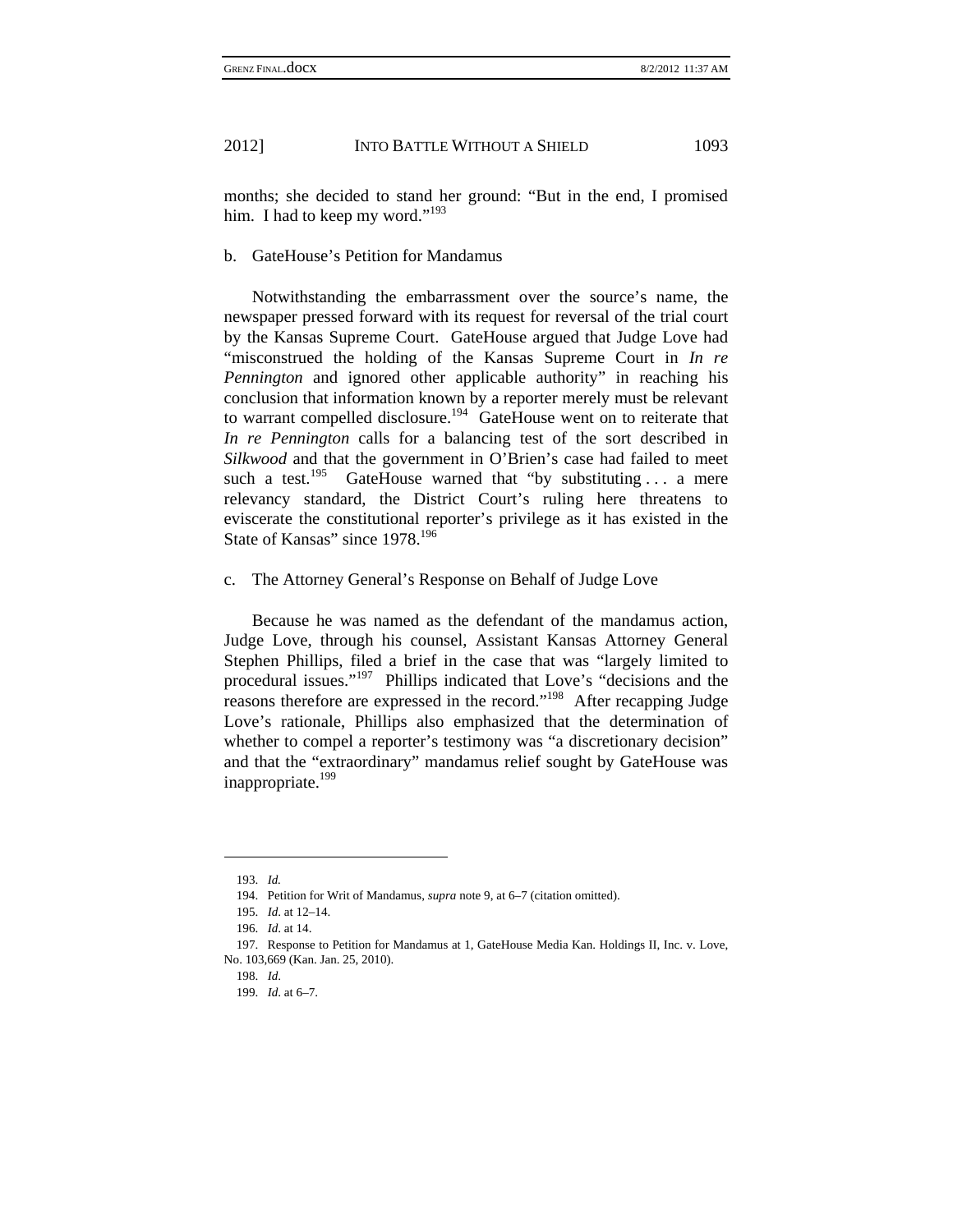months; she decided to stand her ground: "But in the end, I promised him. I had to keep my word."[193]

b. GateHouse's Petition for Mandamus

Notwithstanding the embarrassment over the source's name, the newspaper pressed forward with its request for reversal of the trial court by the Kansas Supreme Court. GateHouse argued that Judge Love had "misconstrued the holding of the Kansas Supreme Court in *In re Pennington* and ignored other applicable authority" in reaching his conclusion that information known by a reporter merely must be relevant to warrant compelled disclosure.[194] GateHouse went on to reiterate that *In re Pennington* calls for a balancing test of the sort described in *Silkwood* and that the government in O'Brien's case had failed to meet such a test.[195] GateHouse warned that "by substituting . . . a mere relevancy standard, the District Court's ruling here threatens to eviscerate the constitutional reporter's privilege as it has existed in the State of Kansas" since 1978.[196]

c. The Attorney General's Response on Behalf of Judge Love

Because he was named as the defendant of the mandamus action, Judge Love, through his counsel, Assistant Kansas Attorney General Stephen Phillips, filed a brief in the case that was "largely limited to procedural issues."[197] Phillips indicated that Love's "decisions and the reasons therefore are expressed in the record."[198] After recapping Judge Love's rationale, Phillips also emphasized that the determination of whether to compel a reporter's testimony was "a discretionary decision" and that the "extraordinary" mandamus relief sought by GateHouse was inappropriate.[199]

---

193. *Id.*

194. Petition for Writ of Mandamus, *supra* note 9, at 6–7 (citation omitted).

195. *Id.* at 12–14.

196. *Id.* at 14.

197. Response to Petition for Mandamus at 1, GateHouse Media Kan. Holdings II, Inc. v. Love, No. 103,669 (Kan. Jan. 25, 2010).

198. *Id.*

199. *Id.* at 6–7.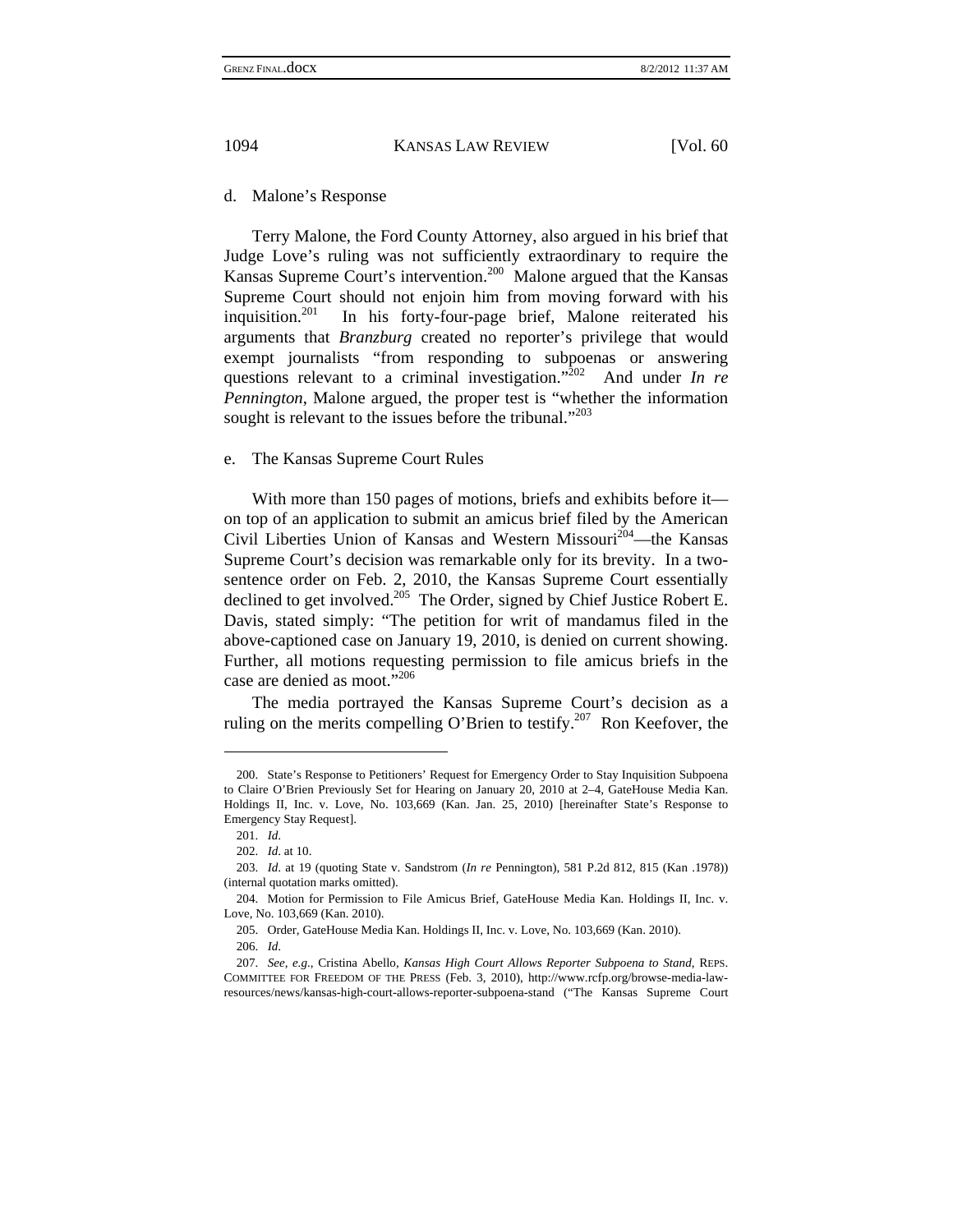d. Malone's Response

Terry Malone, the Ford County Attorney, also argued in his brief that Judge Love's ruling was not sufficiently extraordinary to require the Kansas Supreme Court's intervention.[200] Malone argued that the Kansas Supreme Court should not enjoin him from moving forward with his inquisition.[201] In his forty-four-page brief, Malone reiterated his arguments that *Branzburg* created no reporter's privilege that would exempt journalists "from responding to subpoenas or answering questions relevant to a criminal investigation."[202] And under *In re Pennington*, Malone argued, the proper test is "whether the information sought is relevant to the issues before the tribunal."[203]

e. The Kansas Supreme Court Rules

With more than 150 pages of motions, briefs and exhibits before it—on top of an application to submit an amicus brief filed by the American Civil Liberties Union of Kansas and Western Missouri[204]—the Kansas Supreme Court's decision was remarkable only for its brevity. In a two-sentence order on Feb. 2, 2010, the Kansas Supreme Court essentially declined to get involved.[205] The Order, signed by Chief Justice Robert E. Davis, stated simply: "The petition for writ of mandamus filed in the above-captioned case on January 19, 2010, is denied on current showing. Further, all motions requesting permission to file amicus briefs in the case are denied as moot."[206]

The media portrayed the Kansas Supreme Court's decision as a ruling on the merits compelling O'Brien to testify.[207] Ron Keefover, the

---

200. State's Response to Petitioners' Request for Emergency Order to Stay Inquisition Subpoena to Claire O'Brien Previously Set for Hearing on January 20, 2010 at 2–4, GateHouse Media Kan. Holdings II, Inc. v. Love, No. 103,669 (Kan. Jan. 25, 2010) [hereinafter State's Response to Emergency Stay Request].

201. *Id.*

202. *Id.* at 10.

203. *Id.* at 19 (quoting State v. Sandstrom (*In re* Pennington), 581 P.2d 812, 815 (Kan .1978)) (internal quotation marks omitted).

204. Motion for Permission to File Amicus Brief, GateHouse Media Kan. Holdings II, Inc. v. Love, No. 103,669 (Kan. 2010).

205. Order, GateHouse Media Kan. Holdings II, Inc. v. Love, No. 103,669 (Kan. 2010).

206. *Id.*

207. *See, e.g.*, Cristina Abello, *Kansas High Court Allows Reporter Subpoena to Stand*, REPS. COMMITTEE FOR FREEDOM OF THE PRESS (Feb. 3, 2010), http://www.rcfp.org/browse-media-law-resources/news/kansas-high-court-allows-reporter-subpoena-stand ("The Kansas Supreme Court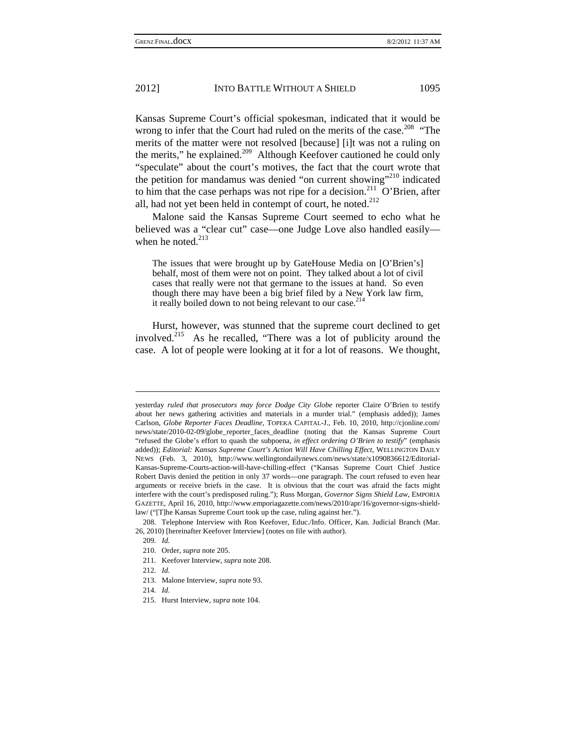Kansas Supreme Court's official spokesman, indicated that it would be wrong to infer that the Court had ruled on the merits of the case.[208] "The merits of the matter were not resolved [because] [i]t was not a ruling on the merits," he explained.[209] Although Keefover cautioned he could only "speculate" about the court's motives, the fact that the court wrote that the petition for mandamus was denied "on current showing"[210] indicated to him that the case perhaps was not ripe for a decision.[211] O'Brien, after all, had not yet been held in contempt of court, he noted.[212]

Malone said the Kansas Supreme Court seemed to echo what he believed was a "clear cut" case—one Judge Love also handled easily—when he noted.[213]

> The issues that were brought up by GateHouse Media on [O'Brien's] behalf, most of them were not on point. They talked about a lot of civil cases that really were not that germane to the issues at hand. So even though there may have been a big brief filed by a New York law firm, it really boiled down to not being relevant to our case.[214]

Hurst, however, was stunned that the supreme court declined to get involved.[215] As he recalled, "There was a lot of publicity around the case. A lot of people were looking at it for a lot of reasons. We thought,

---

yesterday *ruled that prosecutors may force Dodge City Globe* reporter Claire O'Brien to testify about her news gathering activities and materials in a murder trial." (emphasis added)); James Carlson, *Globe Reporter Faces Deadline*, TOPEKA CAPITAL-J., Feb. 10, 2010, http://cjonline.com/news/state/2010-02-09/globe_reporter_faces_deadline (noting that the Kansas Supreme Court "refused the Globe's effort to quash the subpoena, *in effect ordering O'Brien to testify*" (emphasis added)); *Editorial: Kansas Supreme Court's Action Will Have Chilling Effect*, WELLINGTON DAILY NEWS (Feb. 3, 2010), http://www.wellingtondailynews.com/news/state/x1090836612/Editorial-Kansas-Supreme-Courts-action-will-have-chilling-effect ("Kansas Supreme Court Chief Justice Robert Davis denied the petition in only 37 words—one paragraph. The court refused to even hear arguments or receive briefs in the case. It is obvious that the court was afraid the facts might interfere with the court's predisposed ruling."); Russ Morgan, *Governor Signs Shield Law*, EMPORIA GAZETTE, April 16, 2010, http://www.emporiagazette.com/news/2010/apr/16/governor-signs-shield-law/ ("[T]he Kansas Supreme Court took up the case, ruling against her.").

208. Telephone Interview with Ron Keefover, Educ./Info. Officer, Kan. Judicial Branch (Mar. 26, 2010) [hereinafter Keefover Interview] (notes on file with author).

209. *Id.*

210. Order, *supra* note 205.

211. Keefover Interview, *supra* note 208.

212. *Id.*

213. Malone Interview, *supra* note 93.

214. *Id.*

215. Hurst Interview, *supra* note 104.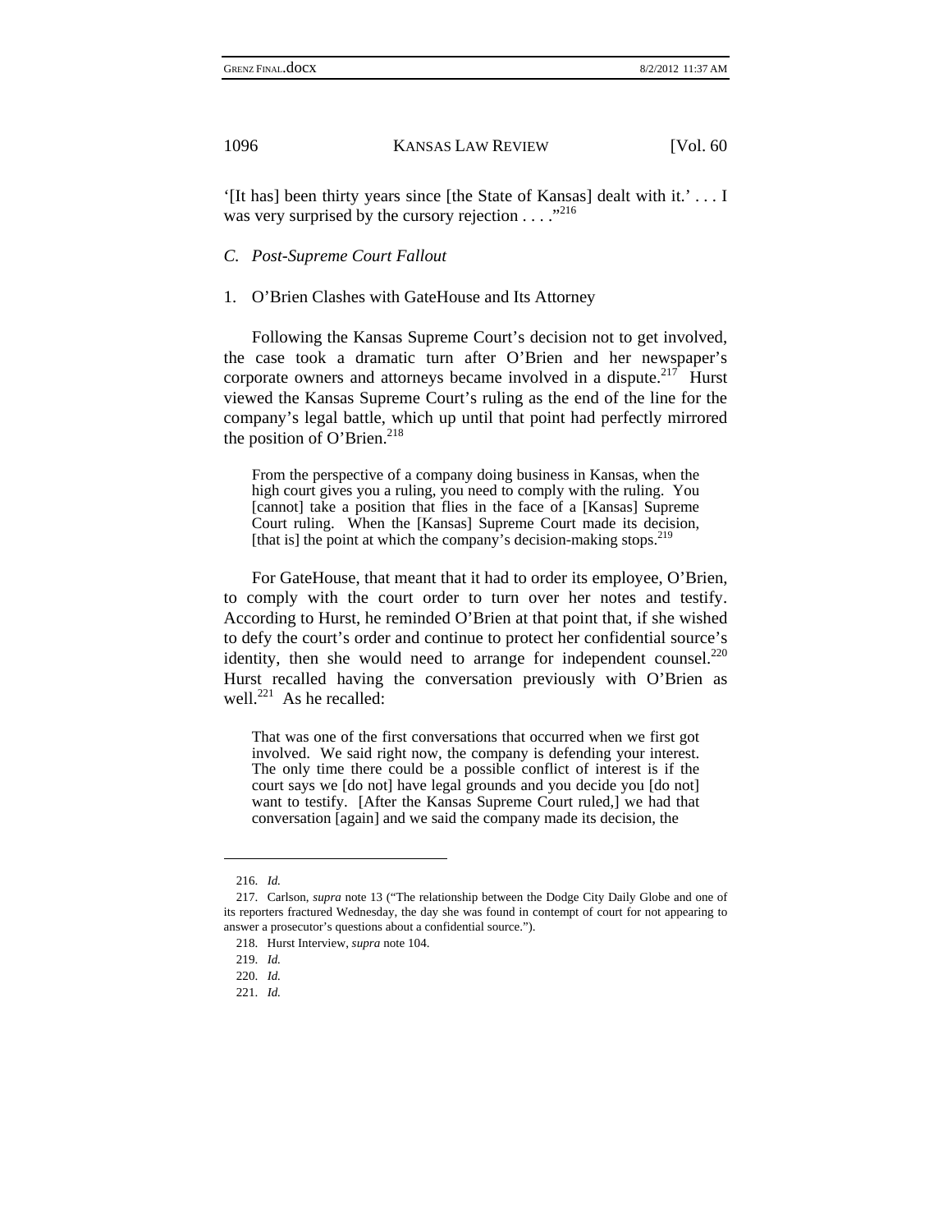'[It has] been thirty years since [the State of Kansas] dealt with it.' . . . I was very surprised by the cursory rejection . . . ."[216]

### *C. Post-Supreme Court Fallout*

#### 1. O'Brien Clashes with GateHouse and Its Attorney

Following the Kansas Supreme Court's decision not to get involved, the case took a dramatic turn after O'Brien and her newspaper's corporate owners and attorneys became involved in a dispute.[217] Hurst viewed the Kansas Supreme Court's ruling as the end of the line for the company's legal battle, which up until that point had perfectly mirrored the position of O'Brien.[218]

> From the perspective of a company doing business in Kansas, when the high court gives you a ruling, you need to comply with the ruling. You [cannot] take a position that flies in the face of a [Kansas] Supreme Court ruling. When the [Kansas] Supreme Court made its decision, [that is] the point at which the company's decision-making stops.[219]

For GateHouse, that meant that it had to order its employee, O'Brien, to comply with the court order to turn over her notes and testify. According to Hurst, he reminded O'Brien at that point that, if she wished to defy the court's order and continue to protect her confidential source's identity, then she would need to arrange for independent counsel.[220] Hurst recalled having the conversation previously with O'Brien as well.[221] As he recalled:

> That was one of the first conversations that occurred when we first got involved. We said right now, the company is defending your interest. The only time there could be a possible conflict of interest is if the court says we [do not] have legal grounds and you decide you [do not] want to testify. [After the Kansas Supreme Court ruled,] we had that conversation [again] and we said the company made its decision, the

---

216. *Id.*

217. Carlson, *supra* note 13 ("The relationship between the Dodge City Daily Globe and one of its reporters fractured Wednesday, the day she was found in contempt of court for not appearing to answer a prosecutor's questions about a confidential source.").

218. Hurst Interview, *supra* note 104.

219. *Id.*

220. *Id.*

221. *Id.*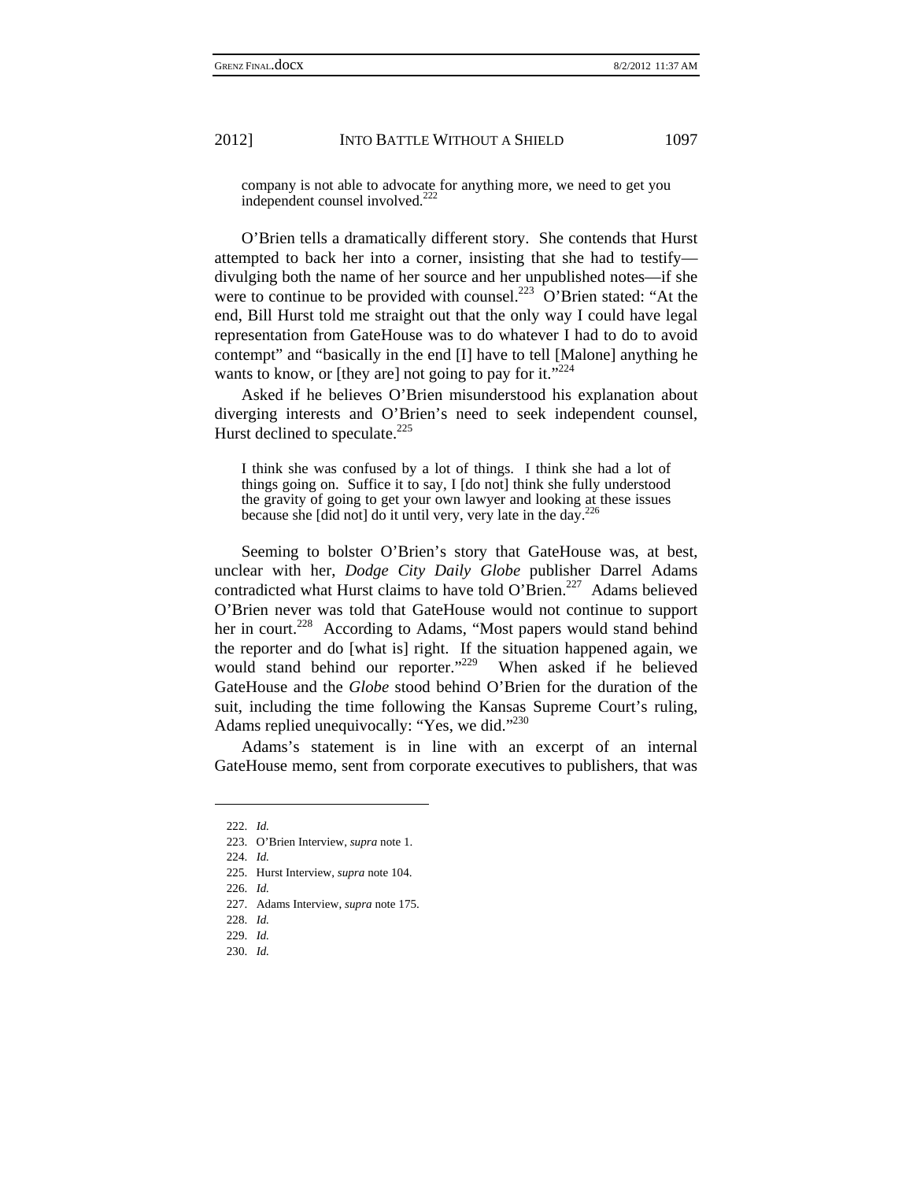> company is not able to advocate for anything more, we need to get you independent counsel involved.[222]

O'Brien tells a dramatically different story. She contends that Hurst attempted to back her into a corner, insisting that she had to testify—divulging both the name of her source and her unpublished notes—if she were to continue to be provided with counsel.[223] O'Brien stated: "At the end, Bill Hurst told me straight out that the only way I could have legal representation from GateHouse was to do whatever I had to do to avoid contempt" and "basically in the end [I] have to tell [Malone] anything he wants to know, or [they are] not going to pay for it."[224]

Asked if he believes O'Brien misunderstood his explanation about diverging interests and O'Brien's need to seek independent counsel, Hurst declined to speculate.[225]

> I think she was confused by a lot of things. I think she had a lot of things going on. Suffice it to say, I [do not] think she fully understood the gravity of going to get your own lawyer and looking at these issues because she [did not] do it until very, very late in the day.[226]

Seeming to bolster O'Brien's story that GateHouse was, at best, unclear with her, *Dodge City Daily Globe* publisher Darrel Adams contradicted what Hurst claims to have told O'Brien.[227] Adams believed O'Brien never was told that GateHouse would not continue to support her in court.[228] According to Adams, "Most papers would stand behind the reporter and do [what is] right. If the situation happened again, we would stand behind our reporter."[229] When asked if he believed GateHouse and the *Globe* stood behind O'Brien for the duration of the suit, including the time following the Kansas Supreme Court's ruling, Adams replied unequivocally: "Yes, we did."[230]

Adams's statement is in line with an excerpt of an internal GateHouse memo, sent from corporate executives to publishers, that was

---

222. *Id.*
223. O'Brien Interview, *supra* note 1.
224. *Id.*
225. Hurst Interview, *supra* note 104.
226. *Id.*
227. Adams Interview, *supra* note 175.
228. *Id.*
229. *Id.*
230. *Id.*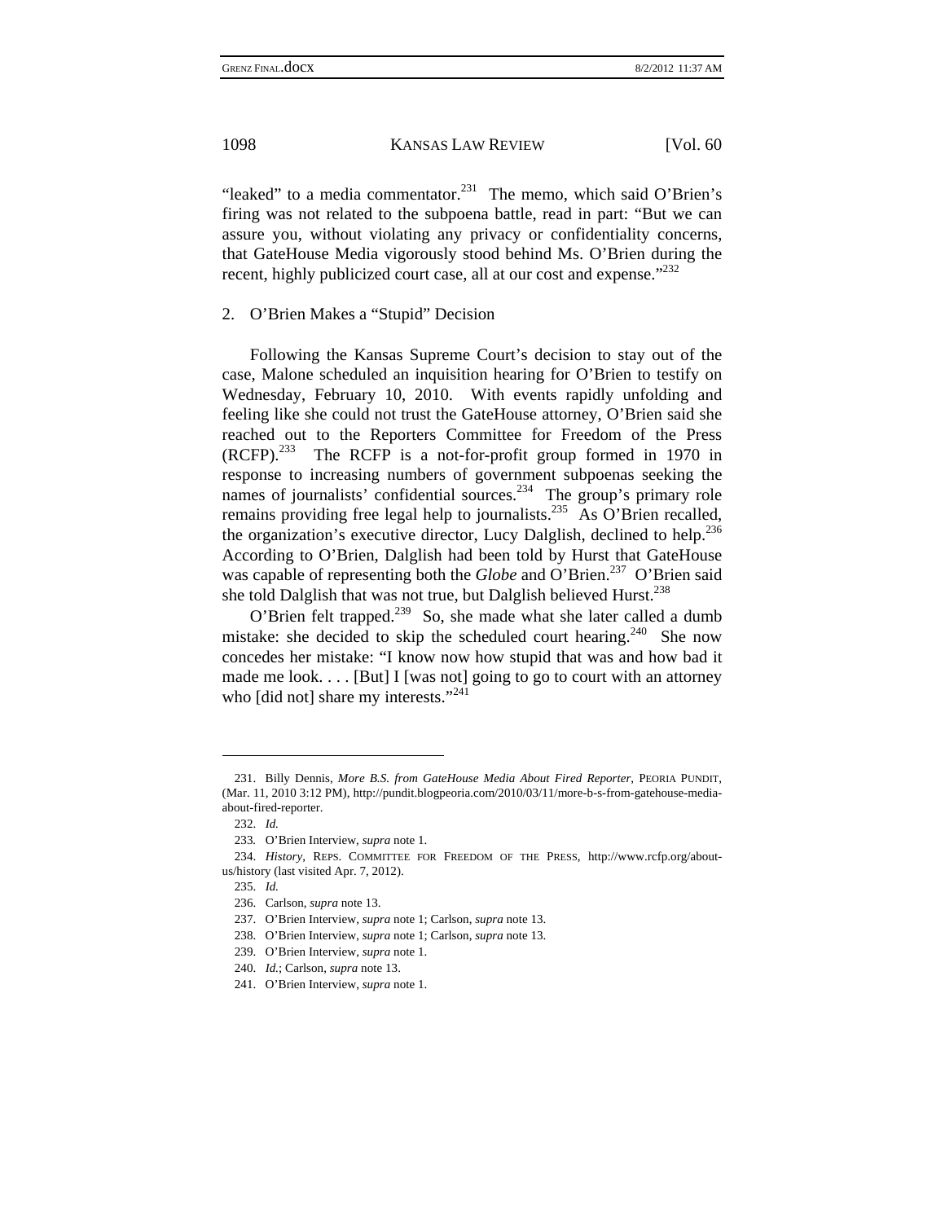"leaked" to a media commentator.[231] The memo, which said O'Brien's firing was not related to the subpoena battle, read in part: "But we can assure you, without violating any privacy or confidentiality concerns, that GateHouse Media vigorously stood behind Ms. O'Brien during the recent, highly publicized court case, all at our cost and expense."[232]

### 2. O'Brien Makes a "Stupid" Decision

Following the Kansas Supreme Court's decision to stay out of the case, Malone scheduled an inquisition hearing for O'Brien to testify on Wednesday, February 10, 2010. With events rapidly unfolding and feeling like she could not trust the GateHouse attorney, O'Brien said she reached out to the Reporters Committee for Freedom of the Press (RCFP).[233] The RCFP is a not-for-profit group formed in 1970 in response to increasing numbers of government subpoenas seeking the names of journalists' confidential sources.[234] The group's primary role remains providing free legal help to journalists.[235] As O'Brien recalled, the organization's executive director, Lucy Dalglish, declined to help.[236] According to O'Brien, Dalglish had been told by Hurst that GateHouse was capable of representing both the *Globe* and O'Brien.[237] O'Brien said she told Dalglish that was not true, but Dalglish believed Hurst.[238]

O'Brien felt trapped.[239] So, she made what she later called a dumb mistake: she decided to skip the scheduled court hearing.[240] She now concedes her mistake: "I know now how stupid that was and how bad it made me look. . . . [But] I [was not] going to go to court with an attorney who [did not] share my interests."[241]

---

231. Billy Dennis, *More B.S. from GateHouse Media About Fired Reporter*, PEORIA PUNDIT, (Mar. 11, 2010 3:12 PM), http://pundit.blogpeoria.com/2010/03/11/more-b-s-from-gatehouse-media-about-fired-reporter.

232. *Id.*

233. O'Brien Interview, *supra* note 1.

234. *History*, REPS. COMMITTEE FOR FREEDOM OF THE PRESS, http://www.rcfp.org/about-us/history (last visited Apr. 7, 2012).

235. *Id.*

236. Carlson, *supra* note 13.

237. O'Brien Interview, *supra* note 1; Carlson, *supra* note 13.

238. O'Brien Interview, *supra* note 1; Carlson, *supra* note 13.

239. O'Brien Interview, *supra* note 1.

240. *Id.*; Carlson, *supra* note 13.

241. O'Brien Interview, *supra* note 1.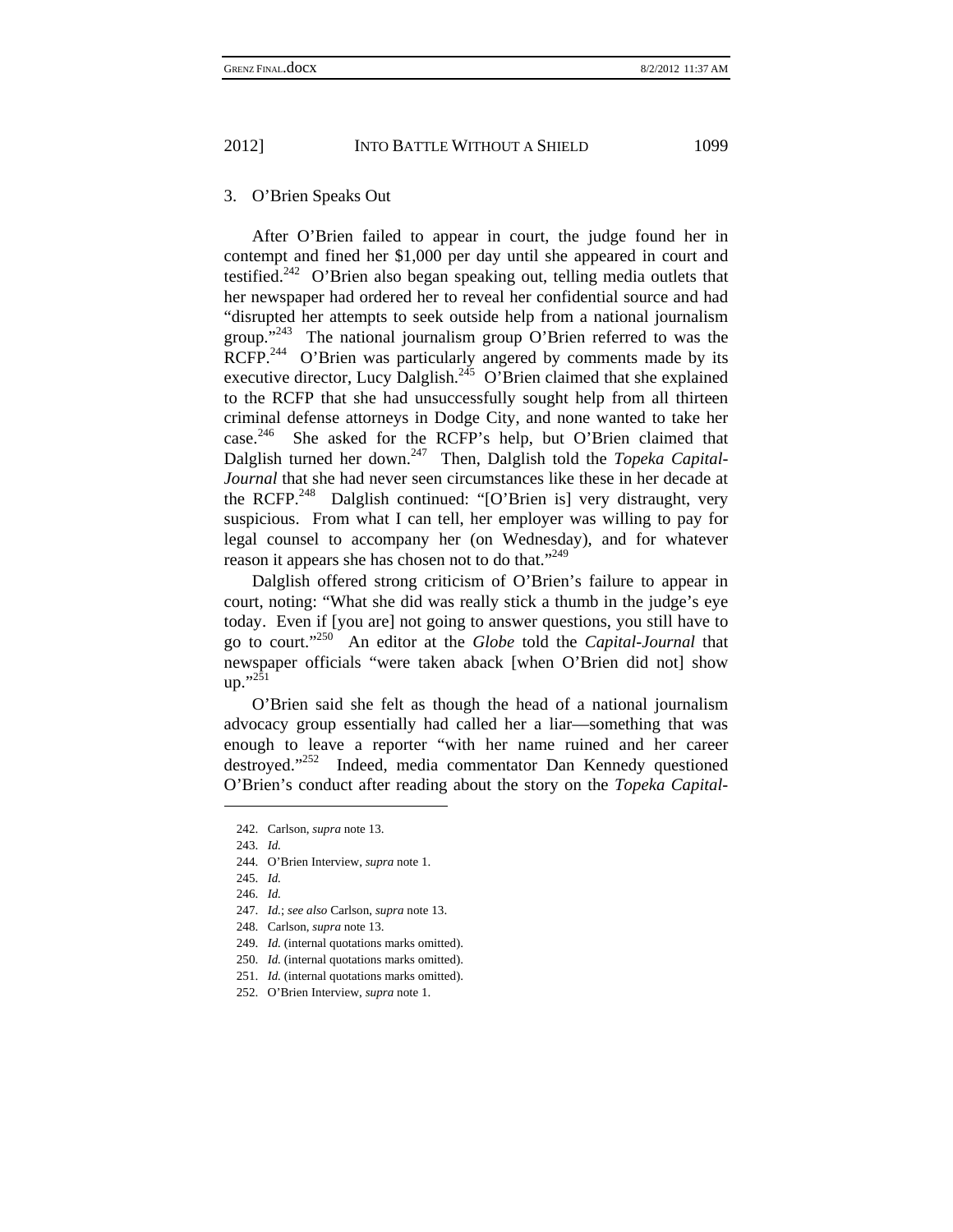### 3. O'Brien Speaks Out

After O'Brien failed to appear in court, the judge found her in contempt and fined her $1,000 per day until she appeared in court and testified.[242] O'Brien also began speaking out, telling media outlets that her newspaper had ordered her to reveal her confidential source and had "disrupted her attempts to seek outside help from a national journalism group."[243] The national journalism group O'Brien referred to was the RCFP.[244] O'Brien was particularly angered by comments made by its executive director, Lucy Dalglish.[245] O'Brien claimed that she explained to the RCFP that she had unsuccessfully sought help from all thirteen criminal defense attorneys in Dodge City, and none wanted to take her case.[246] She asked for the RCFP's help, but O'Brien claimed that Dalglish turned her down.[247] Then, Dalglish told the *Topeka Capital-Journal* that she had never seen circumstances like these in her decade at the RCFP.[248] Dalglish continued: "[O'Brien is] very distraught, very suspicious. From what I can tell, her employer was willing to pay for legal counsel to accompany her (on Wednesday), and for whatever reason it appears she has chosen not to do that."[249]

Dalglish offered strong criticism of O'Brien's failure to appear in court, noting: "What she did was really stick a thumb in the judge's eye today. Even if [you are] not going to answer questions, you still have to go to court."[250] An editor at the *Globe* told the *Capital-Journal* that newspaper officials "were taken aback [when O'Brien did not] show up."[251]

O'Brien said she felt as though the head of a national journalism advocacy group essentially had called her a liar—something that was enough to leave a reporter "with her name ruined and her career destroyed."[252] Indeed, media commentator Dan Kennedy questioned O'Brien's conduct after reading about the story on the *Topeka Capital-*

---

242. Carlson, *supra* note 13.

243. *Id.*

244. O'Brien Interview, *supra* note 1.

245. *Id.*

246. *Id.*

247. *Id.*; *see also* Carlson, *supra* note 13.

248. Carlson, *supra* note 13.

249. *Id.* (internal quotations marks omitted).

250. *Id.* (internal quotations marks omitted).

251. *Id.* (internal quotations marks omitted).

252. O'Brien Interview, *supra* note 1.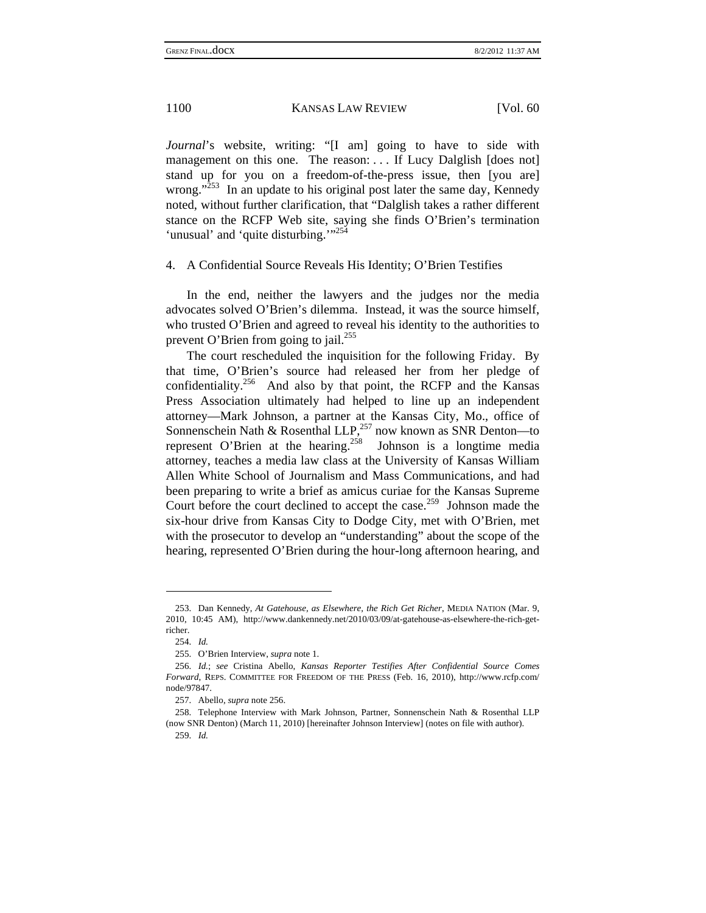*Journal*'s website, writing: "[I am] going to have to side with management on this one. The reason: . . . If Lucy Dalglish [does not] stand up for you on a freedom-of-the-press issue, then [you are] wrong."[253] In an update to his original post later the same day, Kennedy noted, without further clarification, that "Dalglish takes a rather different stance on the RCFP Web site, saying she finds O'Brien's termination 'unusual' and 'quite disturbing.'"[254]

### 4. A Confidential Source Reveals His Identity; O'Brien Testifies

In the end, neither the lawyers and the judges nor the media advocates solved O'Brien's dilemma. Instead, it was the source himself, who trusted O'Brien and agreed to reveal his identity to the authorities to prevent O'Brien from going to jail.[255]

The court rescheduled the inquisition for the following Friday. By that time, O'Brien's source had released her from her pledge of confidentiality.[256] And also by that point, the RCFP and the Kansas Press Association ultimately had helped to line up an independent attorney—Mark Johnson, a partner at the Kansas City, Mo., office of Sonnenschein Nath & Rosenthal LLP,[257] now known as SNR Denton—to represent O'Brien at the hearing.[258] Johnson is a longtime media attorney, teaches a media law class at the University of Kansas William Allen White School of Journalism and Mass Communications, and had been preparing to write a brief as amicus curiae for the Kansas Supreme Court before the court declined to accept the case.[259] Johnson made the six-hour drive from Kansas City to Dodge City, met with O'Brien, met with the prosecutor to develop an "understanding" about the scope of the hearing, represented O'Brien during the hour-long afternoon hearing, and

---

253. Dan Kennedy, *At Gatehouse, as Elsewhere, the Rich Get Richer*, MEDIA NATION (Mar. 9, 2010, 10:45 AM), http://www.dankennedy.net/2010/03/09/at-gatehouse-as-elsewhere-the-rich-get-richer.

254. *Id.*

255. O'Brien Interview, *supra* note 1.

256. *Id.*; *see* Cristina Abello, *Kansas Reporter Testifies After Confidential Source Comes Forward*, REPS. COMMITTEE FOR FREEDOM OF THE PRESS (Feb. 16, 2010), http://www.rcfp.com/node/97847.

257. Abello, *supra* note 256.

258. Telephone Interview with Mark Johnson, Partner, Sonnenschein Nath & Rosenthal LLP (now SNR Denton) (March 11, 2010) [hereinafter Johnson Interview] (notes on file with author).

259. *Id.*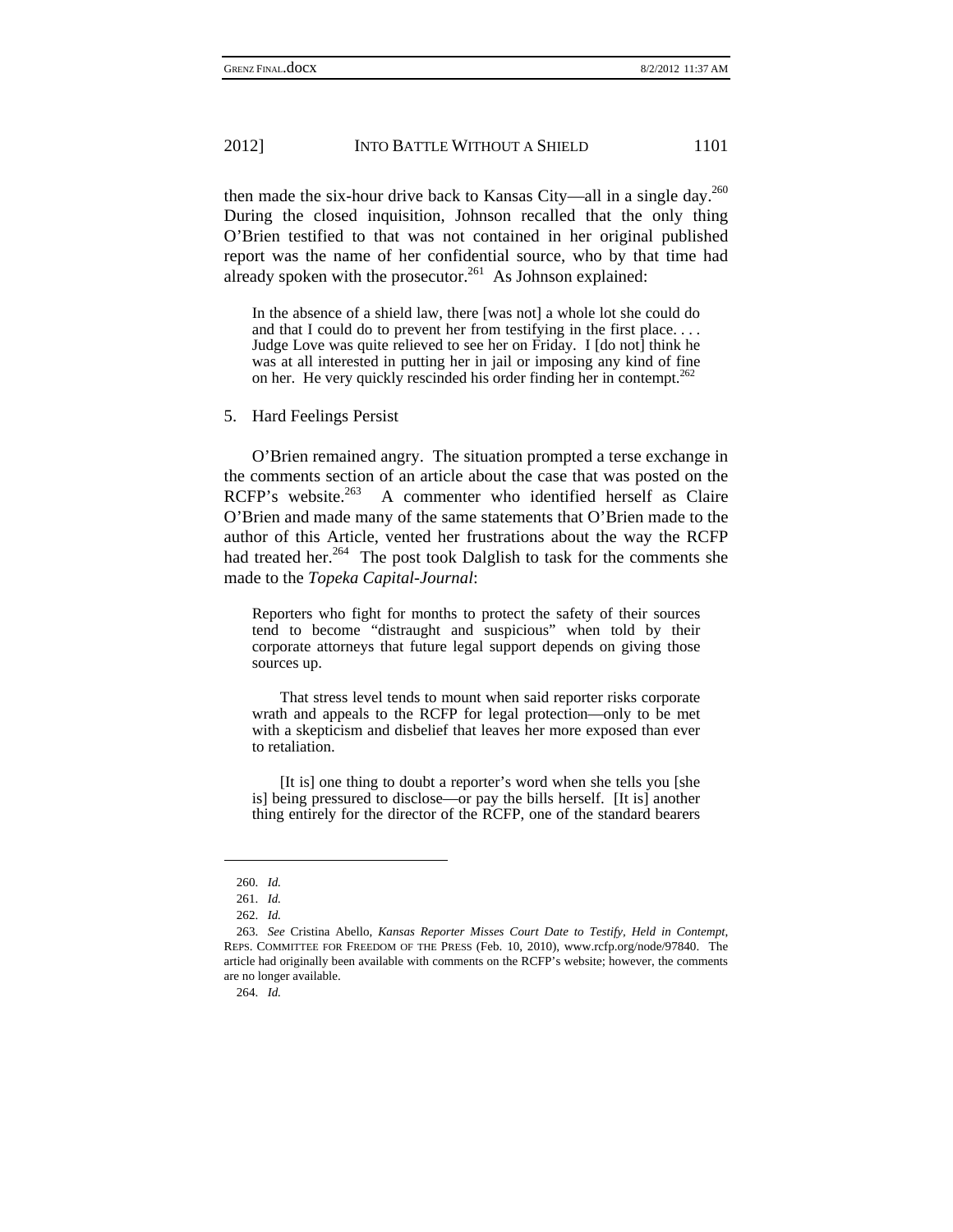then made the six-hour drive back to Kansas City—all in a single day.[260] During the closed inquisition, Johnson recalled that the only thing O'Brien testified to that was not contained in her original published report was the name of her confidential source, who by that time had already spoken with the prosecutor.[261] As Johnson explained:

> In the absence of a shield law, there [was not] a whole lot she could do and that I could do to prevent her from testifying in the first place. . . . Judge Love was quite relieved to see her on Friday. I [do not] think he was at all interested in putting her in jail or imposing any kind of fine on her. He very quickly rescinded his order finding her in contempt.[262]

5. Hard Feelings Persist

O'Brien remained angry. The situation prompted a terse exchange in the comments section of an article about the case that was posted on the RCFP's website.[263] A commenter who identified herself as Claire O'Brien and made many of the same statements that O'Brien made to the author of this Article, vented her frustrations about the way the RCFP had treated her.[264] The post took Dalglish to task for the comments she made to the *Topeka Capital-Journal*:

> Reporters who fight for months to protect the safety of their sources tend to become "distraught and suspicious" when told by their corporate attorneys that future legal support depends on giving those sources up.
>
> That stress level tends to mount when said reporter risks corporate wrath and appeals to the RCFP for legal protection—only to be met with a skepticism and disbelief that leaves her more exposed than ever to retaliation.
>
> [It is] one thing to doubt a reporter's word when she tells you [she is] being pressured to disclose—or pay the bills herself. [It is] another thing entirely for the director of the RCFP, one of the standard bearers

---

260. *Id.*

261. *Id.*

262. *Id.*

263. *See* Cristina Abello, *Kansas Reporter Misses Court Date to Testify, Held in Contempt*, REPS. COMMITTEE FOR FREEDOM OF THE PRESS (Feb. 10, 2010), www.rcfp.org/node/97840. The article had originally been available with comments on the RCFP's website; however, the comments are no longer available.

264. *Id.*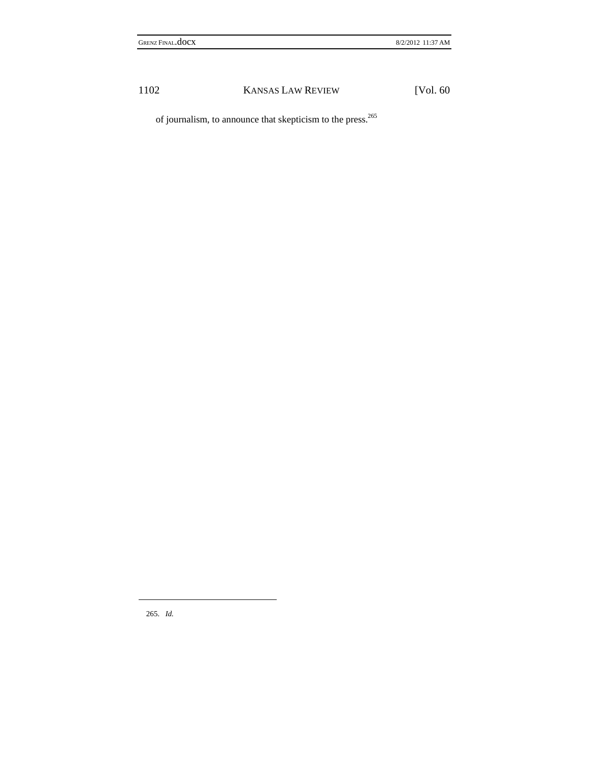of journalism, to announce that skepticism to the press.[265]

---

265. *Id.*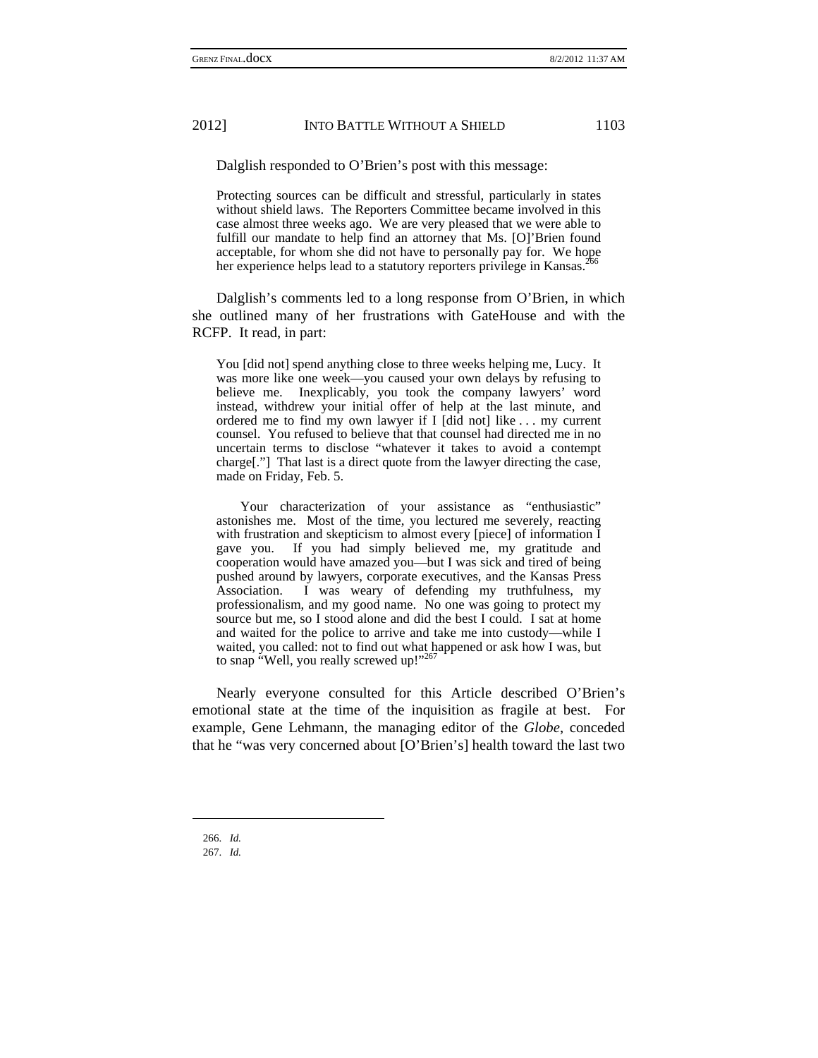Dalglish responded to O'Brien's post with this message:

> Protecting sources can be difficult and stressful, particularly in states without shield laws. The Reporters Committee became involved in this case almost three weeks ago. We are very pleased that we were able to fulfill our mandate to help find an attorney that Ms. [O]'Brien found acceptable, for whom she did not have to personally pay for. We hope her experience helps lead to a statutory reporters privilege in Kansas.[266]

Dalglish's comments led to a long response from O'Brien, in which she outlined many of her frustrations with GateHouse and with the RCFP. It read, in part:

> You [did not] spend anything close to three weeks helping me, Lucy. It was more like one week—you caused your own delays by refusing to believe me. Inexplicably, you took the company lawyers' word instead, withdrew your initial offer of help at the last minute, and ordered me to find my own lawyer if I [did not] like . . . my current counsel. You refused to believe that that counsel had directed me in no uncertain terms to disclose "whatever it takes to avoid a contempt charge[."] That last is a direct quote from the lawyer directing the case, made on Friday, Feb. 5.
>
> Your characterization of your assistance as "enthusiastic" astonishes me. Most of the time, you lectured me severely, reacting with frustration and skepticism to almost every [piece] of information I gave you. If you had simply believed me, my gratitude and cooperation would have amazed you—but I was sick and tired of being pushed around by lawyers, corporate executives, and the Kansas Press Association. I was weary of defending my truthfulness, my professionalism, and my good name. No one was going to protect my source but me, so I stood alone and did the best I could. I sat at home and waited for the police to arrive and take me into custody—while I waited, you called: not to find out what happened or ask how I was, but to snap "Well, you really screwed up!"[267]

Nearly everyone consulted for this Article described O'Brien's emotional state at the time of the inquisition as fragile at best. For example, Gene Lehmann, the managing editor of the *Globe*, conceded that he "was very concerned about [O'Brien's] health toward the last two

---

266. *Id.*

267. *Id.*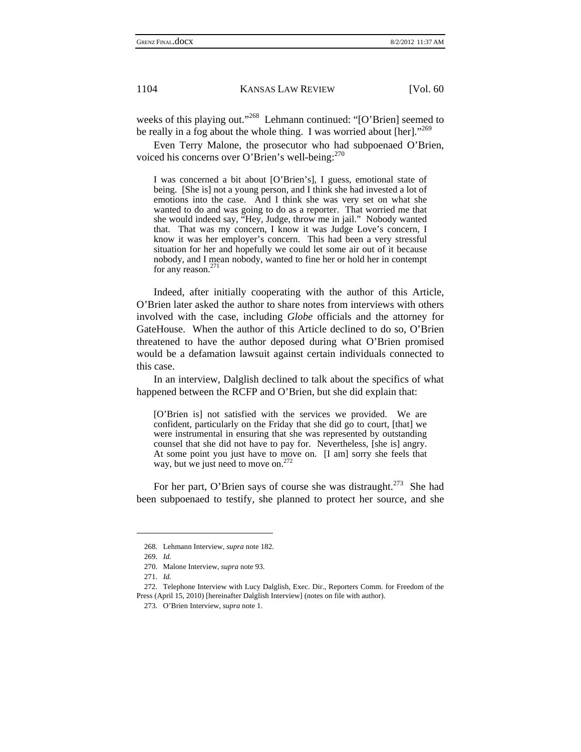weeks of this playing out."[268] Lehmann continued: "[O'Brien] seemed to be really in a fog about the whole thing. I was worried about [her]."[269]

Even Terry Malone, the prosecutor who had subpoenaed O'Brien, voiced his concerns over O'Brien's well-being:[270]

> I was concerned a bit about [O'Brien's], I guess, emotional state of being. [She is] not a young person, and I think she had invested a lot of emotions into the case. And I think she was very set on what she wanted to do and was going to do as a reporter. That worried me that she would indeed say, "Hey, Judge, throw me in jail." Nobody wanted that. That was my concern, I know it was Judge Love's concern, I know it was her employer's concern. This had been a very stressful situation for her and hopefully we could let some air out of it because nobody, and I mean nobody, wanted to fine her or hold her in contempt for any reason.[271]

Indeed, after initially cooperating with the author of this Article, O'Brien later asked the author to share notes from interviews with others involved with the case, including *Globe* officials and the attorney for GateHouse. When the author of this Article declined to do so, O'Brien threatened to have the author deposed during what O'Brien promised would be a defamation lawsuit against certain individuals connected to this case.

In an interview, Dalglish declined to talk about the specifics of what happened between the RCFP and O'Brien, but she did explain that:

> [O'Brien is] not satisfied with the services we provided. We are confident, particularly on the Friday that she did go to court, [that] we were instrumental in ensuring that she was represented by outstanding counsel that she did not have to pay for. Nevertheless, [she is] angry. At some point you just have to move on. [I am] sorry she feels that way, but we just need to move on.[272]

For her part, O'Brien says of course she was distraught.[273] She had been subpoenaed to testify, she planned to protect her source, and she

---

268. Lehmann Interview, *supra* note 182.

269. *Id.*

270. Malone Interview, *supra* note 93.

271. *Id.*

272. Telephone Interview with Lucy Dalglish, Exec. Dir., Reporters Comm. for Freedom of the Press (April 15, 2010) [hereinafter Dalglish Interview] (notes on file with author).

273. O'Brien Interview, *supra* note 1.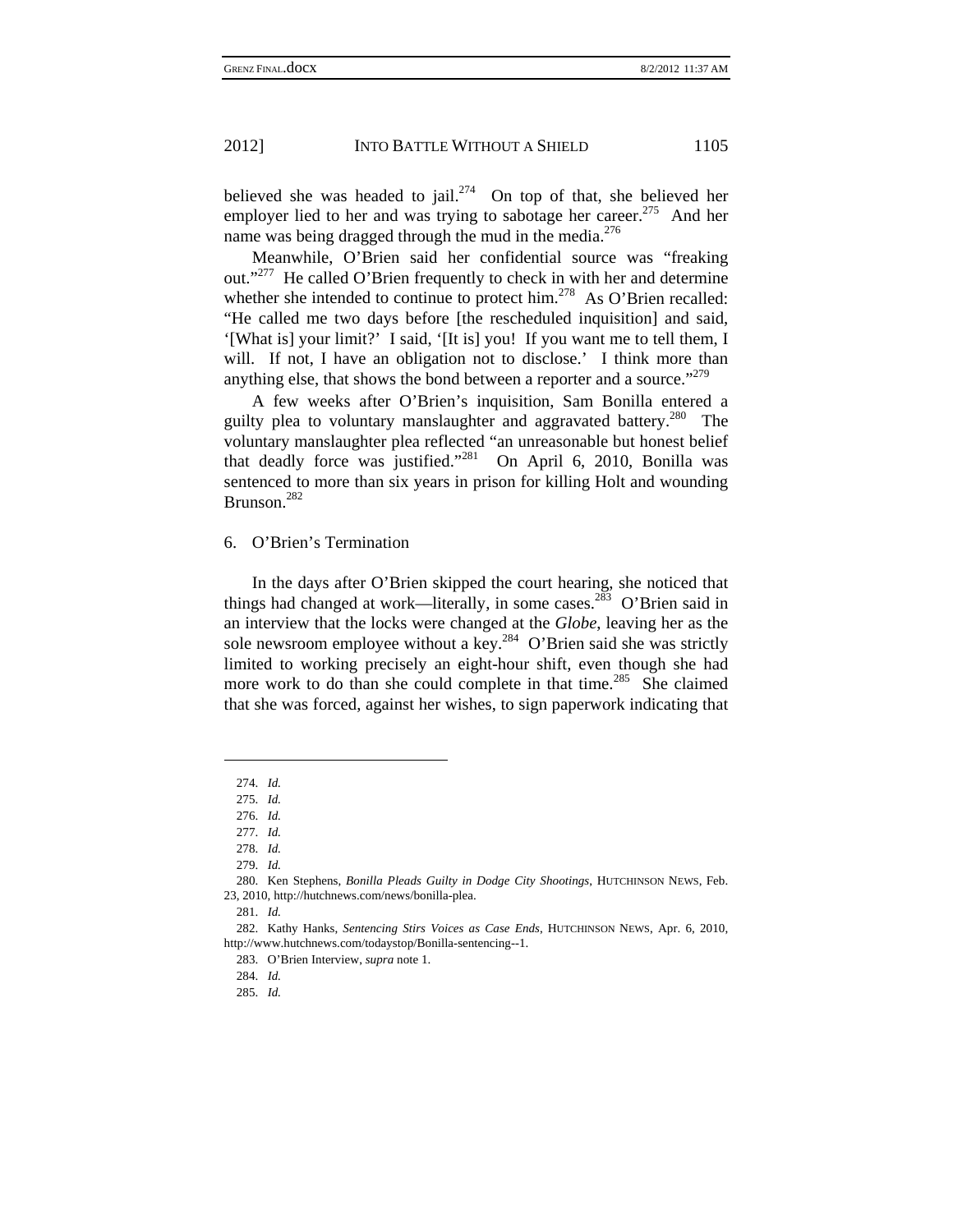believed she was headed to jail.[274] On top of that, she believed her employer lied to her and was trying to sabotage her career.[275] And her name was being dragged through the mud in the media.[276]

Meanwhile, O'Brien said her confidential source was "freaking out."[277] He called O'Brien frequently to check in with her and determine whether she intended to continue to protect him.[278] As O'Brien recalled: "He called me two days before [the rescheduled inquisition] and said, '[What is] your limit?' I said, '[It is] you! If you want me to tell them, I will. If not, I have an obligation not to disclose.' I think more than anything else, that shows the bond between a reporter and a source."[279]

A few weeks after O'Brien's inquisition, Sam Bonilla entered a guilty plea to voluntary manslaughter and aggravated battery.[280] The voluntary manslaughter plea reflected "an unreasonable but honest belief that deadly force was justified."[281] On April 6, 2010, Bonilla was sentenced to more than six years in prison for killing Holt and wounding Brunson.[282]

6. O'Brien's Termination

In the days after O'Brien skipped the court hearing, she noticed that things had changed at work—literally, in some cases.[283] O'Brien said in an interview that the locks were changed at the *Globe*, leaving her as the sole newsroom employee without a key.[284] O'Brien said she was strictly limited to working precisely an eight-hour shift, even though she had more work to do than she could complete in that time.[285] She claimed that she was forced, against her wishes, to sign paperwork indicating that

---

274. *Id.*

275. *Id.*

276. *Id.*

277. *Id.*

278. *Id.*

279. *Id.*

280. Ken Stephens, *Bonilla Pleads Guilty in Dodge City Shootings*, HUTCHINSON NEWS, Feb. 23, 2010, http://hutchnews.com/news/bonilla-plea.

281. *Id.*

282. Kathy Hanks, *Sentencing Stirs Voices as Case Ends*, HUTCHINSON NEWS, Apr. 6, 2010, http://www.hutchnews.com/todaystop/Bonilla-sentencing--1.

283. O'Brien Interview, *supra* note 1.

284. *Id.*

285. *Id.*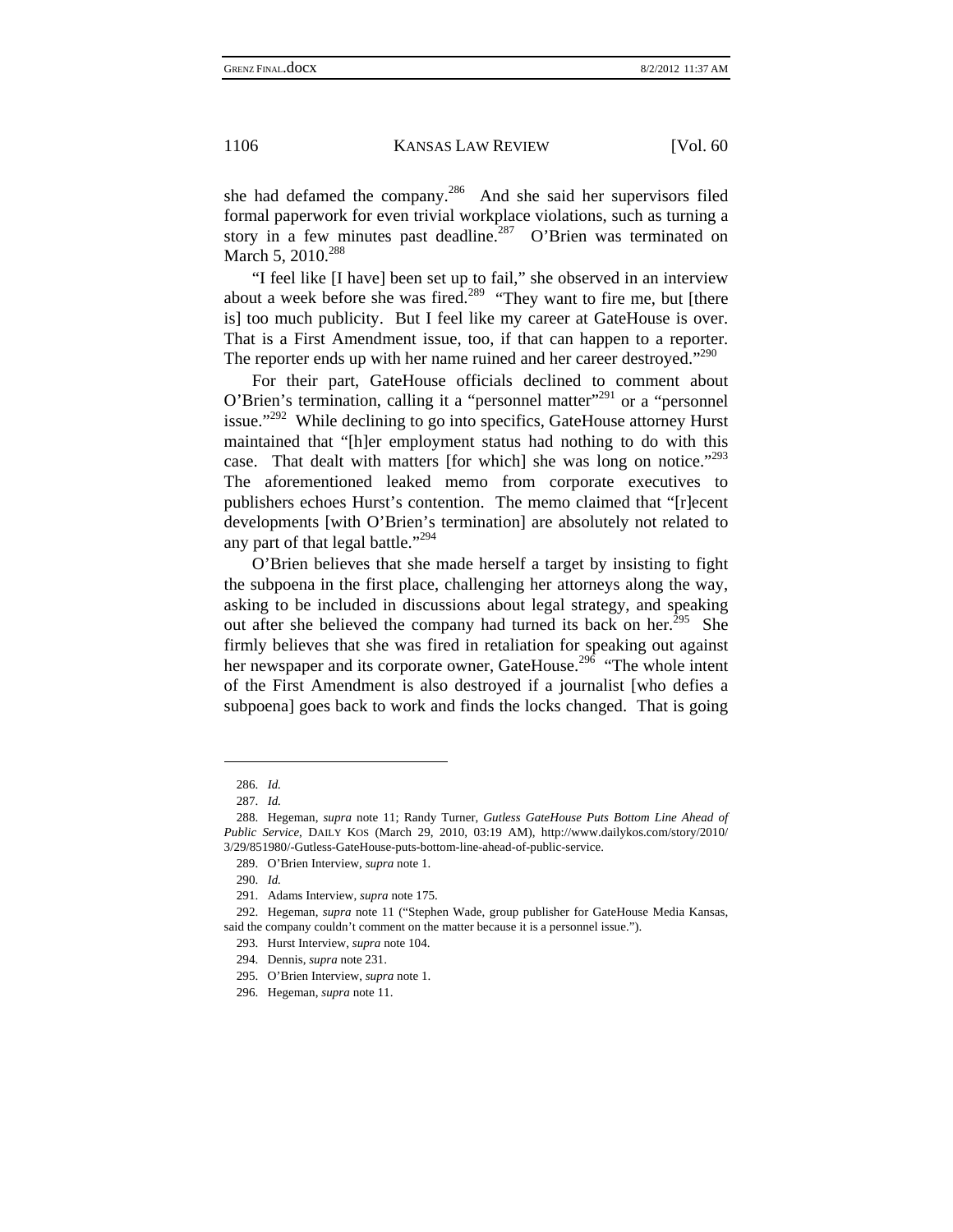she had defamed the company.[286] And she said her supervisors filed formal paperwork for even trivial workplace violations, such as turning a story in a few minutes past deadline.[287] O'Brien was terminated on March 5, 2010.[288]

"I feel like [I have] been set up to fail," she observed in an interview about a week before she was fired.[289] "They want to fire me, but [there is] too much publicity. But I feel like my career at GateHouse is over. That is a First Amendment issue, too, if that can happen to a reporter. The reporter ends up with her name ruined and her career destroyed."[290]

For their part, GateHouse officials declined to comment about O'Brien's termination, calling it a "personnel matter"[291] or a "personnel issue."[292] While declining to go into specifics, GateHouse attorney Hurst maintained that "[h]er employment status had nothing to do with this case. That dealt with matters [for which] she was long on notice."[293] The aforementioned leaked memo from corporate executives to publishers echoes Hurst's contention. The memo claimed that "[r]ecent developments [with O'Brien's termination] are absolutely not related to any part of that legal battle."[294]

O'Brien believes that she made herself a target by insisting to fight the subpoena in the first place, challenging her attorneys along the way, asking to be included in discussions about legal strategy, and speaking out after she believed the company had turned its back on her.[295] She firmly believes that she was fired in retaliation for speaking out against her newspaper and its corporate owner, GateHouse.[296] "The whole intent of the First Amendment is also destroyed if a journalist [who defies a subpoena] goes back to work and finds the locks changed. That is going

---

286. *Id.*

287. *Id.*

288. Hegeman, *supra* note 11; Randy Turner, *Gutless GateHouse Puts Bottom Line Ahead of Public Service*, DAILY KOS (March 29, 2010, 03:19 AM), http://www.dailykos.com/story/2010/3/29/851980/-Gutless-GateHouse-puts-bottom-line-ahead-of-public-service.

289. O'Brien Interview, *supra* note 1.

290. *Id.*

291. Adams Interview, *supra* note 175.

292. Hegeman, *supra* note 11 ("Stephen Wade, group publisher for GateHouse Media Kansas, said the company couldn't comment on the matter because it is a personnel issue.").

293. Hurst Interview, *supra* note 104.

294. Dennis, *supra* note 231.

295. O'Brien Interview, *supra* note 1.

296. Hegeman, *supra* note 11.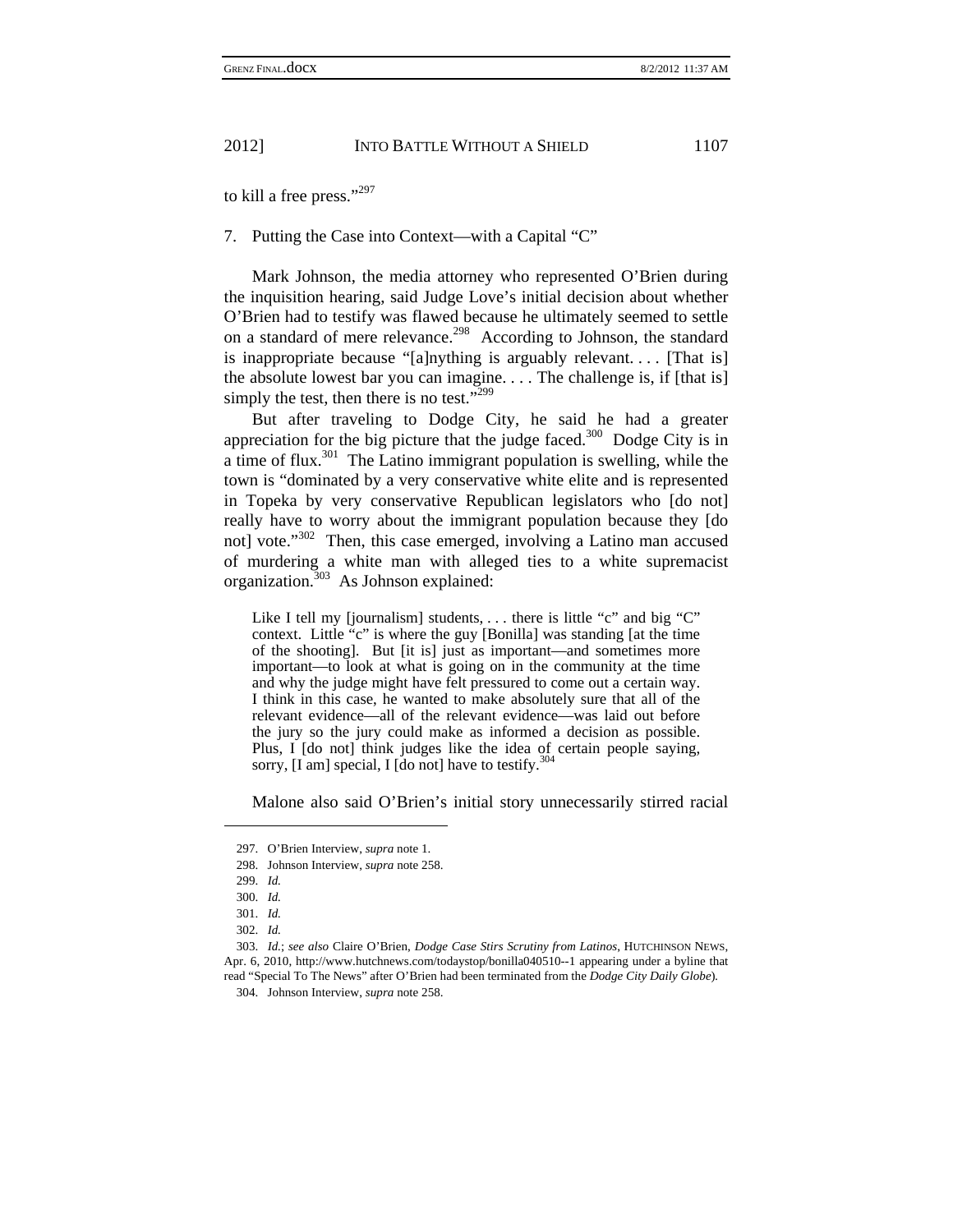to kill a free press."[297]

7. Putting the Case into Context—with a Capital "C"

Mark Johnson, the media attorney who represented O'Brien during the inquisition hearing, said Judge Love's initial decision about whether O'Brien had to testify was flawed because he ultimately seemed to settle on a standard of mere relevance.[298] According to Johnson, the standard is inappropriate because "[a]nything is arguably relevant. . . . [That is] the absolute lowest bar you can imagine. . . . The challenge is, if [that is] simply the test, then there is no test."[299]

But after traveling to Dodge City, he said he had a greater appreciation for the big picture that the judge faced.[300] Dodge City is in a time of flux.[301] The Latino immigrant population is swelling, while the town is "dominated by a very conservative white elite and is represented in Topeka by very conservative Republican legislators who [do not] really have to worry about the immigrant population because they [do not] vote."[302] Then, this case emerged, involving a Latino man accused of murdering a white man with alleged ties to a white supremacist organization.[303] As Johnson explained:

> Like I tell my [journalism] students, . . . there is little "c" and big "C" context. Little "c" is where the guy [Bonilla] was standing [at the time of the shooting]. But [it is] just as important—and sometimes more important—to look at what is going on in the community at the time and why the judge might have felt pressured to come out a certain way. I think in this case, he wanted to make absolutely sure that all of the relevant evidence—all of the relevant evidence—was laid out before the jury so the jury could make as informed a decision as possible. Plus, I [do not] think judges like the idea of certain people saying, sorry, [I am] special, I [do not] have to testify.[304]

Malone also said O'Brien's initial story unnecessarily stirred racial

---

297. O'Brien Interview, *supra* note 1.

298. Johnson Interview, *supra* note 258.

299. *Id.*

300. *Id.*

301. *Id.*

302. *Id.*

303. *Id.*; *see also* Claire O'Brien, *Dodge Case Stirs Scrutiny from Latinos*, HUTCHINSON NEWS, Apr. 6, 2010, http://www.hutchnews.com/todaystop/bonilla040510--1 appearing under a byline that read "Special To The News" after O'Brien had been terminated from the *Dodge City Daily Globe*).

304. Johnson Interview, *supra* note 258.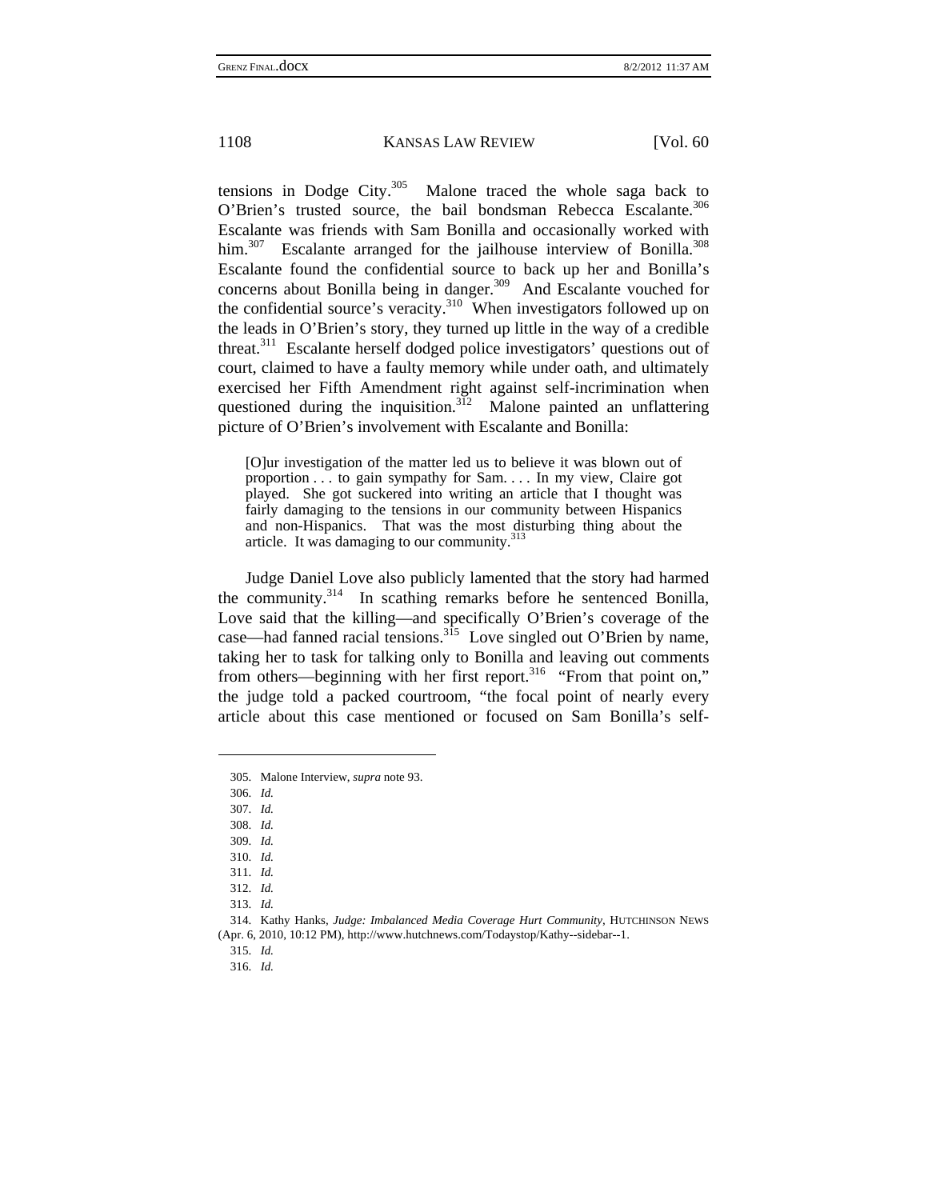tensions in Dodge City.[305] Malone traced the whole saga back to O'Brien's trusted source, the bail bondsman Rebecca Escalante.[306] Escalante was friends with Sam Bonilla and occasionally worked with him.[307] Escalante arranged for the jailhouse interview of Bonilla.[308] Escalante found the confidential source to back up her and Bonilla's concerns about Bonilla being in danger.[309] And Escalante vouched for the confidential source's veracity.[310] When investigators followed up on the leads in O'Brien's story, they turned up little in the way of a credible threat.[311] Escalante herself dodged police investigators' questions out of court, claimed to have a faulty memory while under oath, and ultimately exercised her Fifth Amendment right against self-incrimination when questioned during the inquisition.[312] Malone painted an unflattering picture of O'Brien's involvement with Escalante and Bonilla:

> [O]ur investigation of the matter led us to believe it was blown out of proportion . . . to gain sympathy for Sam. . . . In my view, Claire got played. She got suckered into writing an article that I thought was fairly damaging to the tensions in our community between Hispanics and non-Hispanics. That was the most disturbing thing about the article. It was damaging to our community.[313]

Judge Daniel Love also publicly lamented that the story had harmed the community.[314] In scathing remarks before he sentenced Bonilla, Love said that the killing—and specifically O'Brien's coverage of the case—had fanned racial tensions.[315] Love singled out O'Brien by name, taking her to task for talking only to Bonilla and leaving out comments from others—beginning with her first report.[316] "From that point on," the judge told a packed courtroom, "the focal point of nearly every article about this case mentioned or focused on Sam Bonilla's self-

---

305. Malone Interview, *supra* note 93.
306. *Id.*
307. *Id.*
308. *Id.*
309. *Id.*
310. *Id.*
311. *Id.*
312. *Id.*
313. *Id.*
314. Kathy Hanks, *Judge: Imbalanced Media Coverage Hurt Community*, HUTCHINSON NEWS (Apr. 6, 2010, 10:12 PM), http://www.hutchnews.com/Todaystop/Kathy--sidebar--1.
315. *Id.*
316. *Id.*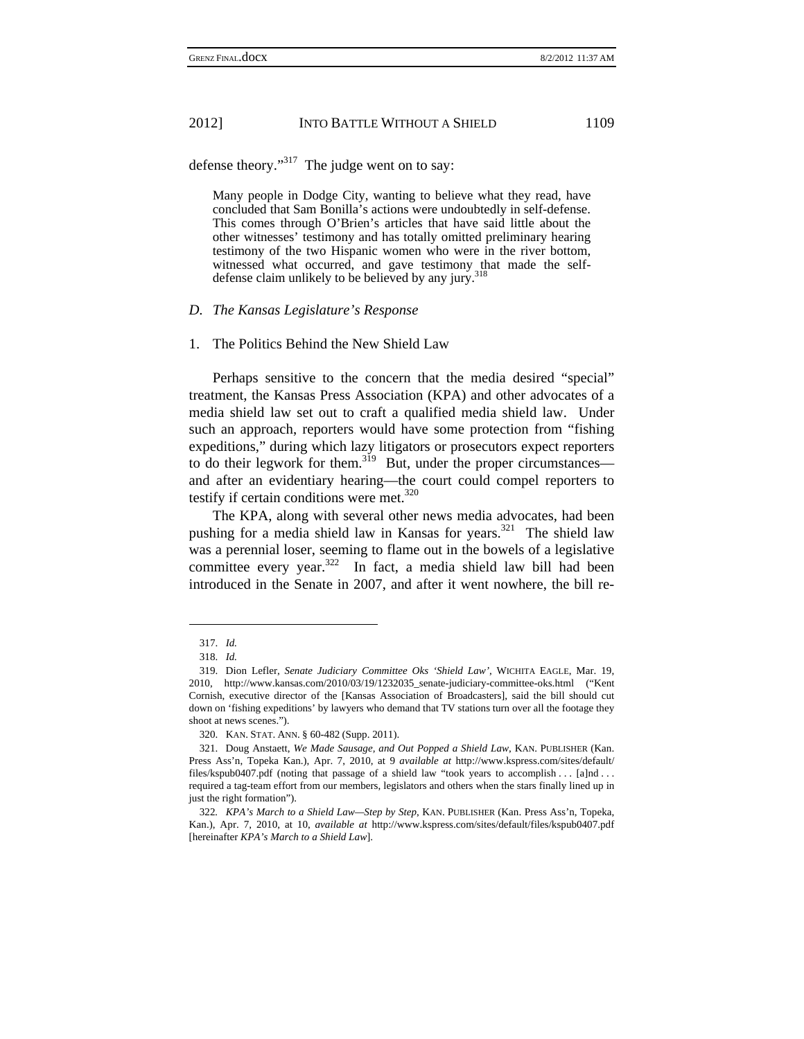defense theory."[317] The judge went on to say:

> Many people in Dodge City, wanting to believe what they read, have concluded that Sam Bonilla's actions were undoubtedly in self-defense. This comes through O'Brien's articles that have said little about the other witnesses' testimony and has totally omitted preliminary hearing testimony of the two Hispanic women who were in the river bottom, witnessed what occurred, and gave testimony that made the self-defense claim unlikely to be believed by any jury.[318]

### *D. The Kansas Legislature's Response*

#### 1. The Politics Behind the New Shield Law

Perhaps sensitive to the concern that the media desired "special" treatment, the Kansas Press Association (KPA) and other advocates of a media shield law set out to craft a qualified media shield law. Under such an approach, reporters would have some protection from "fishing expeditions," during which lazy litigators or prosecutors expect reporters to do their legwork for them.[319] But, under the proper circumstances—and after an evidentiary hearing—the court could compel reporters to testify if certain conditions were met.[320]

The KPA, along with several other news media advocates, had been pushing for a media shield law in Kansas for years.[321] The shield law was a perennial loser, seeming to flame out in the bowels of a legislative committee every year.[322] In fact, a media shield law bill had been introduced in the Senate in 2007, and after it went nowhere, the bill re-

---

317. *Id.*

318. *Id.*

319. Dion Lefler, *Senate Judiciary Committee Oks 'Shield Law'*, WICHITA EAGLE, Mar. 19, 2010, http://www.kansas.com/2010/03/19/1232035_senate-judiciary-committee-oks.html ("Kent Cornish, executive director of the [Kansas Association of Broadcasters], said the bill should cut down on 'fishing expeditions' by lawyers who demand that TV stations turn over all the footage they shoot at news scenes.").

320. KAN. STAT. ANN. § 60-482 (Supp. 2011).

321. Doug Anstaett, *We Made Sausage, and Out Popped a Shield Law*, KAN. PUBLISHER (Kan. Press Ass'n, Topeka Kan.), Apr. 7, 2010, at 9 *available at* http://www.kspress.com/sites/default/files/kspub0407.pdf (noting that passage of a shield law "took years to accomplish . . . [a]nd . . . required a tag-team effort from our members, legislators and others when the stars finally lined up in just the right formation").

322. *KPA's March to a Shield Law—Step by Step*, KAN. PUBLISHER (Kan. Press Ass'n, Topeka, Kan.), Apr. 7, 2010, at 10, *available at* http://www.kspress.com/sites/default/files/kspub0407.pdf [hereinafter *KPA's March to a Shield Law*].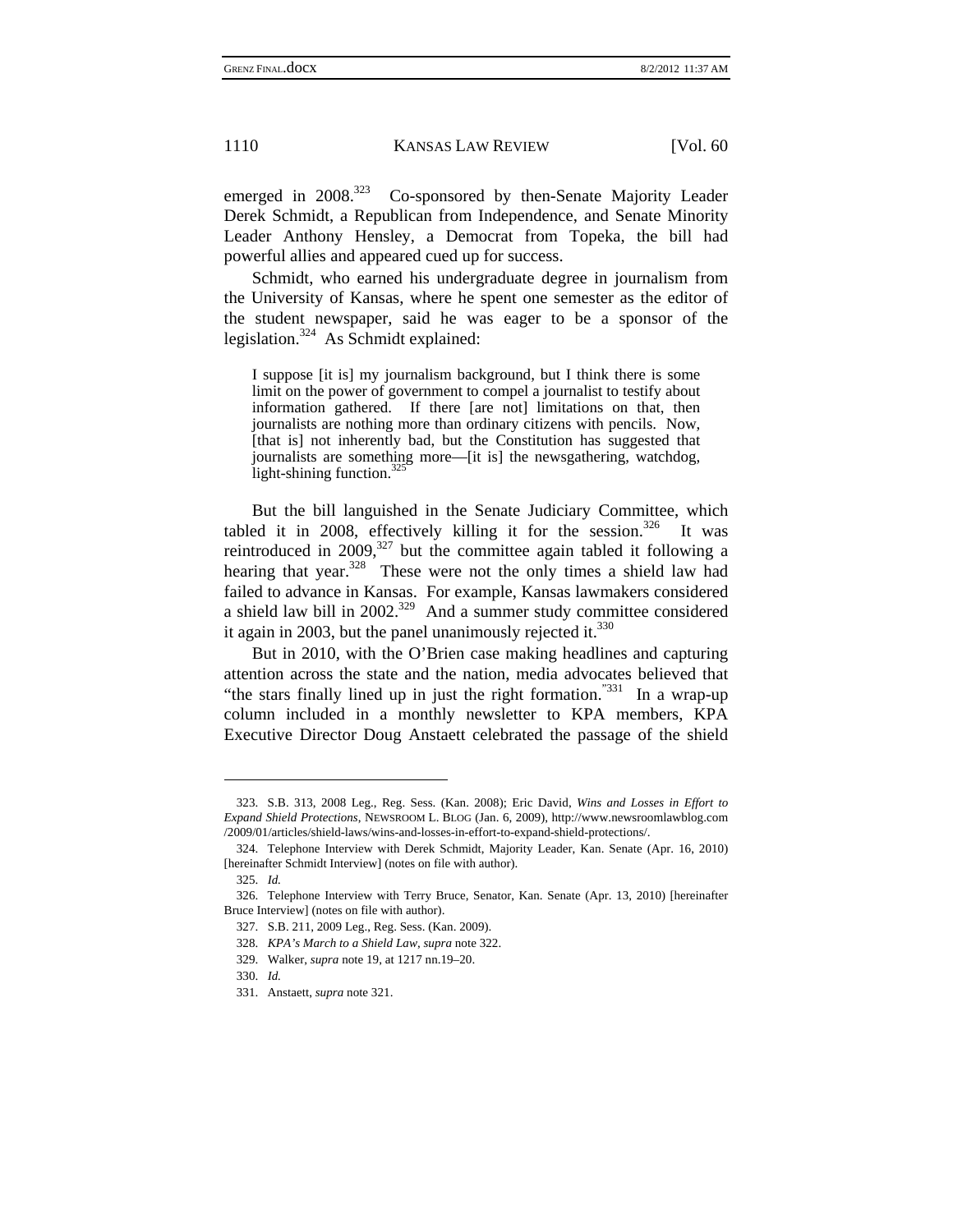emerged in 2008.[323] Co-sponsored by then-Senate Majority Leader Derek Schmidt, a Republican from Independence, and Senate Minority Leader Anthony Hensley, a Democrat from Topeka, the bill had powerful allies and appeared cued up for success.

Schmidt, who earned his undergraduate degree in journalism from the University of Kansas, where he spent one semester as the editor of the student newspaper, said he was eager to be a sponsor of the legislation.[324] As Schmidt explained:

> I suppose [it is] my journalism background, but I think there is some limit on the power of government to compel a journalist to testify about information gathered. If there [are not] limitations on that, then journalists are nothing more than ordinary citizens with pencils. Now, [that is] not inherently bad, but the Constitution has suggested that journalists are something more—[it is] the newsgathering, watchdog, light-shining function.[325]

But the bill languished in the Senate Judiciary Committee, which tabled it in 2008, effectively killing it for the session.[326] It was reintroduced in 2009,[327] but the committee again tabled it following a hearing that year.[328] These were not the only times a shield law had failed to advance in Kansas. For example, Kansas lawmakers considered a shield law bill in 2002.[329] And a summer study committee considered it again in 2003, but the panel unanimously rejected it.[330]

But in 2010, with the O'Brien case making headlines and capturing attention across the state and the nation, media advocates believed that "the stars finally lined up in just the right formation."[331] In a wrap-up column included in a monthly newsletter to KPA members, KPA Executive Director Doug Anstaett celebrated the passage of the shield

---

323. S.B. 313, 2008 Leg., Reg. Sess. (Kan. 2008); Eric David, *Wins and Losses in Effort to Expand Shield Protections*, NEWSROOM L. BLOG (Jan. 6, 2009), http://www.newsroomlawblog.com/2009/01/articles/shield-laws/wins-and-losses-in-effort-to-expand-shield-protections/.

324. Telephone Interview with Derek Schmidt, Majority Leader, Kan. Senate (Apr. 16, 2010) [hereinafter Schmidt Interview] (notes on file with author).

325. *Id.*

326. Telephone Interview with Terry Bruce, Senator, Kan. Senate (Apr. 13, 2010) [hereinafter Bruce Interview] (notes on file with author).

327. S.B. 211, 2009 Leg., Reg. Sess. (Kan. 2009).

328. *KPA's March to a Shield Law*, *supra* note 322.

329. Walker, *supra* note 19, at 1217 nn.19–20.

330. *Id.*

331. Anstaett, *supra* note 321.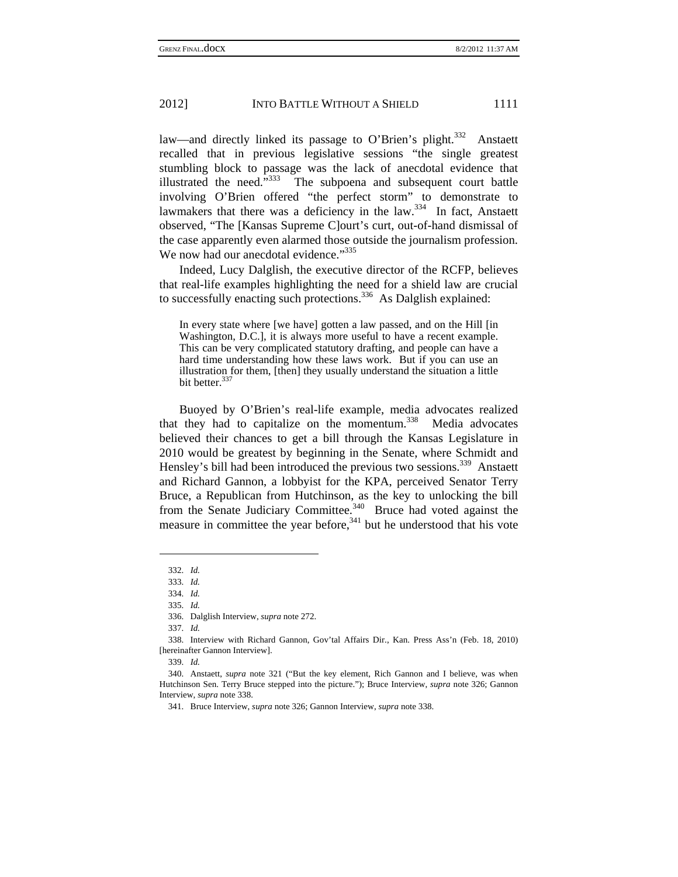law—and directly linked its passage to O'Brien's plight.[332] Anstaett recalled that in previous legislative sessions "the single greatest stumbling block to passage was the lack of anecdotal evidence that illustrated the need."[333] The subpoena and subsequent court battle involving O'Brien offered "the perfect storm" to demonstrate to lawmakers that there was a deficiency in the law.[334] In fact, Anstaett observed, "The [Kansas Supreme C]ourt's curt, out-of-hand dismissal of the case apparently even alarmed those outside the journalism profession. We now had our anecdotal evidence."[335]

Indeed, Lucy Dalglish, the executive director of the RCFP, believes that real-life examples highlighting the need for a shield law are crucial to successfully enacting such protections.[336] As Dalglish explained:

> In every state where [we have] gotten a law passed, and on the Hill [in Washington, D.C.], it is always more useful to have a recent example. This can be very complicated statutory drafting, and people can have a hard time understanding how these laws work. But if you can use an illustration for them, [then] they usually understand the situation a little bit better.[337]

Buoyed by O'Brien's real-life example, media advocates realized that they had to capitalize on the momentum.[338] Media advocates believed their chances to get a bill through the Kansas Legislature in 2010 would be greatest by beginning in the Senate, where Schmidt and Hensley's bill had been introduced the previous two sessions.[339] Anstaett and Richard Gannon, a lobbyist for the KPA, perceived Senator Terry Bruce, a Republican from Hutchinson, as the key to unlocking the bill from the Senate Judiciary Committee.[340] Bruce had voted against the measure in committee the year before,[341] but he understood that his vote

---

332. *Id.*

333. *Id.*

334. *Id.*

335. *Id.*

336. Dalglish Interview, *supra* note 272.

337. *Id.*

338. Interview with Richard Gannon, Gov'tal Affairs Dir., Kan. Press Ass'n (Feb. 18, 2010) [hereinafter Gannon Interview].

339. *Id.*

340. Anstaett, *supra* note 321 ("But the key element, Rich Gannon and I believe, was when Hutchinson Sen. Terry Bruce stepped into the picture."); Bruce Interview, *supra* note 326; Gannon Interview, *supra* note 338.

341. Bruce Interview, *supra* note 326; Gannon Interview, *supra* note 338.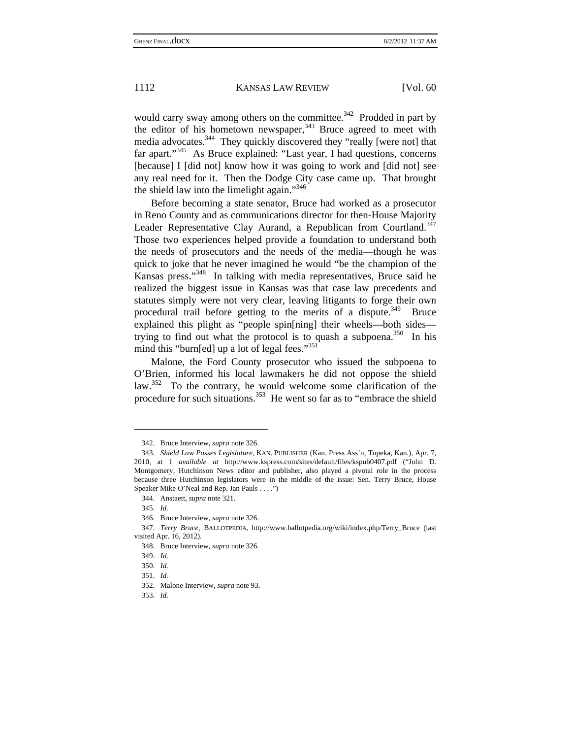would carry sway among others on the committee.[342] Prodded in part by the editor of his hometown newspaper,[343] Bruce agreed to meet with media advocates.[344] They quickly discovered they "really [were not] that far apart."[345] As Bruce explained: "Last year, I had questions, concerns [because] I [did not] know how it was going to work and [did not] see any real need for it. Then the Dodge City case came up. That brought the shield law into the limelight again."[346]

Before becoming a state senator, Bruce had worked as a prosecutor in Reno County and as communications director for then-House Majority Leader Representative Clay Aurand, a Republican from Courtland.[347] Those two experiences helped provide a foundation to understand both the needs of prosecutors and the needs of the media—though he was quick to joke that he never imagined he would "be the champion of the Kansas press."[348] In talking with media representatives, Bruce said he realized the biggest issue in Kansas was that case law precedents and statutes simply were not very clear, leaving litigants to forge their own procedural trail before getting to the merits of a dispute.[349] Bruce explained this plight as "people spin[ning] their wheels—both sides—trying to find out what the protocol is to quash a subpoena.[350] In his mind this "burn[ed] up a lot of legal fees."[351]

Malone, the Ford County prosecutor who issued the subpoena to O'Brien, informed his local lawmakers he did not oppose the shield law.[352] To the contrary, he would welcome some clarification of the procedure for such situations.[353] He went so far as to "embrace the shield

---

342. Bruce Interview, *supra* note 326.

343. *Shield Law Passes Legislature*, KAN. PUBLISHER (Kan. Press Ass'n, Topeka, Kan.), Apr. 7, 2010, at 1 *available at* http://www.kspress.com/sites/default/files/kspub0407.pdf ("John D. Montgomery, Hutchinson News editor and publisher, also played a pivotal role in the process because three Hutchinson legislators were in the middle of the issue: Sen. Terry Bruce, House Speaker Mike O'Neal and Rep. Jan Pauls . . . .")

344. Anstaett, *supra* note 321.

345. *Id.*

346. Bruce Interview, *supra* note 326.

347. *Terry Bruce*, BALLOTPEDIA, http://www.ballotpedia.org/wiki/index.php/Terry_Bruce (last visited Apr. 16, 2012).

348. Bruce Interview, *supra* note 326.

349. *Id.*

350. *Id.*

351. *Id.*

352. Malone Interview, *supra* note 93.

353. *Id.*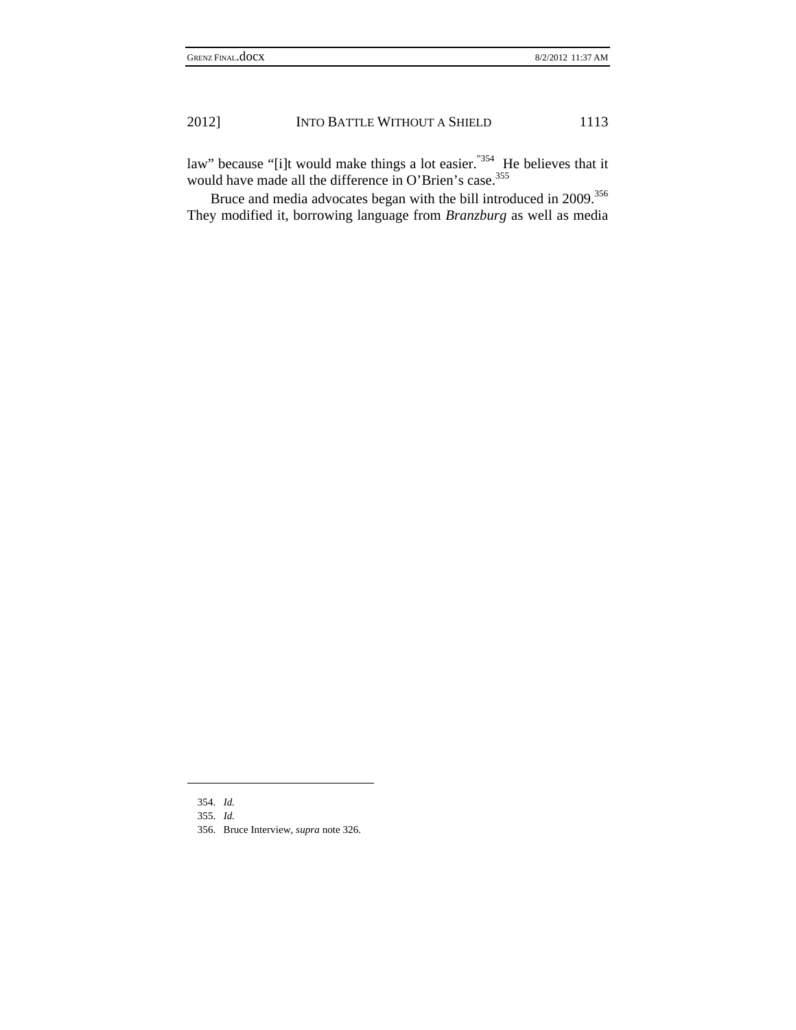law" because "[i]t would make things a lot easier."[354] He believes that it would have made all the difference in O'Brien's case.[355]

Bruce and media advocates began with the bill introduced in 2009.[356] They modified it, borrowing language from *Branzburg* as well as media

---

354. *Id.*

355. *Id.*

356. Bruce Interview, *supra* note 326.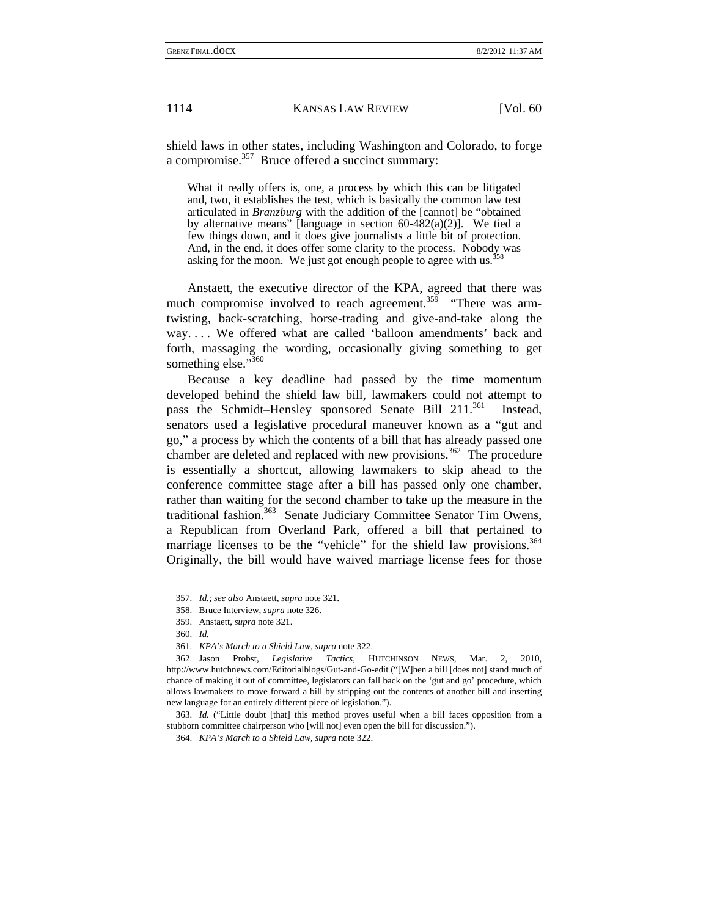shield laws in other states, including Washington and Colorado, to forge a compromise.[357] Bruce offered a succinct summary:

> What it really offers is, one, a process by which this can be litigated and, two, it establishes the test, which is basically the common law test articulated in *Branzburg* with the addition of the [cannot] be "obtained by alternative means" [language in section 60-482(a)(2)]. We tied a few things down, and it does give journalists a little bit of protection. And, in the end, it does offer some clarity to the process. Nobody was asking for the moon. We just got enough people to agree with us.[358]

Anstaett, the executive director of the KPA, agreed that there was much compromise involved to reach agreement.[359] "There was arm-twisting, back-scratching, horse-trading and give-and-take along the way. . . . We offered what are called 'balloon amendments' back and forth, massaging the wording, occasionally giving something to get something else."[360]

Because a key deadline had passed by the time momentum developed behind the shield law bill, lawmakers could not attempt to pass the Schmidt–Hensley sponsored Senate Bill 211.[361] Instead, senators used a legislative procedural maneuver known as a "gut and go," a process by which the contents of a bill that has already passed one chamber are deleted and replaced with new provisions.[362] The procedure is essentially a shortcut, allowing lawmakers to skip ahead to the conference committee stage after a bill has passed only one chamber, rather than waiting for the second chamber to take up the measure in the traditional fashion.[363] Senate Judiciary Committee Senator Tim Owens, a Republican from Overland Park, offered a bill that pertained to marriage licenses to be the "vehicle" for the shield law provisions.[364] Originally, the bill would have waived marriage license fees for those

---

357. *Id.*; *see also* Anstaett, *supra* note 321.

358. Bruce Interview, *supra* note 326.

359. Anstaett, *supra* note 321.

360. *Id.*

361. *KPA's March to a Shield Law*, *supra* note 322.

362. Jason Probst, *Legislative Tactics*, HUTCHINSON NEWS, Mar. 2, 2010, http://www.hutchnews.com/Editorialblogs/Gut-and-Go-edit ("[W]hen a bill [does not] stand much of chance of making it out of committee, legislators can fall back on the 'gut and go' procedure, which allows lawmakers to move forward a bill by stripping out the contents of another bill and inserting new language for an entirely different piece of legislation.").

363. *Id.* ("Little doubt [that] this method proves useful when a bill faces opposition from a stubborn committee chairperson who [will not] even open the bill for discussion.").

364. *KPA's March to a Shield Law*, *supra* note 322.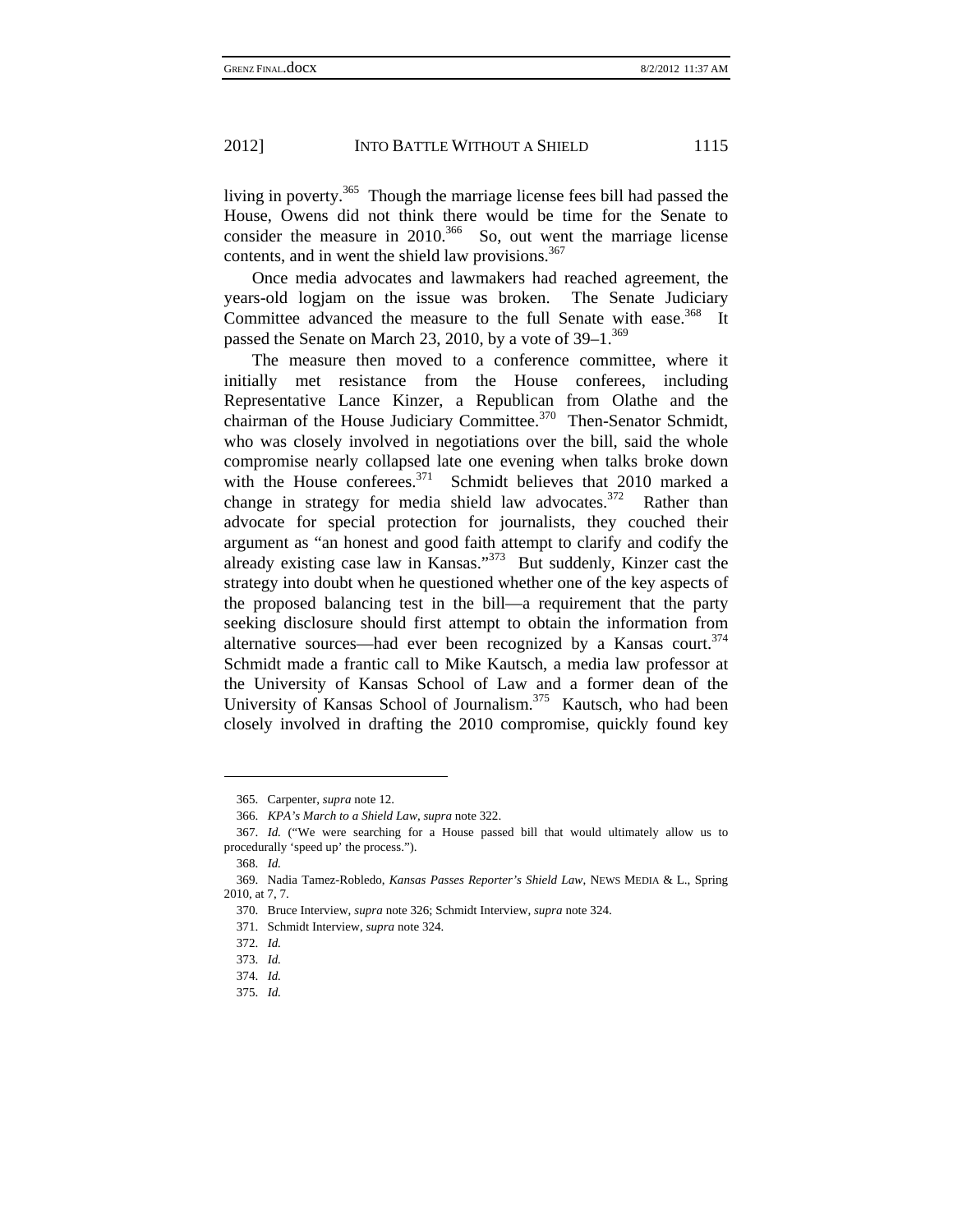living in poverty.[365] Though the marriage license fees bill had passed the House, Owens did not think there would be time for the Senate to consider the measure in 2010.[366] So, out went the marriage license contents, and in went the shield law provisions.[367]

Once media advocates and lawmakers had reached agreement, the years-old logjam on the issue was broken. The Senate Judiciary Committee advanced the measure to the full Senate with ease.[368] It passed the Senate on March 23, 2010, by a vote of 39–1.[369]

The measure then moved to a conference committee, where it initially met resistance from the House conferees, including Representative Lance Kinzer, a Republican from Olathe and the chairman of the House Judiciary Committee.[370] Then-Senator Schmidt, who was closely involved in negotiations over the bill, said the whole compromise nearly collapsed late one evening when talks broke down with the House conferees.[371] Schmidt believes that 2010 marked a change in strategy for media shield law advocates.[372] Rather than advocate for special protection for journalists, they couched their argument as "an honest and good faith attempt to clarify and codify the already existing case law in Kansas."[373] But suddenly, Kinzer cast the strategy into doubt when he questioned whether one of the key aspects of the proposed balancing test in the bill—a requirement that the party seeking disclosure should first attempt to obtain the information from alternative sources—had ever been recognized by a Kansas court.[374] Schmidt made a frantic call to Mike Kautsch, a media law professor at the University of Kansas School of Law and a former dean of the University of Kansas School of Journalism.[375] Kautsch, who had been closely involved in drafting the 2010 compromise, quickly found key

---

365. Carpenter, *supra* note 12.

366. *KPA's March to a Shield Law*, *supra* note 322.

367. *Id.* ("We were searching for a House passed bill that would ultimately allow us to procedurally 'speed up' the process.").

368. *Id.*

369. Nadia Tamez-Robledo, *Kansas Passes Reporter's Shield Law*, NEWS MEDIA & L., Spring 2010, at 7, 7.

370. Bruce Interview, *supra* note 326; Schmidt Interview, *supra* note 324.

371. Schmidt Interview, *supra* note 324.

372. *Id.*

373. *Id.*

374. *Id.*

375. *Id.*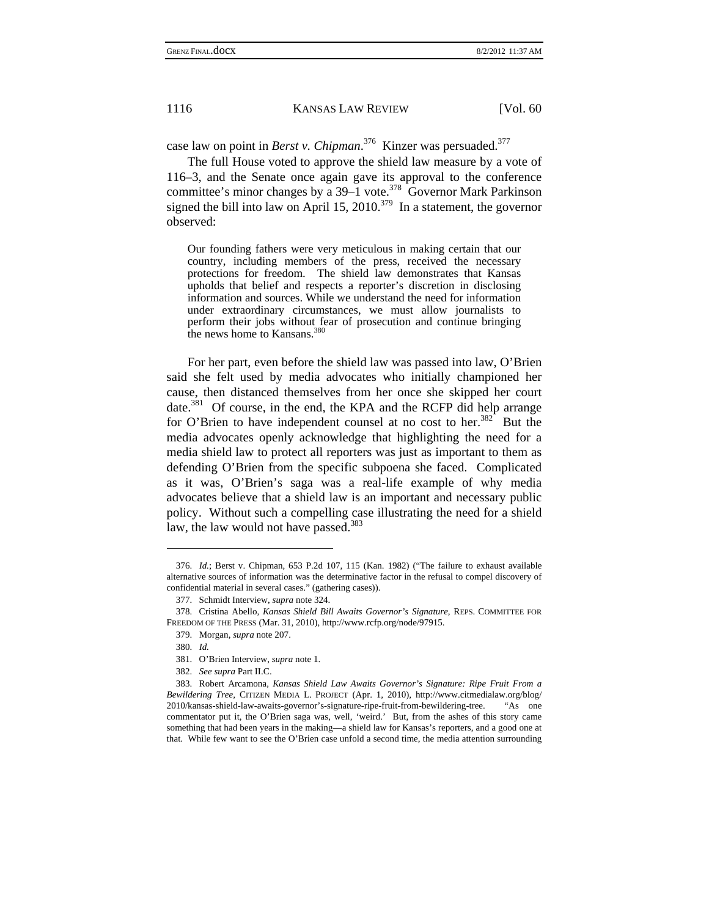case law on point in *Berst v. Chipman*.[376] Kinzer was persuaded.[377]

The full House voted to approve the shield law measure by a vote of 116–3, and the Senate once again gave its approval to the conference committee's minor changes by a 39–1 vote.[378] Governor Mark Parkinson signed the bill into law on April 15, 2010.[379] In a statement, the governor observed:

> Our founding fathers were very meticulous in making certain that our country, including members of the press, received the necessary protections for freedom. The shield law demonstrates that Kansas upholds that belief and respects a reporter's discretion in disclosing information and sources. While we understand the need for information under extraordinary circumstances, we must allow journalists to perform their jobs without fear of prosecution and continue bringing the news home to Kansans.[380]

For her part, even before the shield law was passed into law, O'Brien said she felt used by media advocates who initially championed her cause, then distanced themselves from her once she skipped her court date.[381] Of course, in the end, the KPA and the RCFP did help arrange for O'Brien to have independent counsel at no cost to her.[382] But the media advocates openly acknowledge that highlighting the need for a media shield law to protect all reporters was just as important to them as defending O'Brien from the specific subpoena she faced. Complicated as it was, O'Brien's saga was a real-life example of why media advocates believe that a shield law is an important and necessary public policy. Without such a compelling case illustrating the need for a shield law, the law would not have passed.[383]

---

376. *Id.*; Berst v. Chipman, 653 P.2d 107, 115 (Kan. 1982) ("The failure to exhaust available alternative sources of information was the determinative factor in the refusal to compel discovery of confidential material in several cases." (gathering cases)).

377. Schmidt Interview, *supra* note 324.

378. Cristina Abello, *Kansas Shield Bill Awaits Governor's Signature*, REPS. COMMITTEE FOR FREEDOM OF THE PRESS (Mar. 31, 2010), http://www.rcfp.org/node/97915.

379. Morgan, *supra* note 207.

380. *Id.*

381. O'Brien Interview, *supra* note 1.

382. *See supra* Part II.C.

383. Robert Arcamona, *Kansas Shield Law Awaits Governor's Signature: Ripe Fruit From a Bewildering Tree*, CITIZEN MEDIA L. PROJECT (Apr. 1, 2010), http://www.citmedialaw.org/blog/2010/kansas-shield-law-awaits-governor's-signature-ripe-fruit-from-bewildering-tree. "As one commentator put it, the O'Brien saga was, well, 'weird.' But, from the ashes of this story came something that had been years in the making—a shield law for Kansas's reporters, and a good one at that. While few want to see the O'Brien case unfold a second time, the media attention surrounding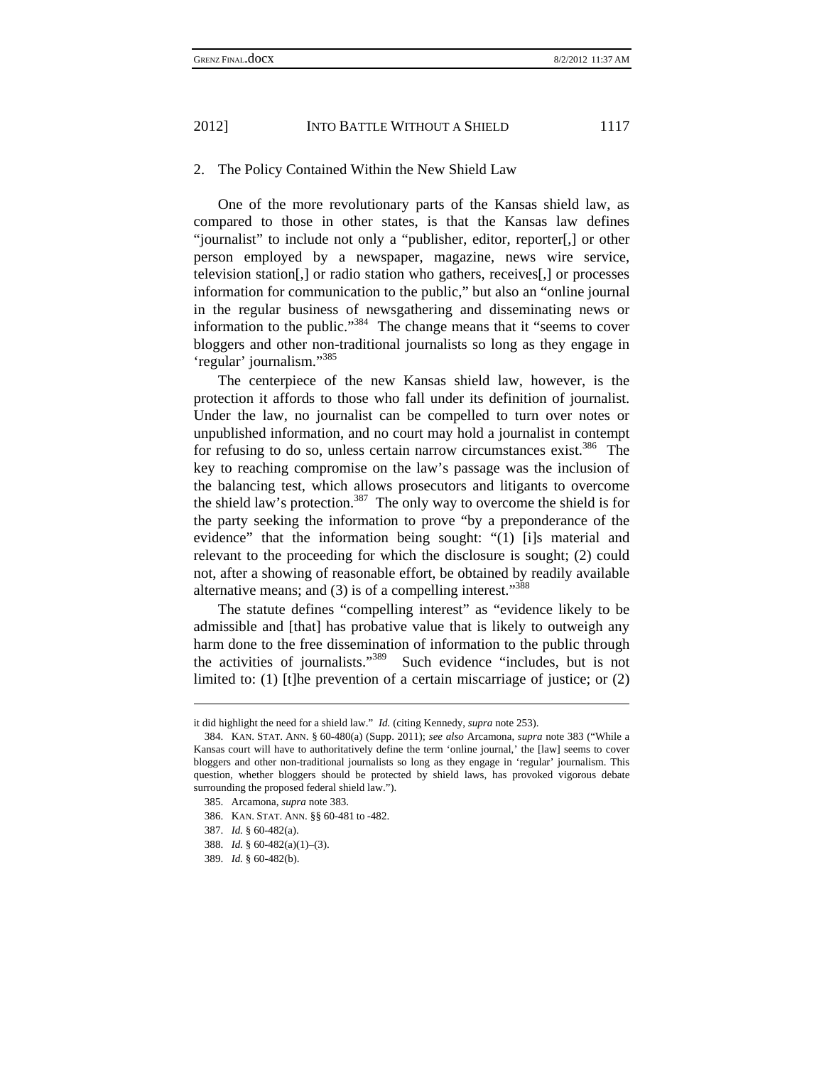### 2. The Policy Contained Within the New Shield Law

One of the more revolutionary parts of the Kansas shield law, as compared to those in other states, is that the Kansas law defines "journalist" to include not only a "publisher, editor, reporter[,] or other person employed by a newspaper, magazine, news wire service, television station[,] or radio station who gathers, receives[,] or processes information for communication to the public," but also an "online journal in the regular business of newsgathering and disseminating news or information to the public."[384] The change means that it "seems to cover bloggers and other non-traditional journalists so long as they engage in 'regular' journalism."[385]

The centerpiece of the new Kansas shield law, however, is the protection it affords to those who fall under its definition of journalist. Under the law, no journalist can be compelled to turn over notes or unpublished information, and no court may hold a journalist in contempt for refusing to do so, unless certain narrow circumstances exist.[386] The key to reaching compromise on the law's passage was the inclusion of the balancing test, which allows prosecutors and litigants to overcome the shield law's protection.[387] The only way to overcome the shield is for the party seeking the information to prove "by a preponderance of the evidence" that the information being sought: "(1) [i]s material and relevant to the proceeding for which the disclosure is sought; (2) could not, after a showing of reasonable effort, be obtained by readily available alternative means; and (3) is of a compelling interest."[388]

The statute defines "compelling interest" as "evidence likely to be admissible and [that] has probative value that is likely to outweigh any harm done to the free dissemination of information to the public through the activities of journalists."[389] Such evidence "includes, but is not limited to: (1) [t]he prevention of a certain miscarriage of justice; or (2)

---

it did highlight the need for a shield law." *Id.* (citing Kennedy, *supra* note 253).

384. KAN. STAT. ANN. § 60-480(a) (Supp. 2011); *see also* Arcamona, *supra* note 383 ("While a Kansas court will have to authoritatively define the term 'online journal,' the [law] seems to cover bloggers and other non-traditional journalists so long as they engage in 'regular' journalism. This question, whether bloggers should be protected by shield laws, has provoked vigorous debate surrounding the proposed federal shield law.").

385. Arcamona, *supra* note 383.

386. KAN. STAT. ANN. §§ 60-481 to -482.

387. *Id.* § 60-482(a).

388. *Id.* § 60-482(a)(1)–(3).

389. *Id.* § 60-482(b).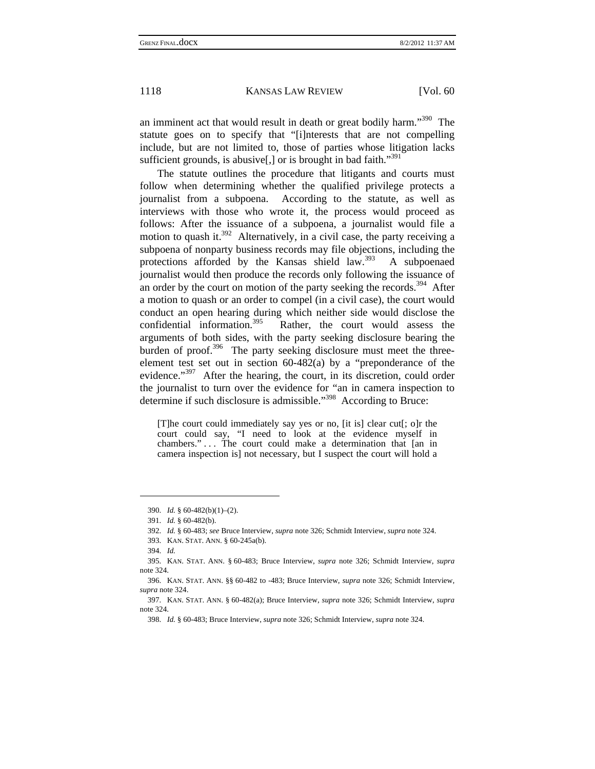an imminent act that would result in death or great bodily harm."[390] The statute goes on to specify that "[i]nterests that are not compelling include, but are not limited to, those of parties whose litigation lacks sufficient grounds, is abusive[,] or is brought in bad faith."[391]

The statute outlines the procedure that litigants and courts must follow when determining whether the qualified privilege protects a journalist from a subpoena. According to the statute, as well as interviews with those who wrote it, the process would proceed as follows: After the issuance of a subpoena, a journalist would file a motion to quash it.[392] Alternatively, in a civil case, the party receiving a subpoena of nonparty business records may file objections, including the protections afforded by the Kansas shield law.[393] A subpoenaed journalist would then produce the records only following the issuance of an order by the court on motion of the party seeking the records.[394] After a motion to quash or an order to compel (in a civil case), the court would conduct an open hearing during which neither side would disclose the confidential information.[395] Rather, the court would assess the arguments of both sides, with the party seeking disclosure bearing the burden of proof.[396] The party seeking disclosure must meet the three-element test set out in section 60-482(a) by a "preponderance of the evidence."[397] After the hearing, the court, in its discretion, could order the journalist to turn over the evidence for "an in camera inspection to determine if such disclosure is admissible."[398] According to Bruce:

> [T]he court could immediately say yes or no, [it is] clear cut[; o]r the court could say, "I need to look at the evidence myself in chambers." . . . The court could make a determination that [an in camera inspection is] not necessary, but I suspect the court will hold a

---

390. *Id.* § 60-482(b)(1)–(2).

391. *Id.* § 60-482(b).

392. *Id.* § 60-483; *see* Bruce Interview, *supra* note 326; Schmidt Interview, *supra* note 324.

393. KAN. STAT. ANN. § 60-245a(b).

394. *Id.*

395. KAN. STAT. ANN. § 60-483; Bruce Interview, *supra* note 326; Schmidt Interview, *supra* note 324.

396. KAN. STAT. ANN. §§ 60-482 to -483; Bruce Interview, *supra* note 326; Schmidt Interview, *supra* note 324.

397. KAN. STAT. ANN. § 60-482(a); Bruce Interview, *supra* note 326; Schmidt Interview, *supra* note 324.

398. *Id.* § 60-483; Bruce Interview, *supra* note 326; Schmidt Interview, *supra* note 324.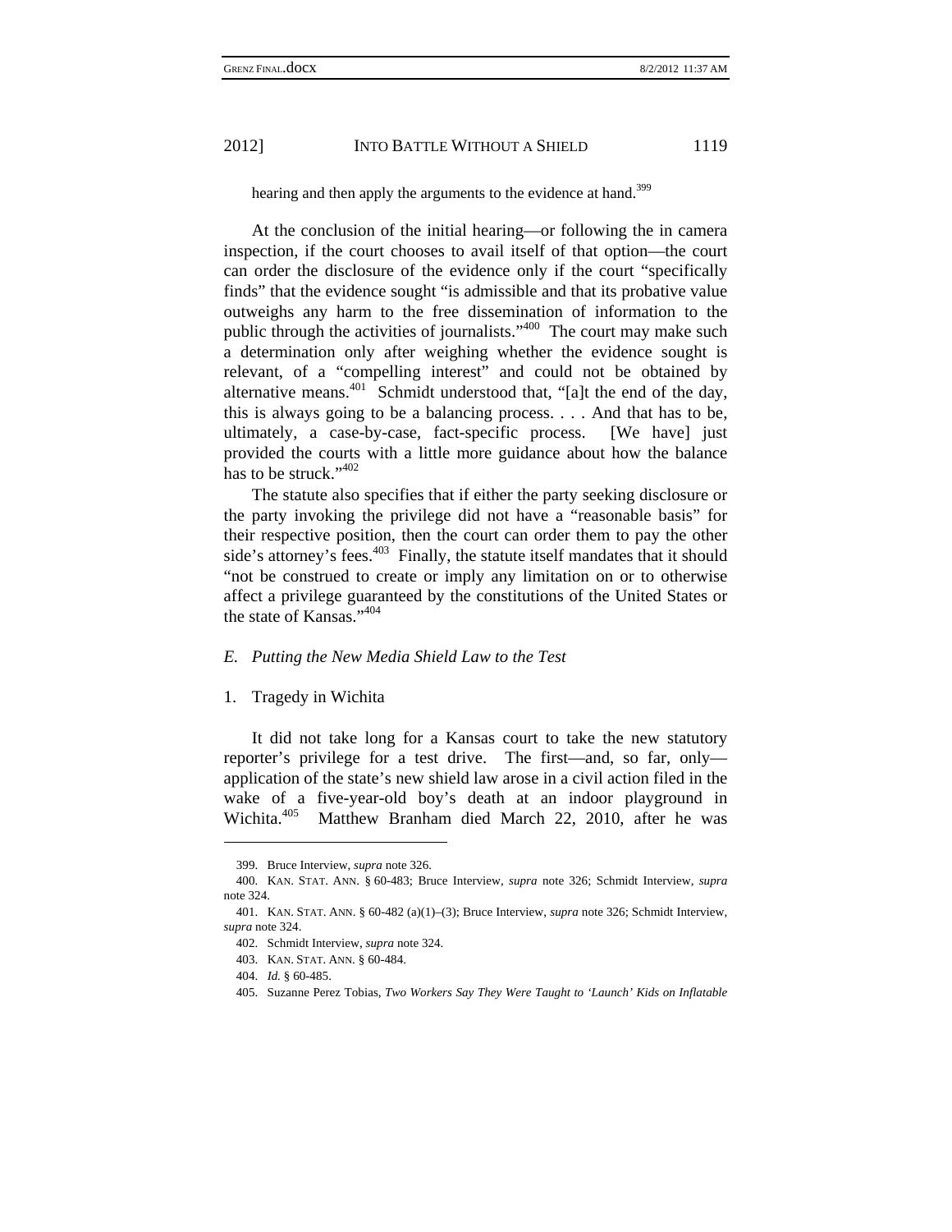hearing and then apply the arguments to the evidence at hand.[399]

At the conclusion of the initial hearing—or following the in camera inspection, if the court chooses to avail itself of that option—the court can order the disclosure of the evidence only if the court "specifically finds" that the evidence sought "is admissible and that its probative value outweighs any harm to the free dissemination of information to the public through the activities of journalists."[400] The court may make such a determination only after weighing whether the evidence sought is relevant, of a "compelling interest" and could not be obtained by alternative means.[401] Schmidt understood that, "[a]t the end of the day, this is always going to be a balancing process. . . . And that has to be, ultimately, a case-by-case, fact-specific process. [We have] just provided the courts with a little more guidance about how the balance has to be struck."[402]

The statute also specifies that if either the party seeking disclosure or the party invoking the privilege did not have a "reasonable basis" for their respective position, then the court can order them to pay the other side's attorney's fees.[403] Finally, the statute itself mandates that it should "not be construed to create or imply any limitation on or to otherwise affect a privilege guaranteed by the constitutions of the United States or the state of Kansas."[404]

### *E. Putting the New Media Shield Law to the Test*

#### 1. Tragedy in Wichita

It did not take long for a Kansas court to take the new statutory reporter's privilege for a test drive. The first—and, so far, only—application of the state's new shield law arose in a civil action filed in the wake of a five-year-old boy's death at an indoor playground in Wichita.[405] Matthew Branham died March 22, 2010, after he was

---

399. Bruce Interview, *supra* note 326.

400. KAN. STAT. ANN. § 60-483; Bruce Interview, *supra* note 326; Schmidt Interview, *supra* note 324.

401. KAN. STAT. ANN. § 60-482 (a)(1)–(3); Bruce Interview, *supra* note 326; Schmidt Interview, *supra* note 324.

402. Schmidt Interview, *supra* note 324.

403. KAN. STAT. ANN. § 60-484.

404. *Id.* § 60-485.

405. Suzanne Perez Tobias, *Two Workers Say They Were Taught to 'Launch' Kids on Inflatable*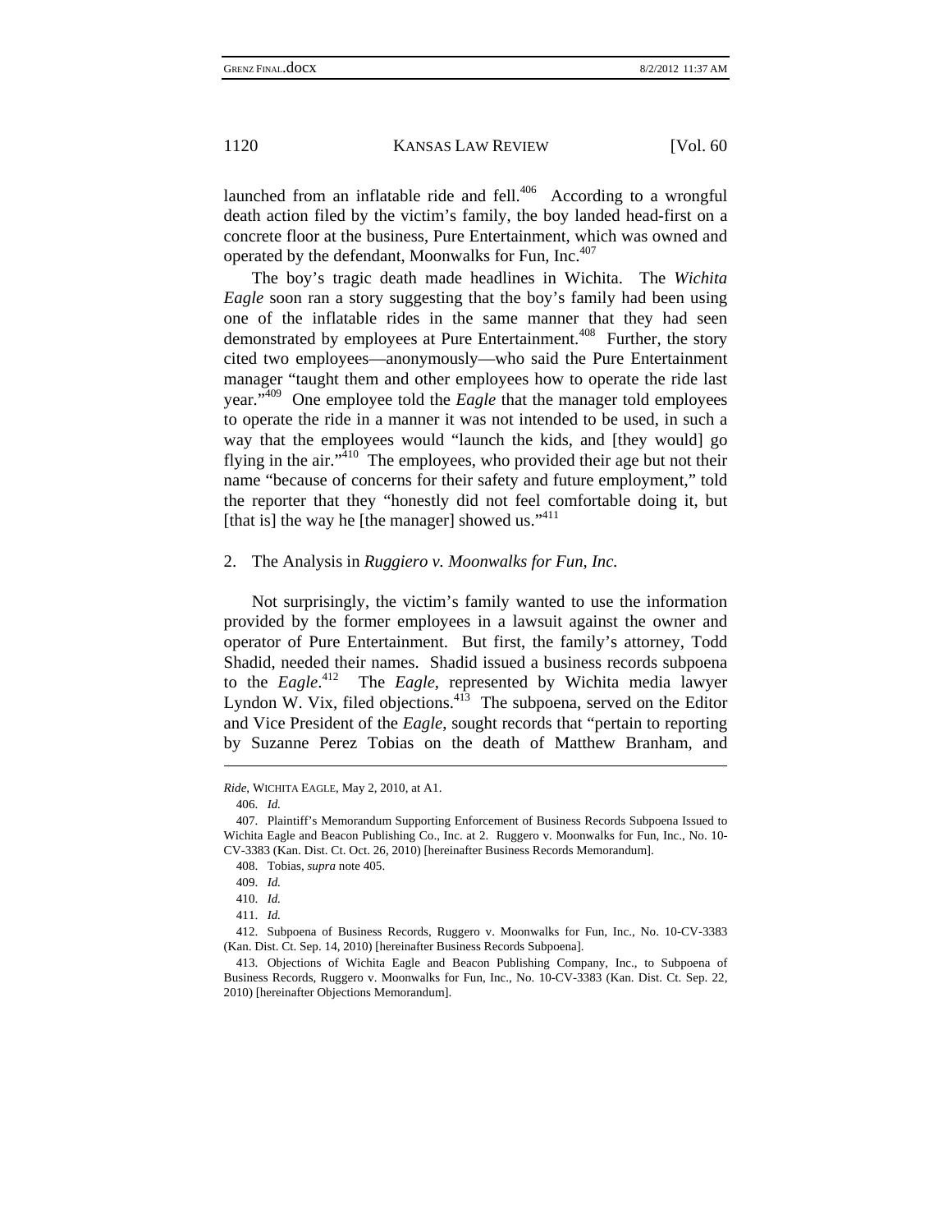launched from an inflatable ride and fell.[406] According to a wrongful death action filed by the victim's family, the boy landed head-first on a concrete floor at the business, Pure Entertainment, which was owned and operated by the defendant, Moonwalks for Fun, Inc.[407]

The boy's tragic death made headlines in Wichita. The *Wichita Eagle* soon ran a story suggesting that the boy's family had been using one of the inflatable rides in the same manner that they had seen demonstrated by employees at Pure Entertainment.[408] Further, the story cited two employees—anonymously—who said the Pure Entertainment manager "taught them and other employees how to operate the ride last year."[409] One employee told the *Eagle* that the manager told employees to operate the ride in a manner it was not intended to be used, in such a way that the employees would "launch the kids, and [they would] go flying in the air."[410] The employees, who provided their age but not their name "because of concerns for their safety and future employment," told the reporter that they "honestly did not feel comfortable doing it, but [that is] the way he [the manager] showed us."[411]

### 2. The Analysis in *Ruggiero v. Moonwalks for Fun, Inc.*

Not surprisingly, the victim's family wanted to use the information provided by the former employees in a lawsuit against the owner and operator of Pure Entertainment. But first, the family's attorney, Todd Shadid, needed their names. Shadid issued a business records subpoena to the *Eagle*.[412] The *Eagle*, represented by Wichita media lawyer Lyndon W. Vix, filed objections.[413] The subpoena, served on the Editor and Vice President of the *Eagle*, sought records that "pertain to reporting by Suzanne Perez Tobias on the death of Matthew Branham, and

---

*Ride*, WICHITA EAGLE, May 2, 2010, at A1.

406. *Id.*

407. Plaintiff's Memorandum Supporting Enforcement of Business Records Subpoena Issued to Wichita Eagle and Beacon Publishing Co., Inc. at 2. Ruggero v. Moonwalks for Fun, Inc., No. 10-CV-3383 (Kan. Dist. Ct. Oct. 26, 2010) [hereinafter Business Records Memorandum].

408. Tobias, *supra* note 405.

409. *Id.*

410. *Id.*

411. *Id.*

412. Subpoena of Business Records, Ruggero v. Moonwalks for Fun, Inc., No. 10-CV-3383 (Kan. Dist. Ct. Sep. 14, 2010) [hereinafter Business Records Subpoena].

413. Objections of Wichita Eagle and Beacon Publishing Company, Inc., to Subpoena of Business Records, Ruggero v. Moonwalks for Fun, Inc., No. 10-CV-3383 (Kan. Dist. Ct. Sep. 22, 2010) [hereinafter Objections Memorandum].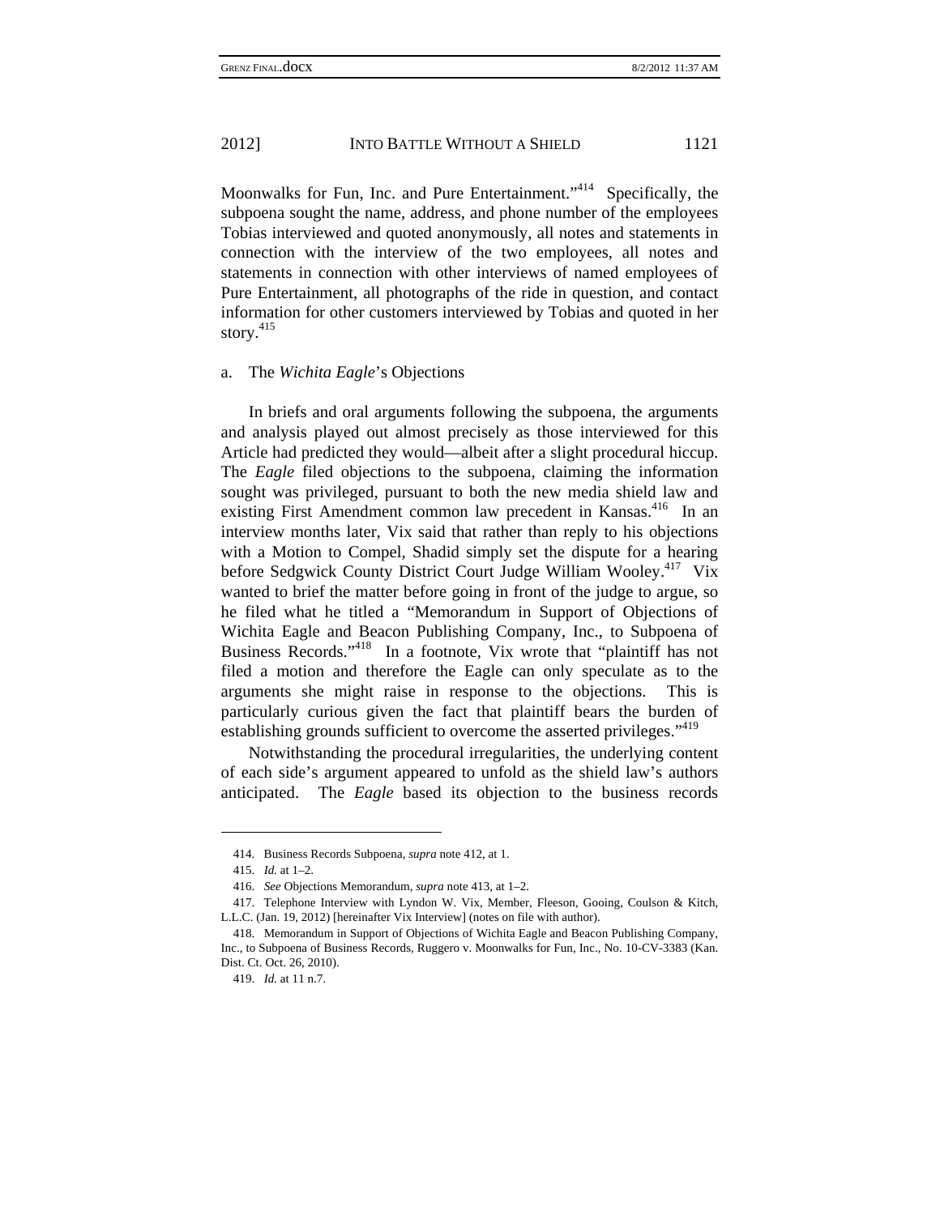Moonwalks for Fun, Inc. and Pure Entertainment."[414] Specifically, the subpoena sought the name, address, and phone number of the employees Tobias interviewed and quoted anonymously, all notes and statements in connection with the interview of the two employees, all notes and statements in connection with other interviews of named employees of Pure Entertainment, all photographs of the ride in question, and contact information for other customers interviewed by Tobias and quoted in her story.[415]

a. The *Wichita Eagle*'s Objections

In briefs and oral arguments following the subpoena, the arguments and analysis played out almost precisely as those interviewed for this Article had predicted they would—albeit after a slight procedural hiccup. The *Eagle* filed objections to the subpoena, claiming the information sought was privileged, pursuant to both the new media shield law and existing First Amendment common law precedent in Kansas.[416] In an interview months later, Vix said that rather than reply to his objections with a Motion to Compel, Shadid simply set the dispute for a hearing before Sedgwick County District Court Judge William Wooley.[417] Vix wanted to brief the matter before going in front of the judge to argue, so he filed what he titled a "Memorandum in Support of Objections of Wichita Eagle and Beacon Publishing Company, Inc., to Subpoena of Business Records."[418] In a footnote, Vix wrote that "plaintiff has not filed a motion and therefore the Eagle can only speculate as to the arguments she might raise in response to the objections. This is particularly curious given the fact that plaintiff bears the burden of establishing grounds sufficient to overcome the asserted privileges."[419]

Notwithstanding the procedural irregularities, the underlying content of each side's argument appeared to unfold as the shield law's authors anticipated. The *Eagle* based its objection to the business records

---

414. Business Records Subpoena, *supra* note 412, at 1.

415. *Id.* at 1–2.

416. *See* Objections Memorandum, *supra* note 413, at 1–2.

417. Telephone Interview with Lyndon W. Vix, Member, Fleeson, Gooing, Coulson & Kitch, L.L.C. (Jan. 19, 2012) [hereinafter Vix Interview] (notes on file with author).

418. Memorandum in Support of Objections of Wichita Eagle and Beacon Publishing Company, Inc., to Subpoena of Business Records, Ruggero v. Moonwalks for Fun, Inc., No. 10-CV-3383 (Kan. Dist. Ct. Oct. 26, 2010).

419. *Id.* at 11 n.7.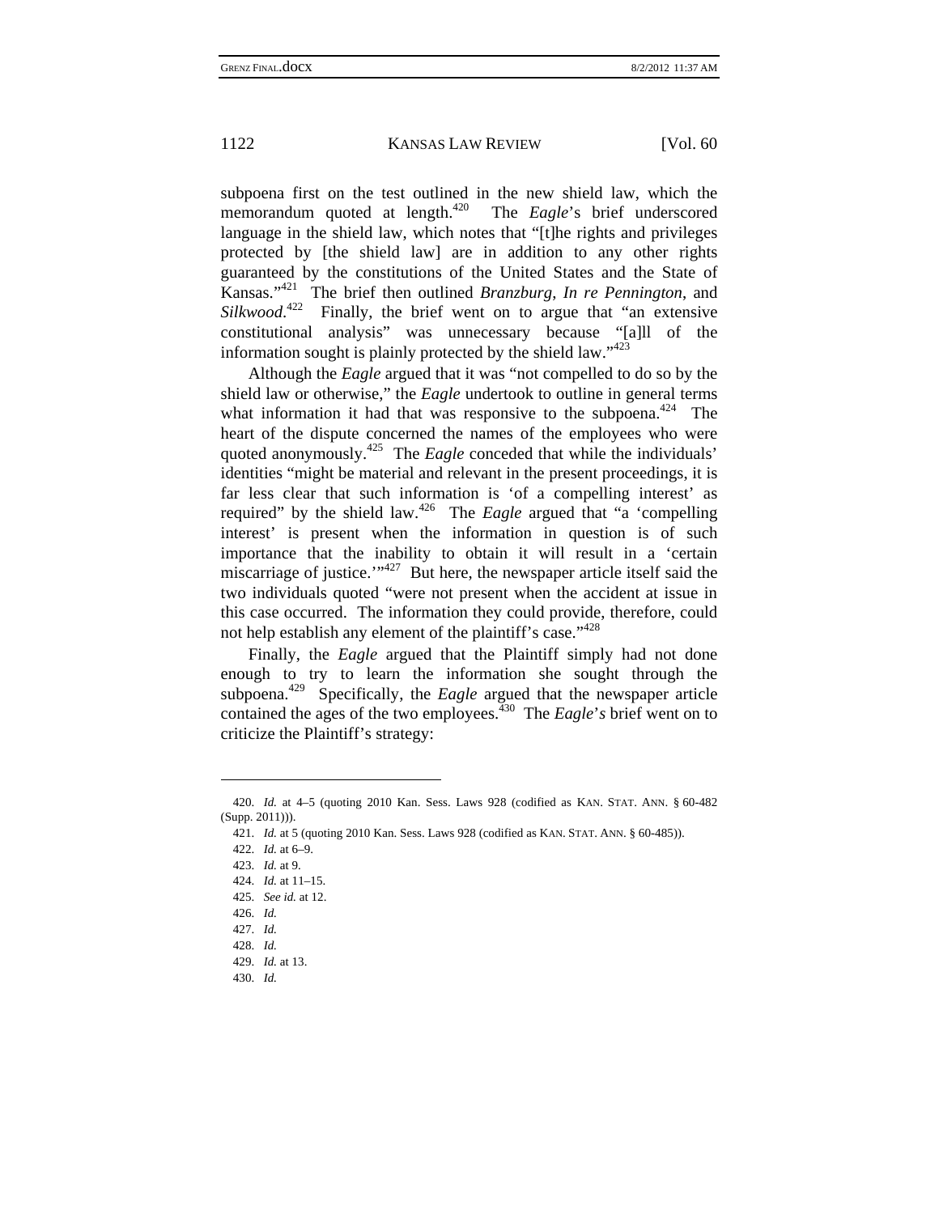subpoena first on the test outlined in the new shield law, which the memorandum quoted at length.[420] The *Eagle*'s brief underscored language in the shield law, which notes that "[t]he rights and privileges protected by [the shield law] are in addition to any other rights guaranteed by the constitutions of the United States and the State of Kansas."[421] The brief then outlined *Branzburg*, *In re Pennington*, and *Silkwood*.[422] Finally, the brief went on to argue that "an extensive constitutional analysis" was unnecessary because "[a]ll of the information sought is plainly protected by the shield law."[423]

Although the *Eagle* argued that it was "not compelled to do so by the shield law or otherwise," the *Eagle* undertook to outline in general terms what information it had that was responsive to the subpoena.[424] The heart of the dispute concerned the names of the employees who were quoted anonymously.[425] The *Eagle* conceded that while the individuals' identities "might be material and relevant in the present proceedings, it is far less clear that such information is 'of a compelling interest' as required" by the shield law.[426] The *Eagle* argued that "a 'compelling interest' is present when the information in question is of such importance that the inability to obtain it will result in a 'certain miscarriage of justice.'"[427] But here, the newspaper article itself said the two individuals quoted "were not present when the accident at issue in this case occurred. The information they could provide, therefore, could not help establish any element of the plaintiff's case."[428]

Finally, the *Eagle* argued that the Plaintiff simply had not done enough to try to learn the information she sought through the subpoena.[429] Specifically, the *Eagle* argued that the newspaper article contained the ages of the two employees.[430] The *Eagle*'*s* brief went on to criticize the Plaintiff's strategy:

---

420. *Id.* at 4–5 (quoting 2010 Kan. Sess. Laws 928 (codified as KAN. STAT. ANN. § 60-482 (Supp. 2011))).

421. *Id.* at 5 (quoting 2010 Kan. Sess. Laws 928 (codified as KAN. STAT. ANN. § 60-485)).

422. *Id.* at 6–9.

423. *Id.* at 9.

424. *Id.* at 11–15.

425. *See id.* at 12.

426. *Id.*

427. *Id.*

428. *Id.*

429. *Id.* at 13.

430. *Id.*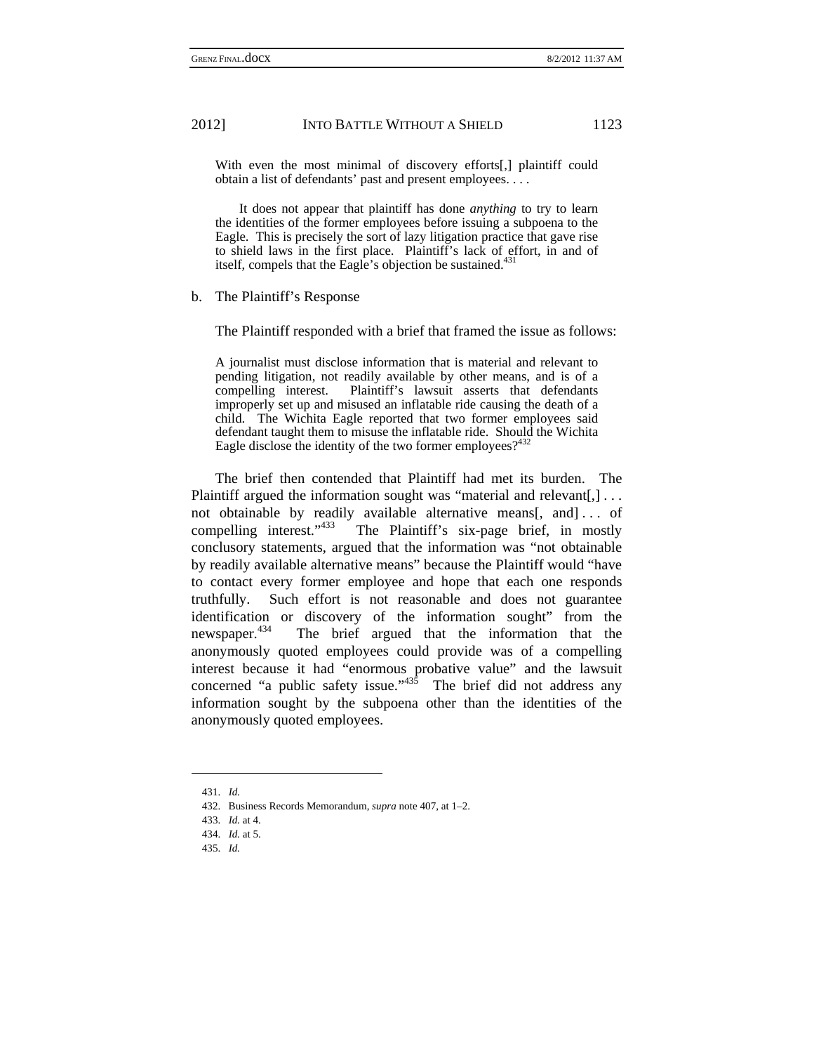> With even the most minimal of discovery efforts[,] plaintiff could obtain a list of defendants' past and present employees. . . .
>
> It does not appear that plaintiff has done *anything* to try to learn the identities of the former employees before issuing a subpoena to the Eagle. This is precisely the sort of lazy litigation practice that gave rise to shield laws in the first place. Plaintiff's lack of effort, in and of itself, compels that the Eagle's objection be sustained.[431]

b. The Plaintiff's Response

The Plaintiff responded with a brief that framed the issue as follows:

> A journalist must disclose information that is material and relevant to pending litigation, not readily available by other means, and is of a compelling interest. Plaintiff's lawsuit asserts that defendants improperly set up and misused an inflatable ride causing the death of a child. The Wichita Eagle reported that two former employees said defendant taught them to misuse the inflatable ride. Should the Wichita Eagle disclose the identity of the two former employees?[432]

The brief then contended that Plaintiff had met its burden. The Plaintiff argued the information sought was "material and relevant[,] . . . not obtainable by readily available alternative means[, and] . . . of compelling interest."[433] The Plaintiff's six-page brief, in mostly conclusory statements, argued that the information was "not obtainable by readily available alternative means" because the Plaintiff would "have to contact every former employee and hope that each one responds truthfully. Such effort is not reasonable and does not guarantee identification or discovery of the information sought" from the newspaper.[434] The brief argued that the information that the anonymously quoted employees could provide was of a compelling interest because it had "enormous probative value" and the lawsuit concerned "a public safety issue."[435] The brief did not address any information sought by the subpoena other than the identities of the anonymously quoted employees.

---

431. *Id.*

432. Business Records Memorandum, *supra* note 407, at 1–2.

433. *Id.* at 4.

434. *Id.* at 5.

435. *Id.*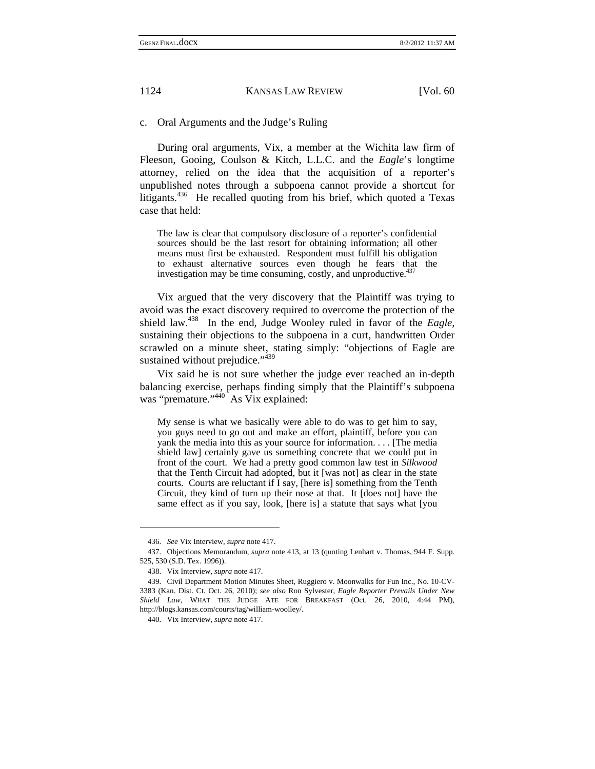### c. Oral Arguments and the Judge's Ruling

During oral arguments, Vix, a member at the Wichita law firm of Fleeson, Gooing, Coulson & Kitch, L.L.C. and the *Eagle*'s longtime attorney, relied on the idea that the acquisition of a reporter's unpublished notes through a subpoena cannot provide a shortcut for litigants.[436] He recalled quoting from his brief, which quoted a Texas case that held:

> The law is clear that compulsory disclosure of a reporter's confidential sources should be the last resort for obtaining information; all other means must first be exhausted. Respondent must fulfill his obligation to exhaust alternative sources even though he fears that the investigation may be time consuming, costly, and unproductive.[437]

Vix argued that the very discovery that the Plaintiff was trying to avoid was the exact discovery required to overcome the protection of the shield law.[438] In the end, Judge Wooley ruled in favor of the *Eagle*, sustaining their objections to the subpoena in a curt, handwritten Order scrawled on a minute sheet, stating simply: "objections of Eagle are sustained without prejudice."[439]

Vix said he is not sure whether the judge ever reached an in-depth balancing exercise, perhaps finding simply that the Plaintiff's subpoena was "premature."[440] As Vix explained:

> My sense is what we basically were able to do was to get him to say, you guys need to go out and make an effort, plaintiff, before you can yank the media into this as your source for information. . . . [The media shield law] certainly gave us something concrete that we could put in front of the court. We had a pretty good common law test in *Silkwood* that the Tenth Circuit had adopted, but it [was not] as clear in the state courts. Courts are reluctant if I say, [here is] something from the Tenth Circuit, they kind of turn up their nose at that. It [does not] have the same effect as if you say, look, [here is] a statute that says what [you

---

436. *See* Vix Interview, *supra* note 417.

437. Objections Memorandum, *supra* note 413, at 13 (quoting Lenhart v. Thomas, 944 F. Supp. 525, 530 (S.D. Tex. 1996)).

438. Vix Interview, *supra* note 417.

439. Civil Department Motion Minutes Sheet, Ruggiero v. Moonwalks for Fun Inc., No. 10-CV-3383 (Kan. Dist. Ct. Oct. 26, 2010); *see also* Ron Sylvester, *Eagle Reporter Prevails Under New Shield Law*, WHAT THE JUDGE ATE FOR BREAKFAST (Oct. 26, 2010, 4:44 PM), http://blogs.kansas.com/courts/tag/william-woolley/.

440. Vix Interview, *supra* note 417.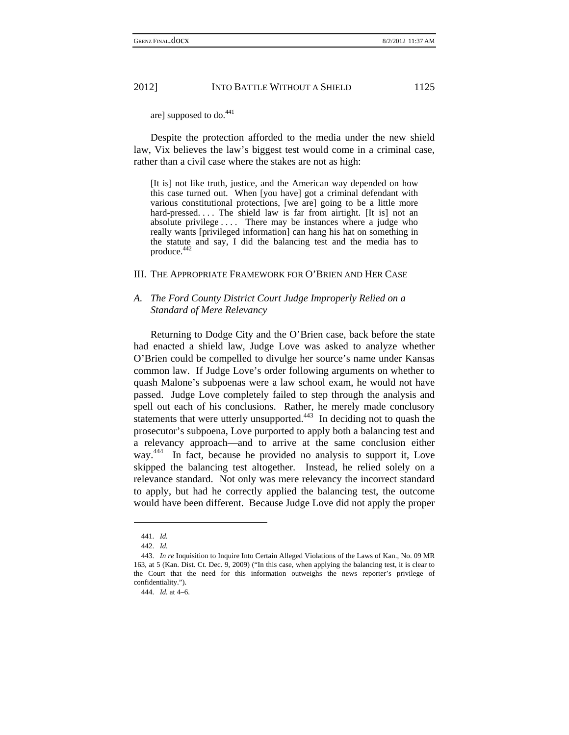are] supposed to do.[441]

Despite the protection afforded to the media under the new shield law, Vix believes the law's biggest test would come in a criminal case, rather than a civil case where the stakes are not as high:

> [It is] not like truth, justice, and the American way depended on how this case turned out. When [you have] got a criminal defendant with various constitutional protections, [we are] going to be a little more hard-pressed. . . . The shield law is far from airtight. [It is] not an absolute privilege . . . . There may be instances where a judge who really wants [privileged information] can hang his hat on something in the statute and say, I did the balancing test and the media has to produce.[442]

## III. The Appropriate Framework for O'Brien and Her Case

### *A. The Ford County District Court Judge Improperly Relied on a Standard of Mere Relevancy*

Returning to Dodge City and the O'Brien case, back before the state had enacted a shield law, Judge Love was asked to analyze whether O'Brien could be compelled to divulge her source's name under Kansas common law. If Judge Love's order following arguments on whether to quash Malone's subpoenas were a law school exam, he would not have passed. Judge Love completely failed to step through the analysis and spell out each of his conclusions. Rather, he merely made conclusory statements that were utterly unsupported.[443] In deciding not to quash the prosecutor's subpoena, Love purported to apply both a balancing test and a relevancy approach—and to arrive at the same conclusion either way.[444] In fact, because he provided no analysis to support it, Love skipped the balancing test altogether. Instead, he relied solely on a relevance standard. Not only was mere relevancy the incorrect standard to apply, but had he correctly applied the balancing test, the outcome would have been different. Because Judge Love did not apply the proper

---

441. *Id.*

442. *Id.*

443. *In re* Inquisition to Inquire Into Certain Alleged Violations of the Laws of Kan., No. 09 MR 163, at 5 (Kan. Dist. Ct. Dec. 9, 2009) ("In this case, when applying the balancing test, it is clear to the Court that the need for this information outweighs the news reporter's privilege of confidentiality.").

444. *Id.* at 4–6.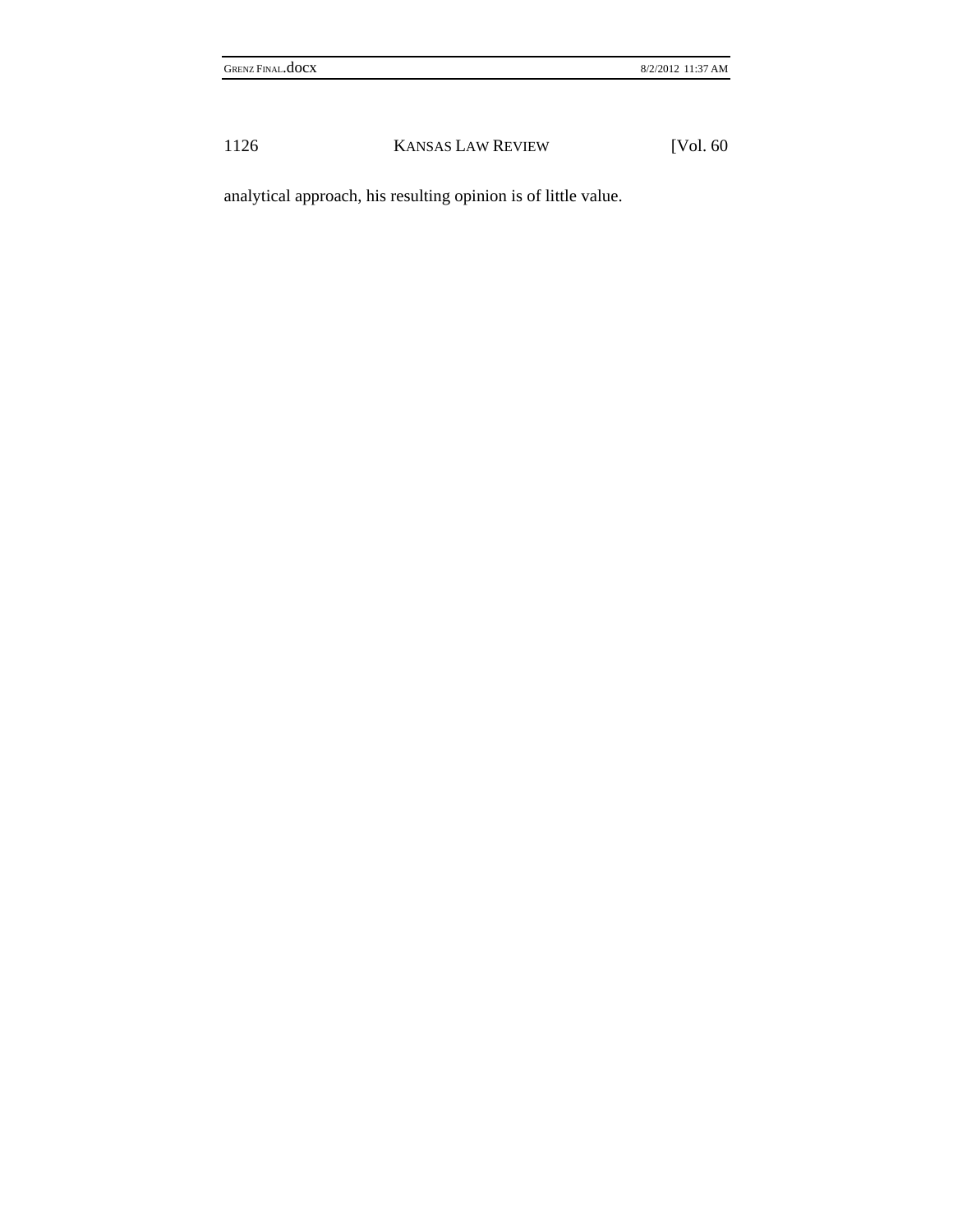analytical approach, his resulting opinion is of little value.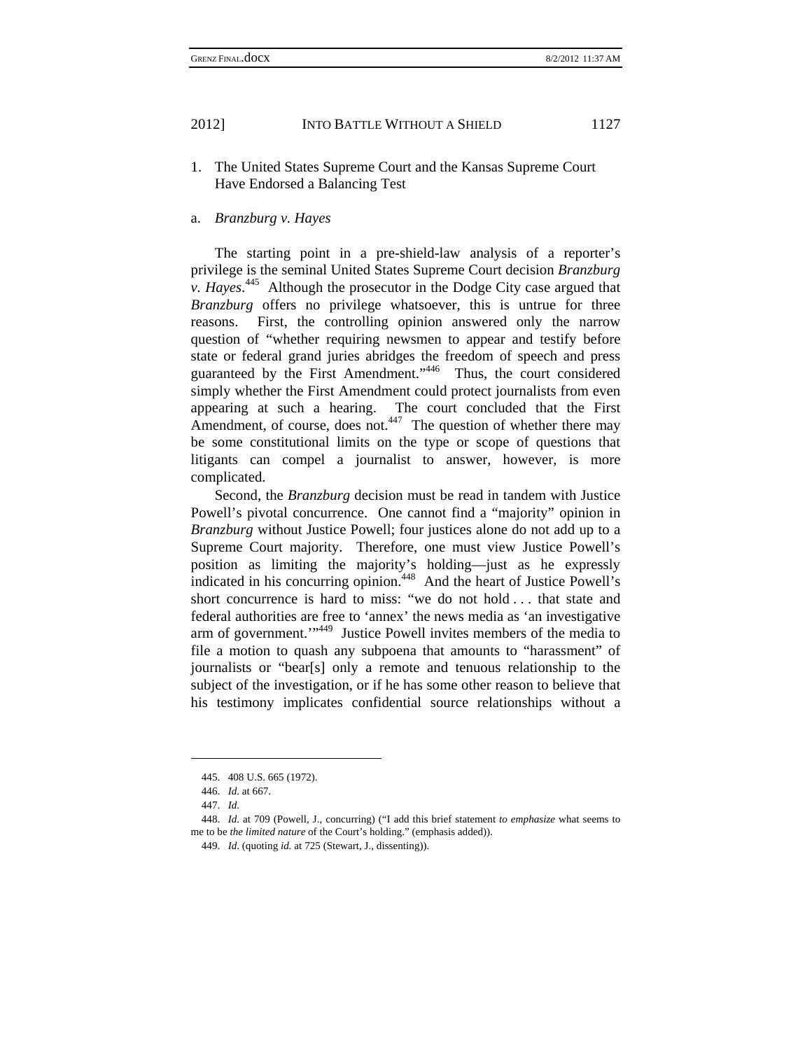### 1. The United States Supreme Court and the Kansas Supreme Court Have Endorsed a Balancing Test

#### a. *Branzburg v. Hayes*

The starting point in a pre-shield-law analysis of a reporter's privilege is the seminal United States Supreme Court decision *Branzburg v. Hayes*.[445] Although the prosecutor in the Dodge City case argued that *Branzburg* offers no privilege whatsoever, this is untrue for three reasons. First, the controlling opinion answered only the narrow question of "whether requiring newsmen to appear and testify before state or federal grand juries abridges the freedom of speech and press guaranteed by the First Amendment."[446] Thus, the court considered simply whether the First Amendment could protect journalists from even appearing at such a hearing. The court concluded that the First Amendment, of course, does not.[447] The question of whether there may be some constitutional limits on the type or scope of questions that litigants can compel a journalist to answer, however, is more complicated.

Second, the *Branzburg* decision must be read in tandem with Justice Powell's pivotal concurrence. One cannot find a "majority" opinion in *Branzburg* without Justice Powell; four justices alone do not add up to a Supreme Court majority. Therefore, one must view Justice Powell's position as limiting the majority's holding—just as he expressly indicated in his concurring opinion.[448] And the heart of Justice Powell's short concurrence is hard to miss: "we do not hold . . . that state and federal authorities are free to 'annex' the news media as 'an investigative arm of government.'"[449] Justice Powell invites members of the media to file a motion to quash any subpoena that amounts to "harassment" of journalists or "bear[s] only a remote and tenuous relationship to the subject of the investigation, or if he has some other reason to believe that his testimony implicates confidential source relationships without a

---

445. 408 U.S. 665 (1972).

446. *Id.* at 667.

447. *Id.*

448. *Id.* at 709 (Powell, J., concurring) ("I add this brief statement *to emphasize* what seems to me to be *the limited nature* of the Court's holding." (emphasis added)).

449. *Id.* (quoting *id.* at 725 (Stewart, J., dissenting)).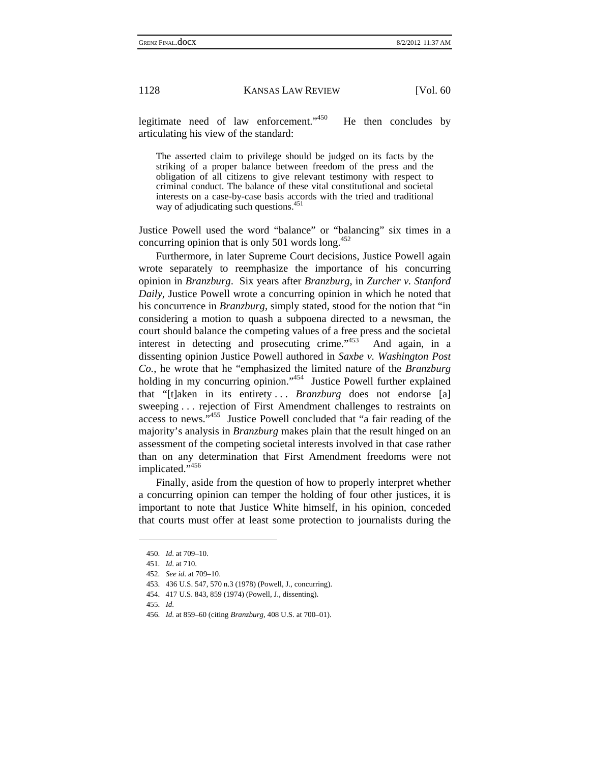legitimate need of law enforcement."[450] He then concludes by articulating his view of the standard:

> The asserted claim to privilege should be judged on its facts by the striking of a proper balance between freedom of the press and the obligation of all citizens to give relevant testimony with respect to criminal conduct. The balance of these vital constitutional and societal interests on a case-by-case basis accords with the tried and traditional way of adjudicating such questions.[451]

Justice Powell used the word "balance" or "balancing" six times in a concurring opinion that is only 501 words long.[452]

Furthermore, in later Supreme Court decisions, Justice Powell again wrote separately to reemphasize the importance of his concurring opinion in *Branzburg*. Six years after *Branzburg*, in *Zurcher v. Stanford Daily*, Justice Powell wrote a concurring opinion in which he noted that his concurrence in *Branzburg*, simply stated, stood for the notion that "in considering a motion to quash a subpoena directed to a newsman, the court should balance the competing values of a free press and the societal interest in detecting and prosecuting crime."[453] And again, in a dissenting opinion Justice Powell authored in *Saxbe v. Washington Post Co.*, he wrote that he "emphasized the limited nature of the *Branzburg* holding in my concurring opinion."[454] Justice Powell further explained that "[t]aken in its entirety . . . *Branzburg* does not endorse [a] sweeping . . . rejection of First Amendment challenges to restraints on access to news."[455] Justice Powell concluded that "a fair reading of the majority's analysis in *Branzburg* makes plain that the result hinged on an assessment of the competing societal interests involved in that case rather than on any determination that First Amendment freedoms were not implicated."[456]

Finally, aside from the question of how to properly interpret whether a concurring opinion can temper the holding of four other justices, it is important to note that Justice White himself, in his opinion, conceded that courts must offer at least some protection to journalists during the

---

450. *Id.* at 709–10.

451. *Id.* at 710.

452. *See id.* at 709–10.

453. 436 U.S. 547, 570 n.3 (1978) (Powell, J., concurring).

454. 417 U.S. 843, 859 (1974) (Powell, J., dissenting).

455. *Id.*

456. *Id.* at 859–60 (citing *Branzburg*, 408 U.S. at 700–01).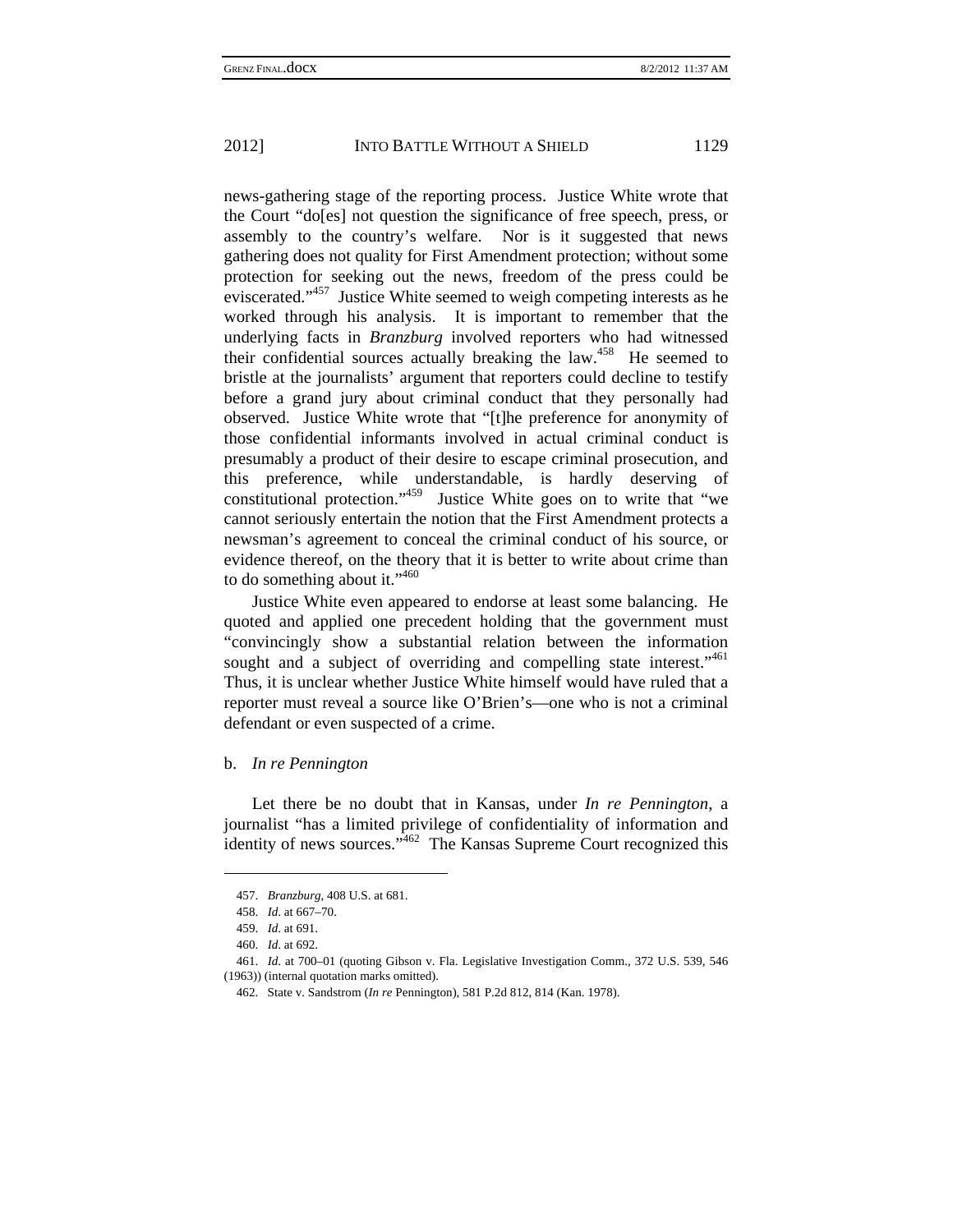news-gathering stage of the reporting process. Justice White wrote that the Court "do[es] not question the significance of free speech, press, or assembly to the country's welfare. Nor is it suggested that news gathering does not quality for First Amendment protection; without some protection for seeking out the news, freedom of the press could be eviscerated."[457] Justice White seemed to weigh competing interests as he worked through his analysis. It is important to remember that the underlying facts in *Branzburg* involved reporters who had witnessed their confidential sources actually breaking the law.[458] He seemed to bristle at the journalists' argument that reporters could decline to testify before a grand jury about criminal conduct that they personally had observed. Justice White wrote that "[t]he preference for anonymity of those confidential informants involved in actual criminal conduct is presumably a product of their desire to escape criminal prosecution, and this preference, while understandable, is hardly deserving of constitutional protection."[459] Justice White goes on to write that "we cannot seriously entertain the notion that the First Amendment protects a newsman's agreement to conceal the criminal conduct of his source, or evidence thereof, on the theory that it is better to write about crime than to do something about it."[460]

Justice White even appeared to endorse at least some balancing. He quoted and applied one precedent holding that the government must "convincingly show a substantial relation between the information sought and a subject of overriding and compelling state interest."[461] Thus, it is unclear whether Justice White himself would have ruled that a reporter must reveal a source like O'Brien's—one who is not a criminal defendant or even suspected of a crime.

b. *In re Pennington*

Let there be no doubt that in Kansas, under *In re Pennington*, a journalist "has a limited privilege of confidentiality of information and identity of news sources."[462] The Kansas Supreme Court recognized this

---

457. *Branzburg*, 408 U.S. at 681.

458. *Id.* at 667–70.

459. *Id.* at 691.

460. *Id.* at 692.

461. *Id.* at 700–01 (quoting Gibson v. Fla. Legislative Investigation Comm., 372 U.S. 539, 546 (1963)) (internal quotation marks omitted).

462. State v. Sandstrom (*In re* Pennington), 581 P.2d 812, 814 (Kan. 1978).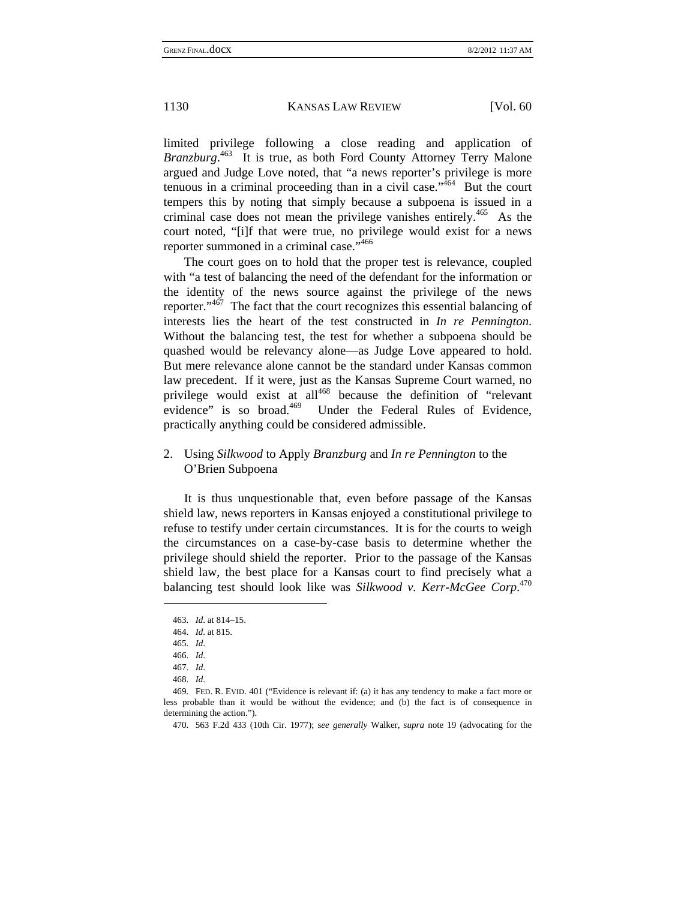limited privilege following a close reading and application of *Branzburg*.[463] It is true, as both Ford County Attorney Terry Malone argued and Judge Love noted, that "a news reporter's privilege is more tenuous in a criminal proceeding than in a civil case."[464] But the court tempers this by noting that simply because a subpoena is issued in a criminal case does not mean the privilege vanishes entirely.[465] As the court noted, "[i]f that were true, no privilege would exist for a news reporter summoned in a criminal case."[466]

The court goes on to hold that the proper test is relevance, coupled with "a test of balancing the need of the defendant for the information or the identity of the news source against the privilege of the news reporter."[467] The fact that the court recognizes this essential balancing of interests lies the heart of the test constructed in *In re Pennington*. Without the balancing test, the test for whether a subpoena should be quashed would be relevancy alone—as Judge Love appeared to hold. But mere relevance alone cannot be the standard under Kansas common law precedent. If it were, just as the Kansas Supreme Court warned, no privilege would exist at all[468] because the definition of "relevant evidence" is so broad.[469] Under the Federal Rules of Evidence, practically anything could be considered admissible.

2. Using *Silkwood* to Apply *Branzburg* and *In re Pennington* to the O'Brien Subpoena

It is thus unquestionable that, even before passage of the Kansas shield law, news reporters in Kansas enjoyed a constitutional privilege to refuse to testify under certain circumstances. It is for the courts to weigh the circumstances on a case-by-case basis to determine whether the privilege should shield the reporter. Prior to the passage of the Kansas shield law, the best place for a Kansas court to find precisely what a balancing test should look like was *Silkwood v. Kerr-McGee Corp.*[470]

---

463. *Id.* at 814–15.

464. *Id.* at 815.

465. *Id.*

466. *Id.*

467. *Id.*

468. *Id.*

469. FED. R. EVID. 401 ("Evidence is relevant if: (a) it has any tendency to make a fact more or less probable than it would be without the evidence; and (b) the fact is of consequence in determining the action.").

470. 563 F.2d 433 (10th Cir. 1977); s*ee generally* Walker, *supra* note 19 (advocating for the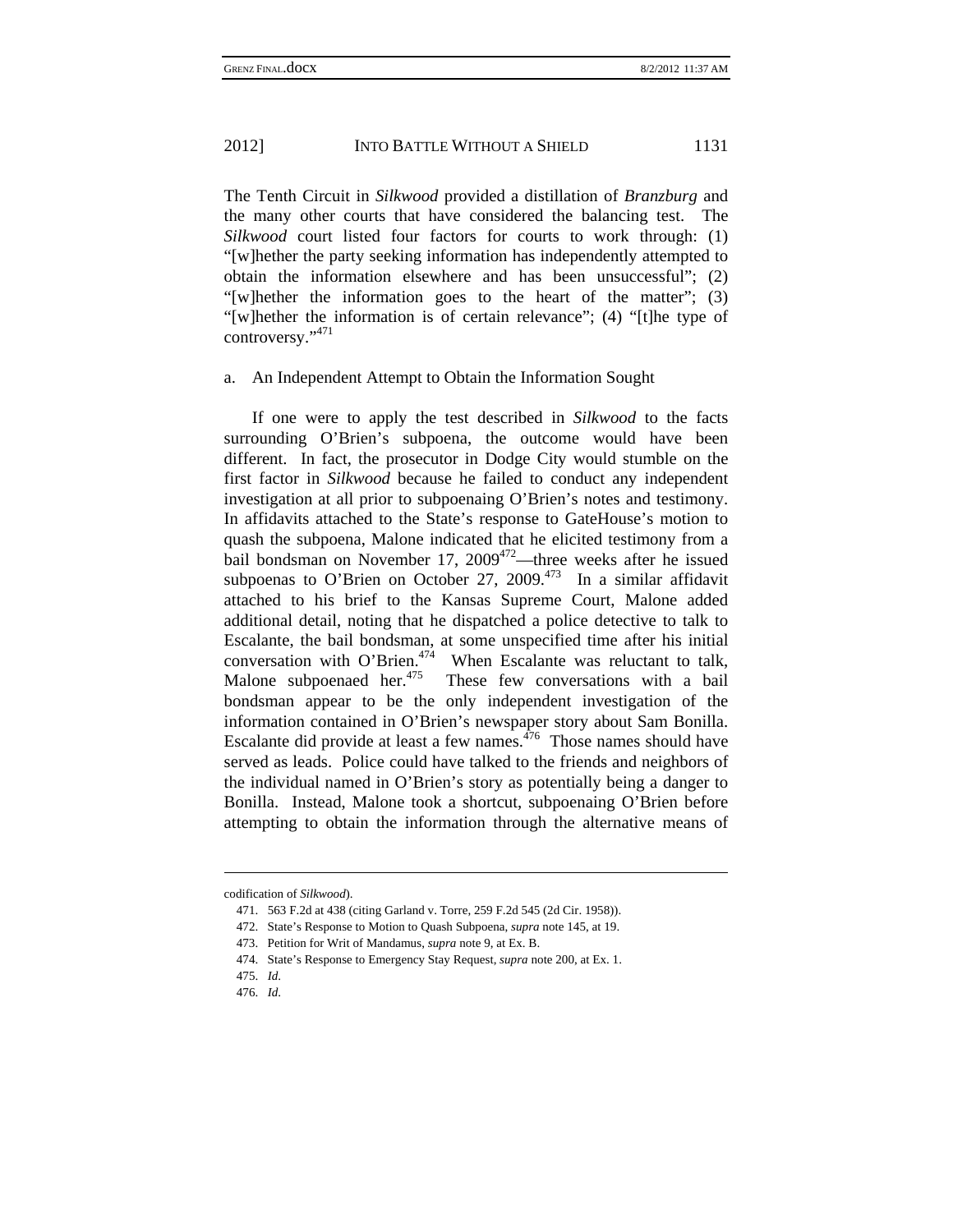The Tenth Circuit in *Silkwood* provided a distillation of *Branzburg* and the many other courts that have considered the balancing test. The *Silkwood* court listed four factors for courts to work through: (1) "[w]hether the party seeking information has independently attempted to obtain the information elsewhere and has been unsuccessful"; (2) "[w]hether the information goes to the heart of the matter"; (3) "[w]hether the information is of certain relevance"; (4) "[t]he type of controversy."[471]

a. An Independent Attempt to Obtain the Information Sought

If one were to apply the test described in *Silkwood* to the facts surrounding O'Brien's subpoena, the outcome would have been different. In fact, the prosecutor in Dodge City would stumble on the first factor in *Silkwood* because he failed to conduct any independent investigation at all prior to subpoenaing O'Brien's notes and testimony. In affidavits attached to the State's response to GateHouse's motion to quash the subpoena, Malone indicated that he elicited testimony from a bail bondsman on November 17, 2009[472]—three weeks after he issued subpoenas to O'Brien on October 27, 2009.[473] In a similar affidavit attached to his brief to the Kansas Supreme Court, Malone added additional detail, noting that he dispatched a police detective to talk to Escalante, the bail bondsman, at some unspecified time after his initial conversation with O'Brien.[474] When Escalante was reluctant to talk, Malone subpoenaed her.[475] These few conversations with a bail bondsman appear to be the only independent investigation of the information contained in O'Brien's newspaper story about Sam Bonilla. Escalante did provide at least a few names.[476] Those names should have served as leads. Police could have talked to the friends and neighbors of the individual named in O'Brien's story as potentially being a danger to Bonilla. Instead, Malone took a shortcut, subpoenaing O'Brien before attempting to obtain the information through the alternative means of

---

codification of *Silkwood*).

471. 563 F.2d at 438 (citing Garland v. Torre, 259 F.2d 545 (2d Cir. 1958)).

472. State's Response to Motion to Quash Subpoena, *supra* note 145, at 19.

473. Petition for Writ of Mandamus, *supra* note 9, at Ex. B.

474. State's Response to Emergency Stay Request, *supra* note 200, at Ex. 1.

475. *Id.*

476. *Id.*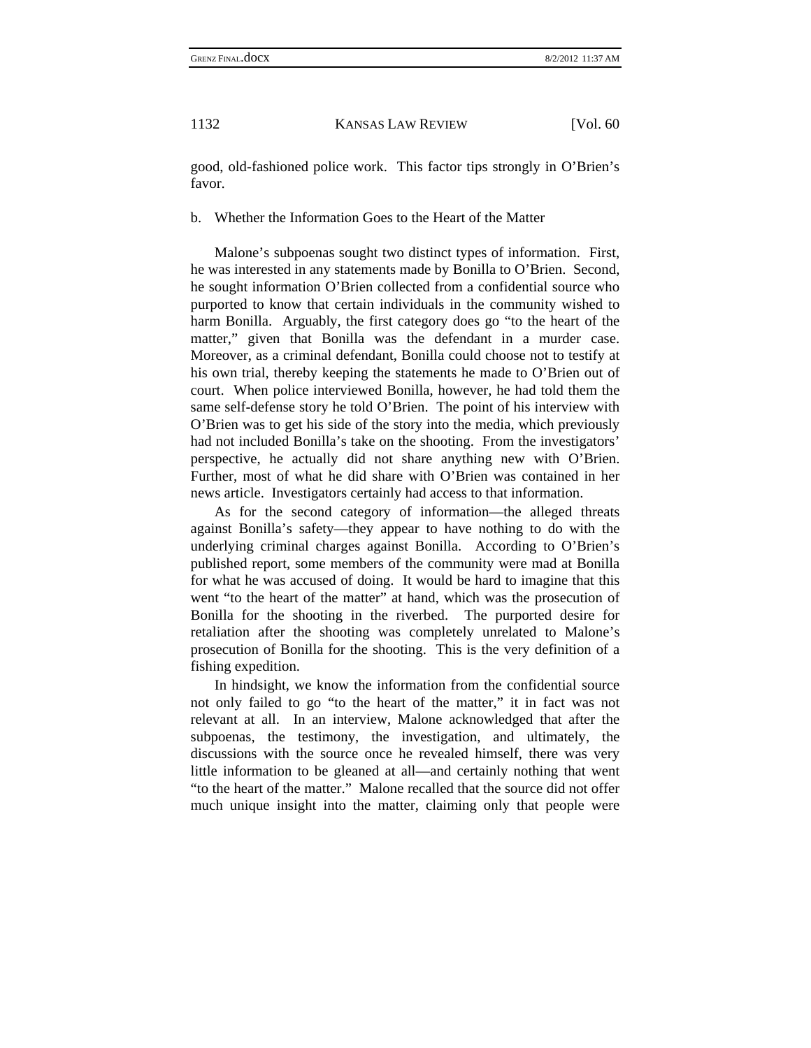good, old-fashioned police work. This factor tips strongly in O'Brien's favor.

b. Whether the Information Goes to the Heart of the Matter

Malone's subpoenas sought two distinct types of information. First, he was interested in any statements made by Bonilla to O'Brien. Second, he sought information O'Brien collected from a confidential source who purported to know that certain individuals in the community wished to harm Bonilla. Arguably, the first category does go "to the heart of the matter," given that Bonilla was the defendant in a murder case. Moreover, as a criminal defendant, Bonilla could choose not to testify at his own trial, thereby keeping the statements he made to O'Brien out of court. When police interviewed Bonilla, however, he had told them the same self-defense story he told O'Brien. The point of his interview with O'Brien was to get his side of the story into the media, which previously had not included Bonilla's take on the shooting. From the investigators' perspective, he actually did not share anything new with O'Brien. Further, most of what he did share with O'Brien was contained in her news article. Investigators certainly had access to that information.

As for the second category of information—the alleged threats against Bonilla's safety—they appear to have nothing to do with the underlying criminal charges against Bonilla. According to O'Brien's published report, some members of the community were mad at Bonilla for what he was accused of doing. It would be hard to imagine that this went "to the heart of the matter" at hand, which was the prosecution of Bonilla for the shooting in the riverbed. The purported desire for retaliation after the shooting was completely unrelated to Malone's prosecution of Bonilla for the shooting. This is the very definition of a fishing expedition.

In hindsight, we know the information from the confidential source not only failed to go "to the heart of the matter," it in fact was not relevant at all. In an interview, Malone acknowledged that after the subpoenas, the testimony, the investigation, and ultimately, the discussions with the source once he revealed himself, there was very little information to be gleaned at all—and certainly nothing that went "to the heart of the matter." Malone recalled that the source did not offer much unique insight into the matter, claiming only that people were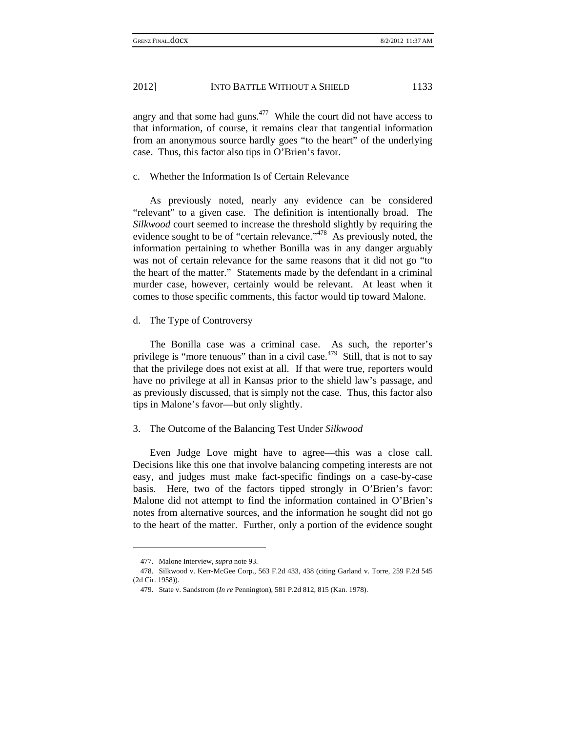angry and that some had guns.[477] While the court did not have access to that information, of course, it remains clear that tangential information from an anonymous source hardly goes "to the heart" of the underlying case. Thus, this factor also tips in O'Brien's favor.

c. Whether the Information Is of Certain Relevance

As previously noted, nearly any evidence can be considered "relevant" to a given case. The definition is intentionally broad. The *Silkwood* court seemed to increase the threshold slightly by requiring the evidence sought to be of "certain relevance."[478] As previously noted, the information pertaining to whether Bonilla was in any danger arguably was not of certain relevance for the same reasons that it did not go "to the heart of the matter." Statements made by the defendant in a criminal murder case, however, certainly would be relevant. At least when it comes to those specific comments, this factor would tip toward Malone.

d. The Type of Controversy

The Bonilla case was a criminal case. As such, the reporter's privilege is "more tenuous" than in a civil case.[479] Still, that is not to say that the privilege does not exist at all. If that were true, reporters would have no privilege at all in Kansas prior to the shield law's passage, and as previously discussed, that is simply not the case. Thus, this factor also tips in Malone's favor—but only slightly.

3. The Outcome of the Balancing Test Under *Silkwood*

Even Judge Love might have to agree—this was a close call. Decisions like this one that involve balancing competing interests are not easy, and judges must make fact-specific findings on a case-by-case basis. Here, two of the factors tipped strongly in O'Brien's favor: Malone did not attempt to find the information contained in O'Brien's notes from alternative sources, and the information he sought did not go to the heart of the matter. Further, only a portion of the evidence sought

---

477. Malone Interview, *supra* note 93.

478. Silkwood v. Kerr-McGee Corp., 563 F.2d 433, 438 (citing Garland v. Torre, 259 F.2d 545 (2d Cir. 1958)).

479. State v. Sandstrom (*In re* Pennington), 581 P.2d 812, 815 (Kan. 1978).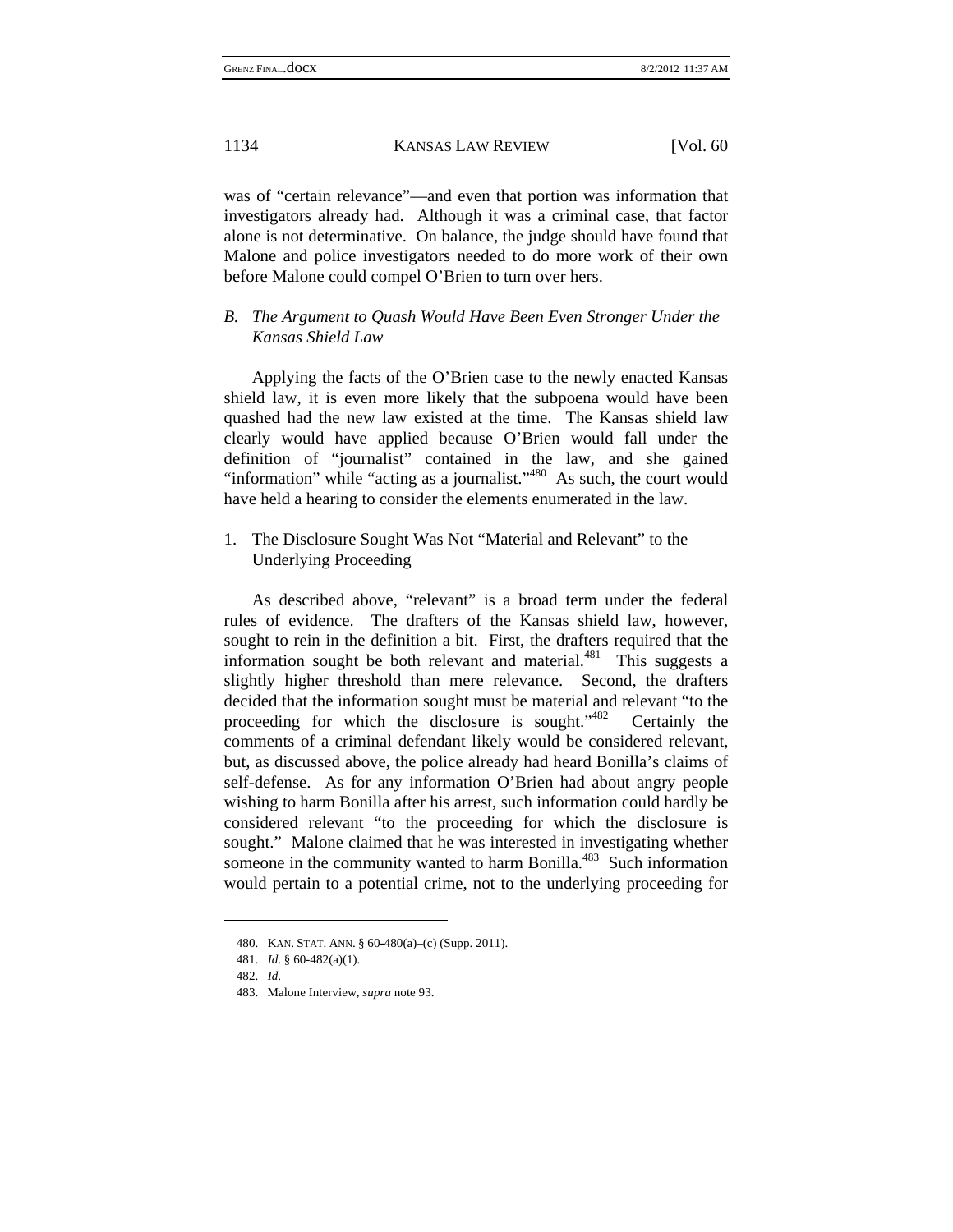was of "certain relevance"—and even that portion was information that investigators already had. Although it was a criminal case, that factor alone is not determinative. On balance, the judge should have found that Malone and police investigators needed to do more work of their own before Malone could compel O'Brien to turn over hers.

### *B. The Argument to Quash Would Have Been Even Stronger Under the Kansas Shield Law*

Applying the facts of the O'Brien case to the newly enacted Kansas shield law, it is even more likely that the subpoena would have been quashed had the new law existed at the time. The Kansas shield law clearly would have applied because O'Brien would fall under the definition of "journalist" contained in the law, and she gained "information" while "acting as a journalist."[480] As such, the court would have held a hearing to consider the elements enumerated in the law.

#### 1. The Disclosure Sought Was Not "Material and Relevant" to the Underlying Proceeding

As described above, "relevant" is a broad term under the federal rules of evidence. The drafters of the Kansas shield law, however, sought to rein in the definition a bit. First, the drafters required that the information sought be both relevant and material.[481] This suggests a slightly higher threshold than mere relevance. Second, the drafters decided that the information sought must be material and relevant "to the proceeding for which the disclosure is sought."[482] Certainly the comments of a criminal defendant likely would be considered relevant, but, as discussed above, the police already had heard Bonilla's claims of self-defense. As for any information O'Brien had about angry people wishing to harm Bonilla after his arrest, such information could hardly be considered relevant "to the proceeding for which the disclosure is sought." Malone claimed that he was interested in investigating whether someone in the community wanted to harm Bonilla.[483] Such information would pertain to a potential crime, not to the underlying proceeding for

---

480. KAN. STAT. ANN. § 60-480(a)–(c) (Supp. 2011).

481. *Id.* § 60-482(a)(1).

482. *Id.*

483. Malone Interview, *supra* note 93.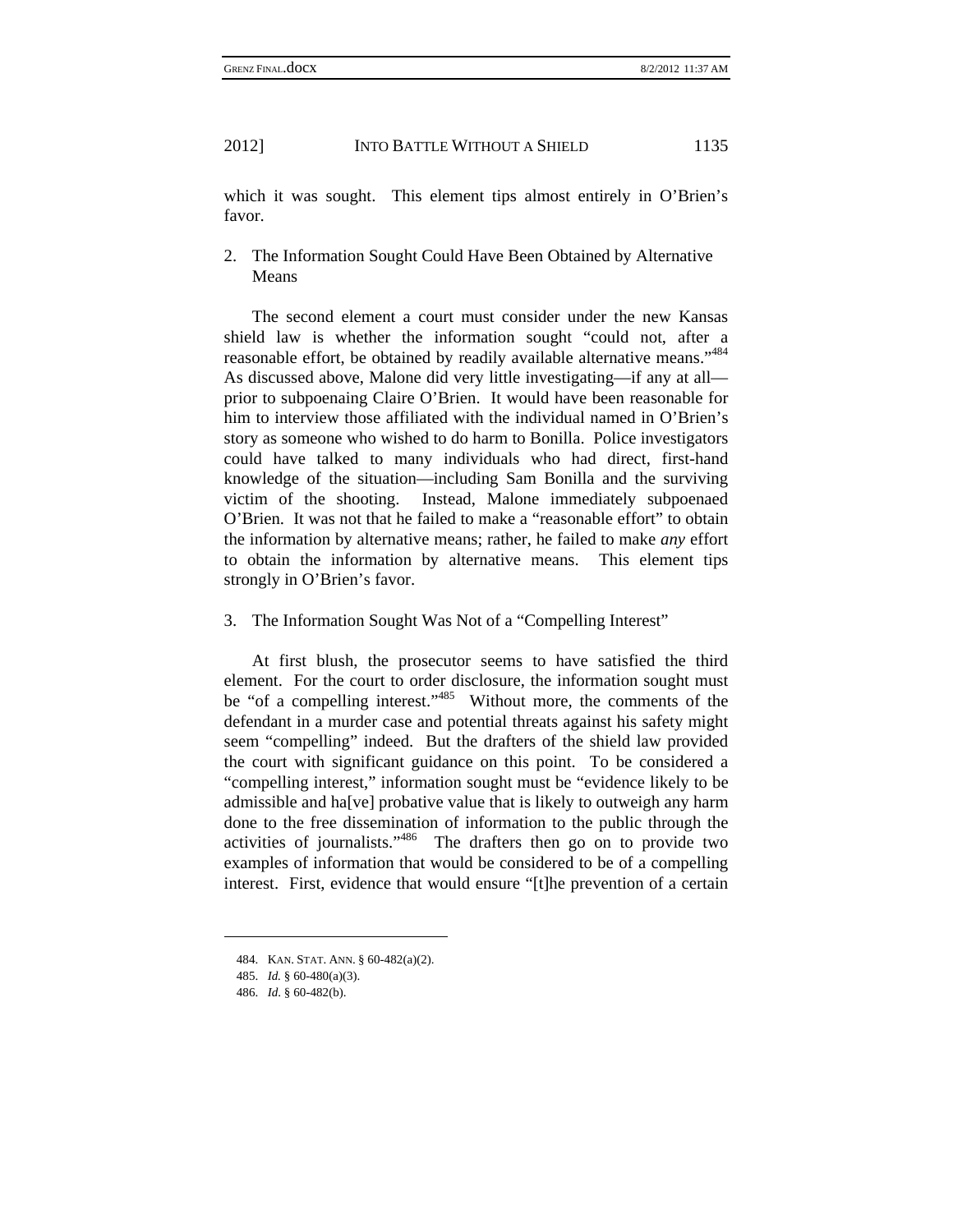which it was sought. This element tips almost entirely in O'Brien's favor.

### 2. The Information Sought Could Have Been Obtained by Alternative Means

The second element a court must consider under the new Kansas shield law is whether the information sought "could not, after a reasonable effort, be obtained by readily available alternative means."[484] As discussed above, Malone did very little investigating—if any at all—prior to subpoenaing Claire O'Brien. It would have been reasonable for him to interview those affiliated with the individual named in O'Brien's story as someone who wished to do harm to Bonilla. Police investigators could have talked to many individuals who had direct, first-hand knowledge of the situation—including Sam Bonilla and the surviving victim of the shooting. Instead, Malone immediately subpoenaed O'Brien. It was not that he failed to make a "reasonable effort" to obtain the information by alternative means; rather, he failed to make *any* effort to obtain the information by alternative means. This element tips strongly in O'Brien's favor.

### 3. The Information Sought Was Not of a "Compelling Interest"

At first blush, the prosecutor seems to have satisfied the third element. For the court to order disclosure, the information sought must be "of a compelling interest."[485] Without more, the comments of the defendant in a murder case and potential threats against his safety might seem "compelling" indeed. But the drafters of the shield law provided the court with significant guidance on this point. To be considered a "compelling interest," information sought must be "evidence likely to be admissible and ha[ve] probative value that is likely to outweigh any harm done to the free dissemination of information to the public through the activities of journalists."[486] The drafters then go on to provide two examples of information that would be considered to be of a compelling interest. First, evidence that would ensure "[t]he prevention of a certain

---

484. KAN. STAT. ANN. § 60-482(a)(2).

485. *Id.* § 60-480(a)(3).

486. *Id.* § 60-482(b).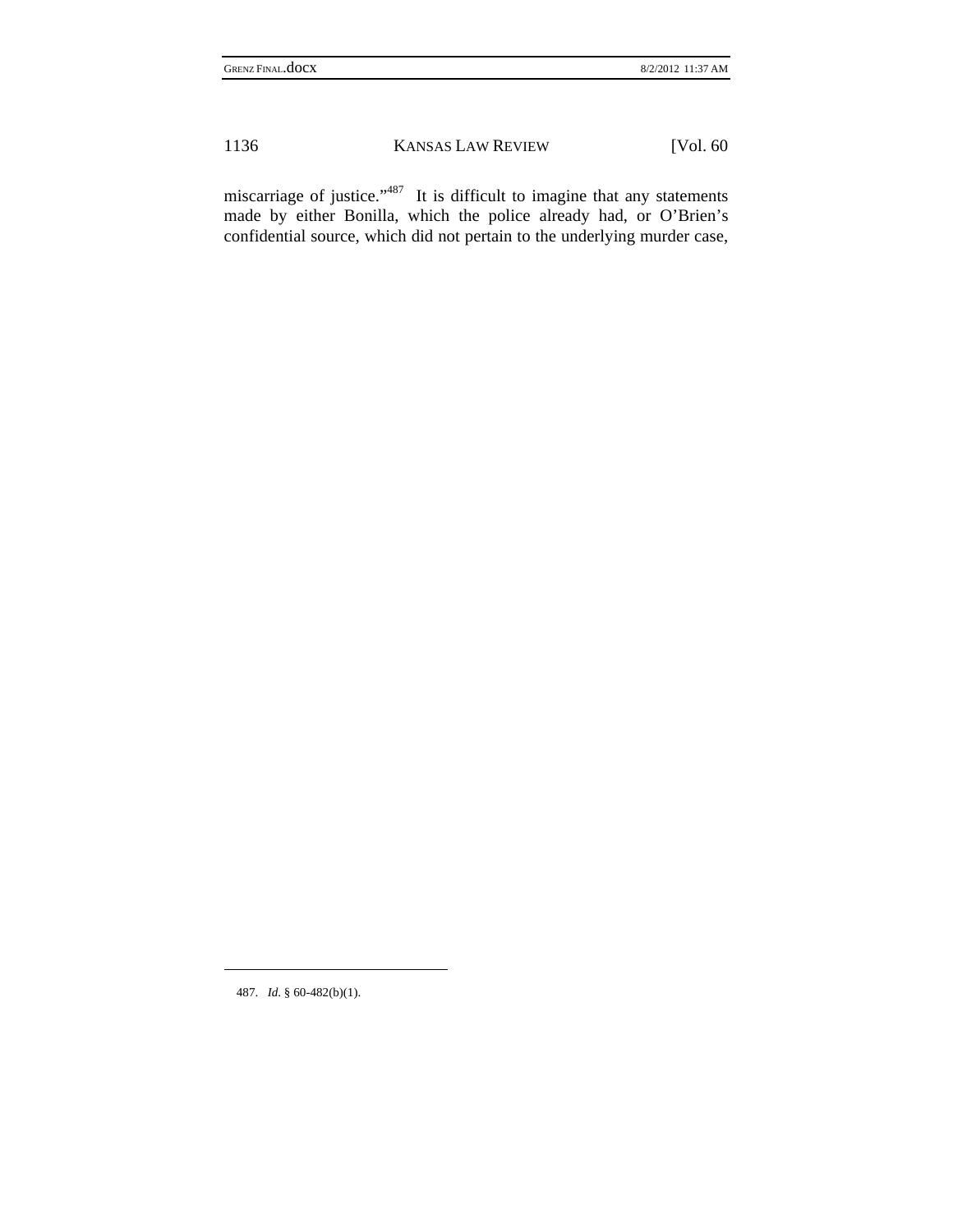miscarriage of justice."[487] It is difficult to imagine that any statements made by either Bonilla, which the police already had, or O'Brien's confidential source, which did not pertain to the underlying murder case,

---

487. *Id.* § 60-482(b)(1).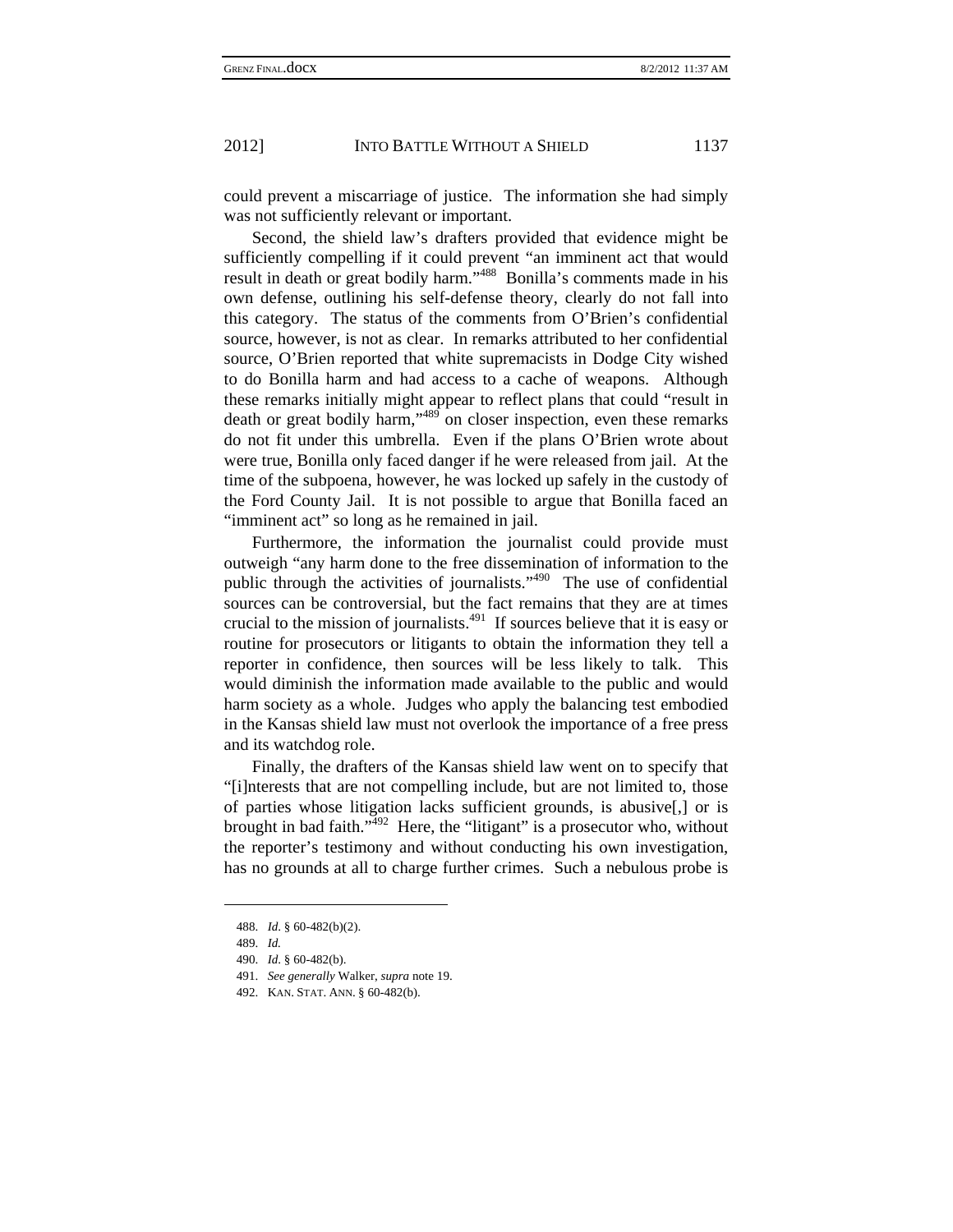could prevent a miscarriage of justice. The information she had simply was not sufficiently relevant or important.

Second, the shield law's drafters provided that evidence might be sufficiently compelling if it could prevent "an imminent act that would result in death or great bodily harm."[488] Bonilla's comments made in his own defense, outlining his self-defense theory, clearly do not fall into this category. The status of the comments from O'Brien's confidential source, however, is not as clear. In remarks attributed to her confidential source, O'Brien reported that white supremacists in Dodge City wished to do Bonilla harm and had access to a cache of weapons. Although these remarks initially might appear to reflect plans that could "result in death or great bodily harm,"[489] on closer inspection, even these remarks do not fit under this umbrella. Even if the plans O'Brien wrote about were true, Bonilla only faced danger if he were released from jail. At the time of the subpoena, however, he was locked up safely in the custody of the Ford County Jail. It is not possible to argue that Bonilla faced an "imminent act" so long as he remained in jail.

Furthermore, the information the journalist could provide must outweigh "any harm done to the free dissemination of information to the public through the activities of journalists."[490] The use of confidential sources can be controversial, but the fact remains that they are at times crucial to the mission of journalists.[491] If sources believe that it is easy or routine for prosecutors or litigants to obtain the information they tell a reporter in confidence, then sources will be less likely to talk. This would diminish the information made available to the public and would harm society as a whole. Judges who apply the balancing test embodied in the Kansas shield law must not overlook the importance of a free press and its watchdog role.

Finally, the drafters of the Kansas shield law went on to specify that "[i]nterests that are not compelling include, but are not limited to, those of parties whose litigation lacks sufficient grounds, is abusive[,] or is brought in bad faith."[492] Here, the "litigant" is a prosecutor who, without the reporter's testimony and without conducting his own investigation, has no grounds at all to charge further crimes. Such a nebulous probe is

---

488. *Id.* § 60-482(b)(2).

489. *Id.*

490. *Id.* § 60-482(b).

491. *See generally* Walker, *supra* note 19.

492. KAN. STAT. ANN. § 60-482(b).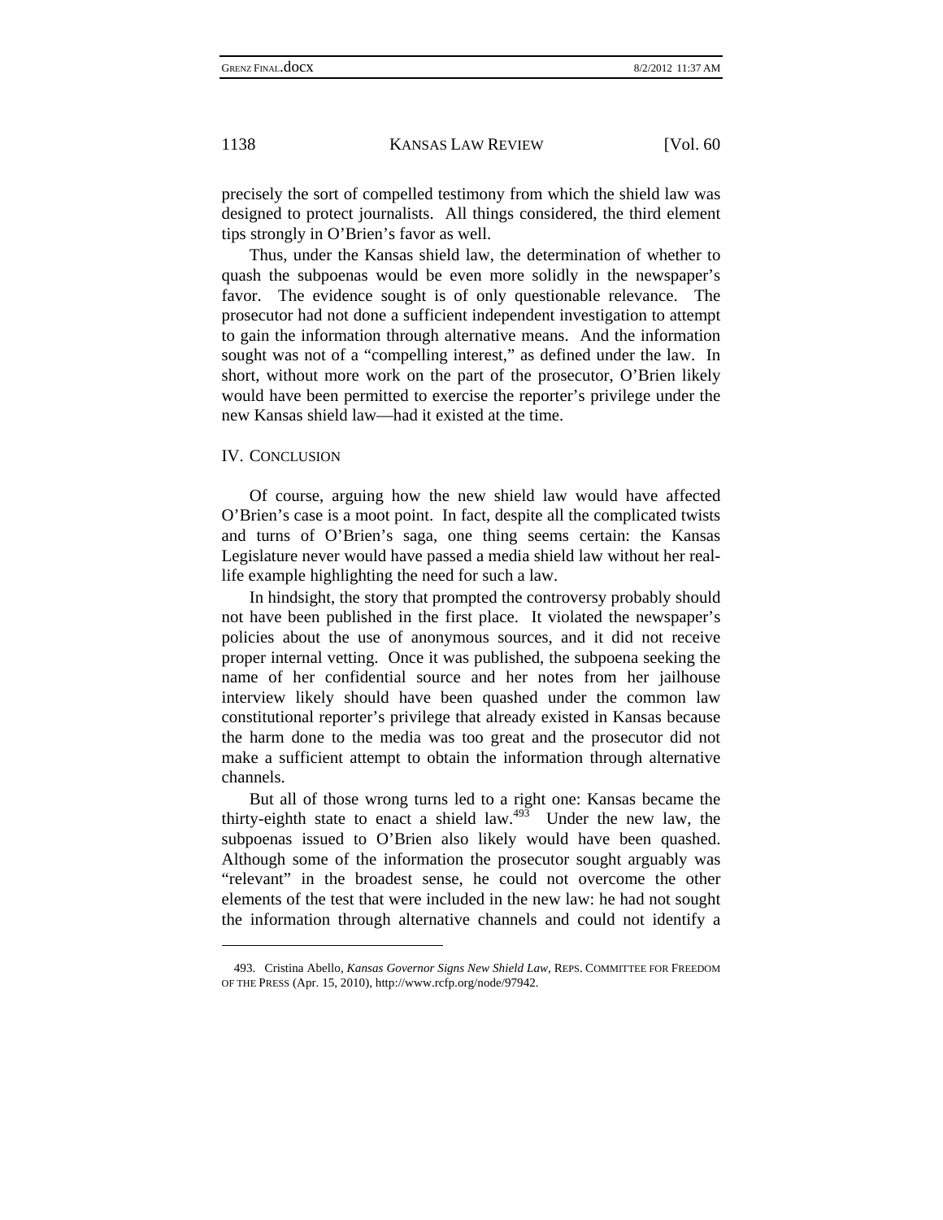precisely the sort of compelled testimony from which the shield law was designed to protect journalists. All things considered, the third element tips strongly in O'Brien's favor as well.

Thus, under the Kansas shield law, the determination of whether to quash the subpoenas would be even more solidly in the newspaper's favor. The evidence sought is of only questionable relevance. The prosecutor had not done a sufficient independent investigation to attempt to gain the information through alternative means. And the information sought was not of a "compelling interest," as defined under the law. In short, without more work on the part of the prosecutor, O'Brien likely would have been permitted to exercise the reporter's privilege under the new Kansas shield law—had it existed at the time.

## IV. CONCLUSION

Of course, arguing how the new shield law would have affected O'Brien's case is a moot point. In fact, despite all the complicated twists and turns of O'Brien's saga, one thing seems certain: the Kansas Legislature never would have passed a media shield law without her real-life example highlighting the need for such a law.

In hindsight, the story that prompted the controversy probably should not have been published in the first place. It violated the newspaper's policies about the use of anonymous sources, and it did not receive proper internal vetting. Once it was published, the subpoena seeking the name of her confidential source and her notes from her jailhouse interview likely should have been quashed under the common law constitutional reporter's privilege that already existed in Kansas because the harm done to the media was too great and the prosecutor did not make a sufficient attempt to obtain the information through alternative channels.

But all of those wrong turns led to a right one: Kansas became the thirty-eighth state to enact a shield law.[493] Under the new law, the subpoenas issued to O'Brien also likely would have been quashed. Although some of the information the prosecutor sought arguably was "relevant" in the broadest sense, he could not overcome the other elements of the test that were included in the new law: he had not sought the information through alternative channels and could not identify a

---

493. Cristina Abello, *Kansas Governor Signs New Shield Law*, REPS. COMMITTEE FOR FREEDOM OF THE PRESS (Apr. 15, 2010), http://www.rcfp.org/node/97942.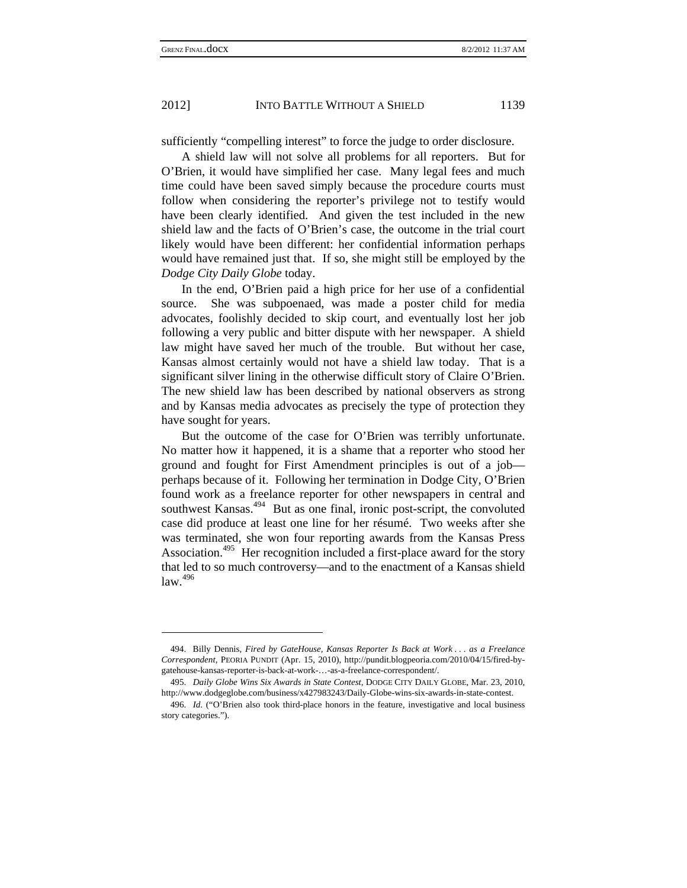sufficiently "compelling interest" to force the judge to order disclosure.

A shield law will not solve all problems for all reporters. But for O'Brien, it would have simplified her case. Many legal fees and much time could have been saved simply because the procedure courts must follow when considering the reporter's privilege not to testify would have been clearly identified. And given the test included in the new shield law and the facts of O'Brien's case, the outcome in the trial court likely would have been different: her confidential information perhaps would have remained just that. If so, she might still be employed by the *Dodge City Daily Globe* today.

In the end, O'Brien paid a high price for her use of a confidential source. She was subpoenaed, was made a poster child for media advocates, foolishly decided to skip court, and eventually lost her job following a very public and bitter dispute with her newspaper. A shield law might have saved her much of the trouble. But without her case, Kansas almost certainly would not have a shield law today. That is a significant silver lining in the otherwise difficult story of Claire O'Brien. The new shield law has been described by national observers as strong and by Kansas media advocates as precisely the type of protection they have sought for years.

But the outcome of the case for O'Brien was terribly unfortunate. No matter how it happened, it is a shame that a reporter who stood her ground and fought for First Amendment principles is out of a job—perhaps because of it. Following her termination in Dodge City, O'Brien found work as a freelance reporter for other newspapers in central and southwest Kansas.[494] But as one final, ironic post-script, the convoluted case did produce at least one line for her résumé. Two weeks after she was terminated, she won four reporting awards from the Kansas Press Association.[495] Her recognition included a first-place award for the story that led to so much controversy—and to the enactment of a Kansas shield law.[496]

---

494. Billy Dennis, *Fired by GateHouse, Kansas Reporter Is Back at Work . . . as a Freelance Correspondent*, PEORIA PUNDIT (Apr. 15, 2010), http://pundit.blogpeoria.com/2010/04/15/fired-by-gatehouse-kansas-reporter-is-back-at-work-…-as-a-freelance-correspondent/.

495. *Daily Globe Wins Six Awards in State Contest*, DODGE CITY DAILY GLOBE, Mar. 23, 2010, http://www.dodgeglobe.com/business/x427983243/Daily-Globe-wins-six-awards-in-state-contest.

496. *Id.* ("O'Brien also took third-place honors in the feature, investigative and local business story categories.").